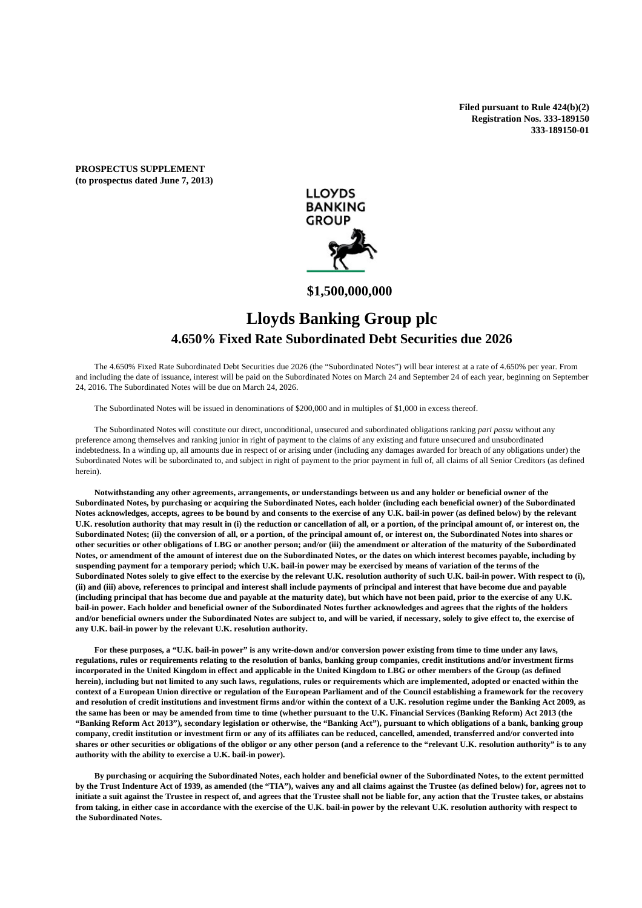**Filed pursuant to Rule 424(b)(2)**
**Registration Nos. 333-189150**
**333-189150-01**

**PROSPECTUS SUPPLEMENT**
**(to prospectus dated June 7, 2013)**

LLOYDS BANKING GROUP

**$1,500,000,000**

# Lloyds Banking Group plc

## 4.650% Fixed Rate Subordinated Debt Securities due 2026

The 4.650% Fixed Rate Subordinated Debt Securities due 2026 (the "Subordinated Notes") will bear interest at a rate of 4.650% per year. From and including the date of issuance, interest will be paid on the Subordinated Notes on March 24 and September 24 of each year, beginning on September 24, 2016. The Subordinated Notes will be due on March 24, 2026.

The Subordinated Notes will be issued in denominations of $200,000 and in multiples of $1,000 in excess thereof.

The Subordinated Notes will constitute our direct, unconditional, unsecured and subordinated obligations ranking *pari passu* without any preference among themselves and ranking junior in right of payment to the claims of any existing and future unsecured and unsubordinated indebtedness. In a winding up, all amounts due in respect of or arising under (including any damages awarded for breach of any obligations under) the Subordinated Notes will be subordinated to, and subject in right of payment to the prior payment in full of, all claims of all Senior Creditors (as defined herein).

**Notwithstanding any other agreements, arrangements, or understandings between us and any holder or beneficial owner of the Subordinated Notes, by purchasing or acquiring the Subordinated Notes, each holder (including each beneficial owner) of the Subordinated Notes acknowledges, accepts, agrees to be bound by and consents to the exercise of any U.K. bail-in power (as defined below) by the relevant U.K. resolution authority that may result in (i) the reduction or cancellation of all, or a portion, of the principal amount of, or interest on, the Subordinated Notes; (ii) the conversion of all, or a portion, of the principal amount of, or interest on, the Subordinated Notes into shares or other securities or other obligations of LBG or another person; and/or (iii) the amendment or alteration of the maturity of the Subordinated Notes, or amendment of the amount of interest due on the Subordinated Notes, or the dates on which interest becomes payable, including by suspending payment for a temporary period; which U.K. bail-in power may be exercised by means of variation of the terms of the Subordinated Notes solely to give effect to the exercise by the relevant U.K. resolution authority of such U.K. bail-in power. With respect to (i), (ii) and (iii) above, references to principal and interest shall include payments of principal and interest that have become due and payable (including principal that has become due and payable at the maturity date), but which have not been paid, prior to the exercise of any U.K. bail-in power. Each holder and beneficial owner of the Subordinated Notes further acknowledges and agrees that the rights of the holders and/or beneficial owners under the Subordinated Notes are subject to, and will be varied, if necessary, solely to give effect to, the exercise of any U.K. bail-in power by the relevant U.K. resolution authority.**

**For these purposes, a "U.K. bail-in power" is any write-down and/or conversion power existing from time to time under any laws, regulations, rules or requirements relating to the resolution of banks, banking group companies, credit institutions and/or investment firms incorporated in the United Kingdom in effect and applicable in the United Kingdom to LBG or other members of the Group (as defined herein), including but not limited to any such laws, regulations, rules or requirements which are implemented, adopted or enacted within the context of a European Union directive or regulation of the European Parliament and of the Council establishing a framework for the recovery and resolution of credit institutions and investment firms and/or within the context of a U.K. resolution regime under the Banking Act 2009, as the same has been or may be amended from time to time (whether pursuant to the U.K. Financial Services (Banking Reform) Act 2013 (the "Banking Reform Act 2013"), secondary legislation or otherwise, the "Banking Act"), pursuant to which obligations of a bank, banking group company, credit institution or investment firm or any of its affiliates can be reduced, cancelled, amended, transferred and/or converted into shares or other securities or obligations of the obligor or any other person (and a reference to the "relevant U.K. resolution authority" is to any authority with the ability to exercise a U.K. bail-in power).**

**By purchasing or acquiring the Subordinated Notes, each holder and beneficial owner of the Subordinated Notes, to the extent permitted by the Trust Indenture Act of 1939, as amended (the "TIA"), waives any and all claims against the Trustee (as defined below) for, agrees not to initiate a suit against the Trustee in respect of, and agrees that the Trustee shall not be liable for, any action that the Trustee takes, or abstains from taking, in either case in accordance with the exercise of the U.K. bail-in power by the relevant U.K. resolution authority with respect to the Subordinated Notes.**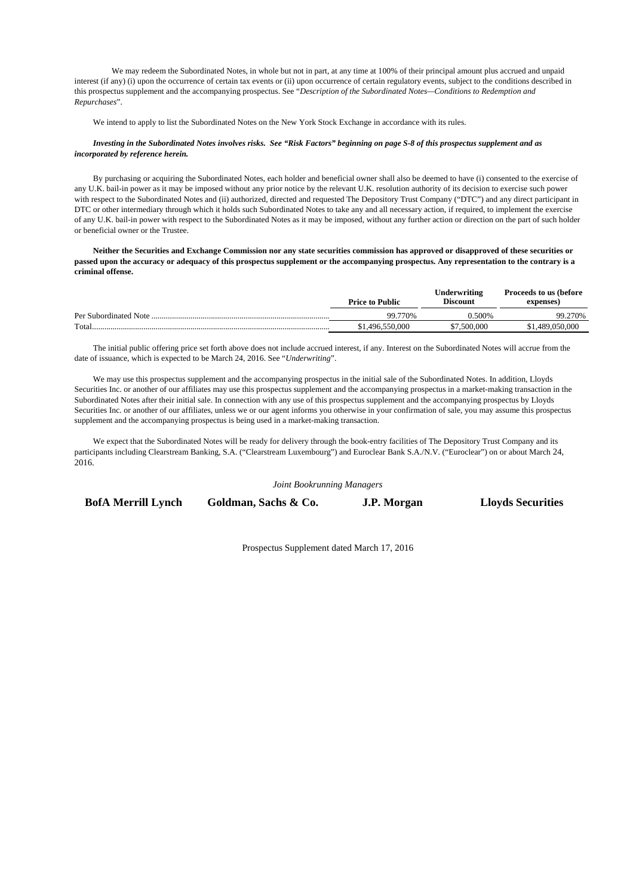We may redeem the Subordinated Notes, in whole but not in part, at any time at 100% of their principal amount plus accrued and unpaid interest (if any) (i) upon the occurrence of certain tax events or (ii) upon occurrence of certain regulatory events, subject to the conditions described in this prospectus supplement and the accompanying prospectus. See "*Description of the Subordinated Notes—Conditions to Redemption and Repurchases*".

We intend to apply to list the Subordinated Notes on the New York Stock Exchange in accordance with its rules.

***Investing in the Subordinated Notes involves risks. See "Risk Factors" beginning on page S-8 of this prospectus supplement and as incorporated by reference herein.***

By purchasing or acquiring the Subordinated Notes, each holder and beneficial owner shall also be deemed to have (i) consented to the exercise of any U.K. bail-in power as it may be imposed without any prior notice by the relevant U.K. resolution authority of its decision to exercise such power with respect to the Subordinated Notes and (ii) authorized, directed and requested The Depository Trust Company ("DTC") and any direct participant in DTC or other intermediary through which it holds such Subordinated Notes to take any and all necessary action, if required, to implement the exercise of any U.K. bail-in power with respect to the Subordinated Notes as it may be imposed, without any further action or direction on the part of such holder or beneficial owner or the Trustee.

**Neither the Securities and Exchange Commission nor any state securities commission has approved or disapproved of these securities or passed upon the accuracy or adequacy of this prospectus supplement or the accompanying prospectus. Any representation to the contrary is a criminal offense.**

| | Price to Public | Underwriting Discount | Proceeds to us (before expenses) |
|---|---|---|---|
| Per Subordinated Note | 99.770% | 0.500% | 99.270% |
| Total | $1,496,550,000 | $7,500,000 | $1,489,050,000 |

The initial public offering price set forth above does not include accrued interest, if any. Interest on the Subordinated Notes will accrue from the date of issuance, which is expected to be March 24, 2016. See "*Underwriting*".

We may use this prospectus supplement and the accompanying prospectus in the initial sale of the Subordinated Notes. In addition, Lloyds Securities Inc. or another of our affiliates may use this prospectus supplement and the accompanying prospectus in a market-making transaction in the Subordinated Notes after their initial sale. In connection with any use of this prospectus supplement and the accompanying prospectus by Lloyds Securities Inc. or another of our affiliates, unless we or our agent informs you otherwise in your confirmation of sale, you may assume this prospectus supplement and the accompanying prospectus is being used in a market-making transaction.

We expect that the Subordinated Notes will be ready for delivery through the book-entry facilities of The Depository Trust Company and its participants including Clearstream Banking, S.A. ("Clearstream Luxembourg") and Euroclear Bank S.A./N.V. ("Euroclear") on or about March 24, 2016.

*Joint Bookrunning Managers*

**BofA Merrill Lynch** **Goldman, Sachs & Co.** **J.P. Morgan** **Lloyds Securities**

Prospectus Supplement dated March 17, 2016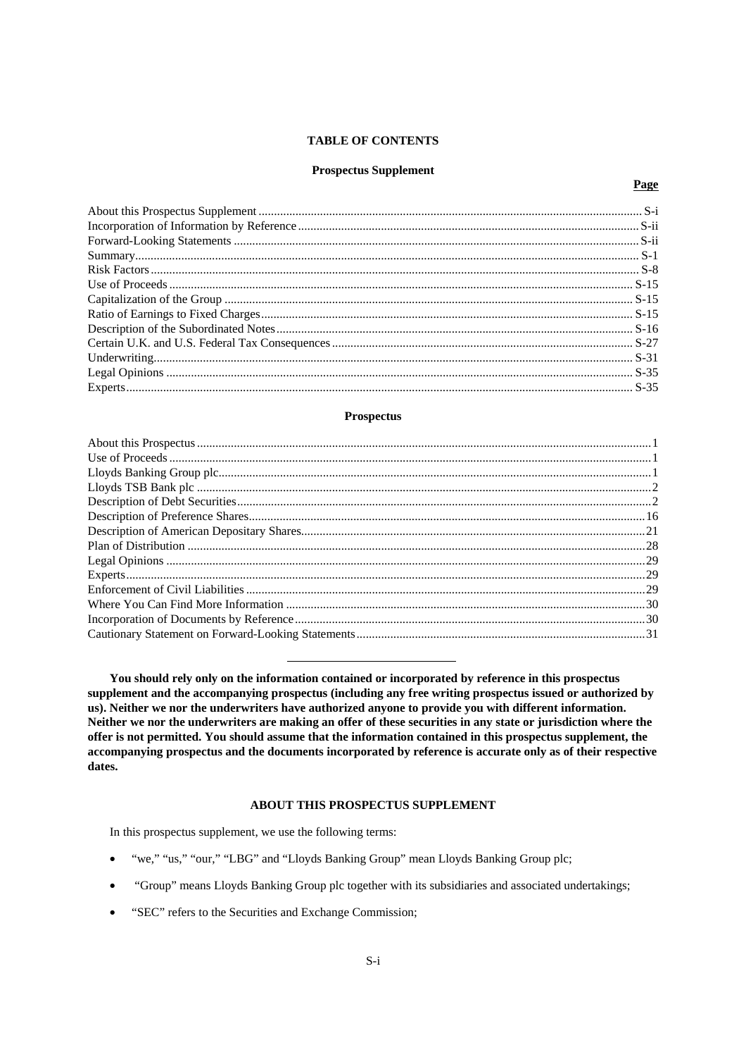# TABLE OF CONTENTS

## Prospectus Supplement

| | Page |
|---|---|
| About this Prospectus Supplement | S-i |
| Incorporation of Information by Reference | S-ii |
| Forward-Looking Statements | S-ii |
| Summary | S-1 |
| Risk Factors | S-8 |
| Use of Proceeds | S-15 |
| Capitalization of the Group | S-15 |
| Ratio of Earnings to Fixed Charges | S-15 |
| Description of the Subordinated Notes | S-16 |
| Certain U.K. and U.S. Federal Tax Consequences | S-27 |
| Underwriting | S-31 |
| Legal Opinions | S-35 |
| Experts | S-35 |

## Prospectus

| | |
|---|---|
| About this Prospectus | 1 |
| Use of Proceeds | 1 |
| Lloyds Banking Group plc | 1 |
| Lloyds TSB Bank plc | 2 |
| Description of Debt Securities | 2 |
| Description of Preference Shares | 16 |
| Description of American Depositary Shares | 21 |
| Plan of Distribution | 28 |
| Legal Opinions | 29 |
| Experts | 29 |
| Enforcement of Civil Liabilities | 29 |
| Where You Can Find More Information | 30 |
| Incorporation of Documents by Reference | 30 |
| Cautionary Statement on Forward-Looking Statements | 31 |

---

**You should rely only on the information contained or incorporated by reference in this prospectus supplement and the accompanying prospectus (including any free writing prospectus issued or authorized by us). Neither we nor the underwriters have authorized anyone to provide you with different information. Neither we nor the underwriters are making an offer of these securities in any state or jurisdiction where the offer is not permitted. You should assume that the information contained in this prospectus supplement, the accompanying prospectus and the documents incorporated by reference is accurate only as of their respective dates.**

# ABOUT THIS PROSPECTUS SUPPLEMENT

In this prospectus supplement, we use the following terms:

- "we," "us," "our," "LBG" and "Lloyds Banking Group" mean Lloyds Banking Group plc;
- "Group" means Lloyds Banking Group plc together with its subsidiaries and associated undertakings;
- "SEC" refers to the Securities and Exchange Commission;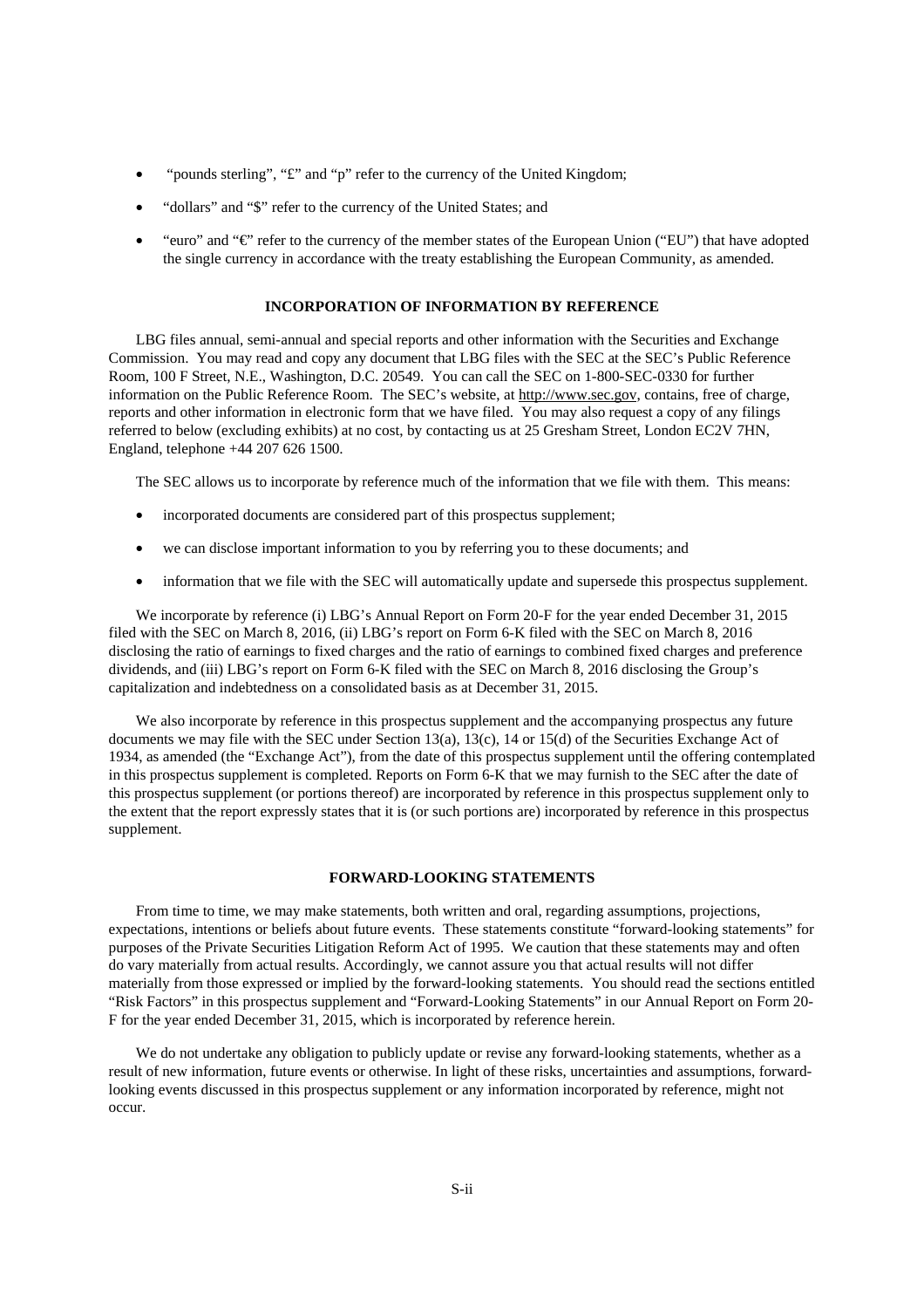- "pounds sterling", "£" and "p" refer to the currency of the United Kingdom;
- "dollars" and "$" refer to the currency of the United States; and
- "euro" and "€" refer to the currency of the member states of the European Union ("EU") that have adopted the single currency in accordance with the treaty establishing the European Community, as amended.

## INCORPORATION OF INFORMATION BY REFERENCE

LBG files annual, semi-annual and special reports and other information with the Securities and Exchange Commission. You may read and copy any document that LBG files with the SEC at the SEC's Public Reference Room, 100 F Street, N.E., Washington, D.C. 20549. You can call the SEC on 1-800-SEC-0330 for further information on the Public Reference Room. The SEC's website, at http://www.sec.gov, contains, free of charge, reports and other information in electronic form that we have filed. You may also request a copy of any filings referred to below (excluding exhibits) at no cost, by contacting us at 25 Gresham Street, London EC2V 7HN, England, telephone +44 207 626 1500.

The SEC allows us to incorporate by reference much of the information that we file with them. This means:

- incorporated documents are considered part of this prospectus supplement;
- we can disclose important information to you by referring you to these documents; and
- information that we file with the SEC will automatically update and supersede this prospectus supplement.

We incorporate by reference (i) LBG's Annual Report on Form 20-F for the year ended December 31, 2015 filed with the SEC on March 8, 2016, (ii) LBG's report on Form 6-K filed with the SEC on March 8, 2016 disclosing the ratio of earnings to fixed charges and the ratio of earnings to combined fixed charges and preference dividends, and (iii) LBG's report on Form 6-K filed with the SEC on March 8, 2016 disclosing the Group's capitalization and indebtedness on a consolidated basis as at December 31, 2015.

We also incorporate by reference in this prospectus supplement and the accompanying prospectus any future documents we may file with the SEC under Section 13(a), 13(c), 14 or 15(d) of the Securities Exchange Act of 1934, as amended (the "Exchange Act"), from the date of this prospectus supplement until the offering contemplated in this prospectus supplement is completed. Reports on Form 6-K that we may furnish to the SEC after the date of this prospectus supplement (or portions thereof) are incorporated by reference in this prospectus supplement only to the extent that the report expressly states that it is (or such portions are) incorporated by reference in this prospectus supplement.

## FORWARD-LOOKING STATEMENTS

From time to time, we may make statements, both written and oral, regarding assumptions, projections, expectations, intentions or beliefs about future events. These statements constitute "forward-looking statements" for purposes of the Private Securities Litigation Reform Act of 1995. We caution that these statements may and often do vary materially from actual results. Accordingly, we cannot assure you that actual results will not differ materially from those expressed or implied by the forward-looking statements. You should read the sections entitled "Risk Factors" in this prospectus supplement and "Forward-Looking Statements" in our Annual Report on Form 20-F for the year ended December 31, 2015, which is incorporated by reference herein.

We do not undertake any obligation to publicly update or revise any forward-looking statements, whether as a result of new information, future events or otherwise. In light of these risks, uncertainties and assumptions, forward-looking events discussed in this prospectus supplement or any information incorporated by reference, might not occur.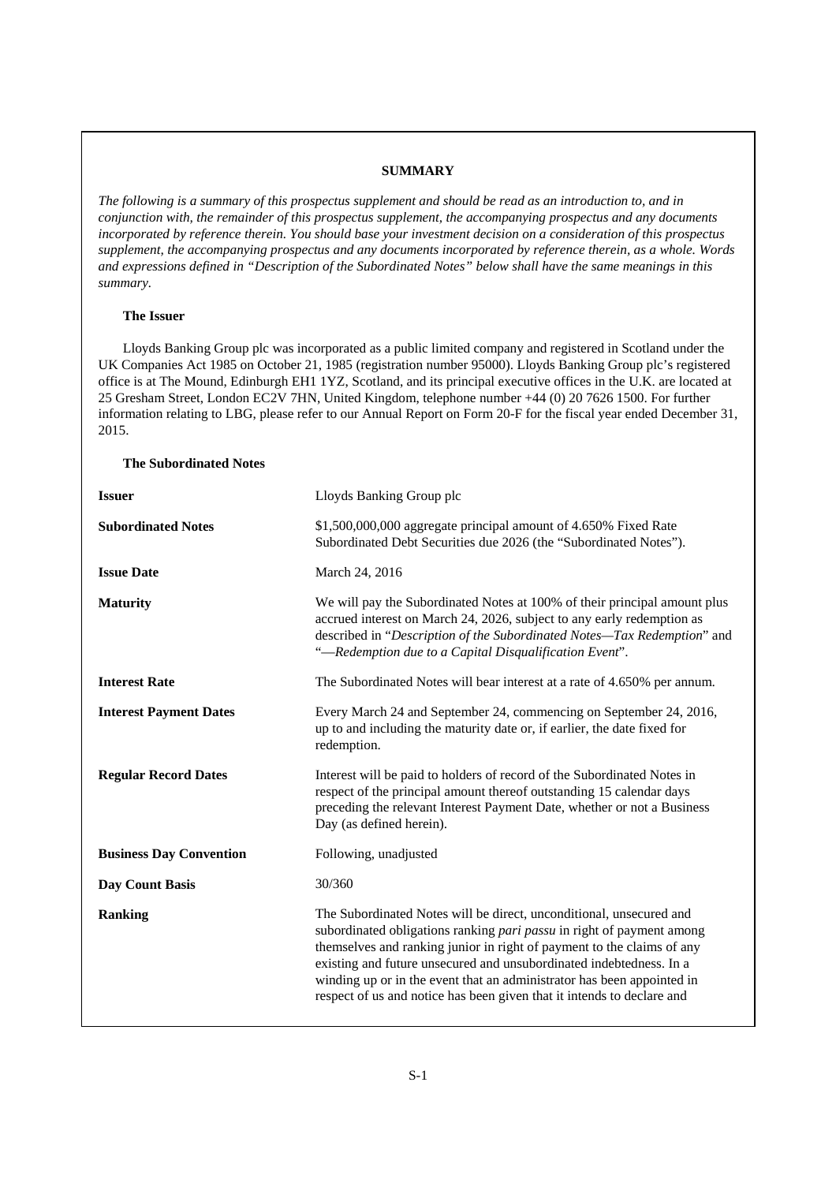## SUMMARY

*The following is a summary of this prospectus supplement and should be read as an introduction to, and in conjunction with, the remainder of this prospectus supplement, the accompanying prospectus and any documents incorporated by reference therein. You should base your investment decision on a consideration of this prospectus supplement, the accompanying prospectus and any documents incorporated by reference therein, as a whole. Words and expressions defined in "Description of the Subordinated Notes" below shall have the same meanings in this summary.*

### The Issuer

Lloyds Banking Group plc was incorporated as a public limited company and registered in Scotland under the UK Companies Act 1985 on October 21, 1985 (registration number 95000). Lloyds Banking Group plc's registered office is at The Mound, Edinburgh EH1 1YZ, Scotland, and its principal executive offices in the U.K. are located at 25 Gresham Street, London EC2V 7HN, United Kingdom, telephone number +44 (0) 20 7626 1500. For further information relating to LBG, please refer to our Annual Report on Form 20-F for the fiscal year ended December 31, 2015.

### The Subordinated Notes

| | |
|---|---|
| **Issuer** | Lloyds Banking Group plc |
| **Subordinated Notes** | $1,500,000,000 aggregate principal amount of 4.650% Fixed Rate Subordinated Debt Securities due 2026 (the "Subordinated Notes"). |
| **Issue Date** | March 24, 2016 |
| **Maturity** | We will pay the Subordinated Notes at 100% of their principal amount plus accrued interest on March 24, 2026, subject to any early redemption as described in "*Description of the Subordinated Notes—Tax Redemption*" and "*—Redemption due to a Capital Disqualification Event*". |
| **Interest Rate** | The Subordinated Notes will bear interest at a rate of 4.650% per annum. |
| **Interest Payment Dates** | Every March 24 and September 24, commencing on September 24, 2016, up to and including the maturity date or, if earlier, the date fixed for redemption. |
| **Regular Record Dates** | Interest will be paid to holders of record of the Subordinated Notes in respect of the principal amount thereof outstanding 15 calendar days preceding the relevant Interest Payment Date, whether or not a Business Day (as defined herein). |
| **Business Day Convention** | Following, unadjusted |
| **Day Count Basis** | 30/360 |
| **Ranking** | The Subordinated Notes will be direct, unconditional, unsecured and subordinated obligations ranking *pari passu* in right of payment among themselves and ranking junior in right of payment to the claims of any existing and future unsecured and unsubordinated indebtedness. In a winding up or in the event that an administrator has been appointed in respect of us and notice has been given that it intends to declare and |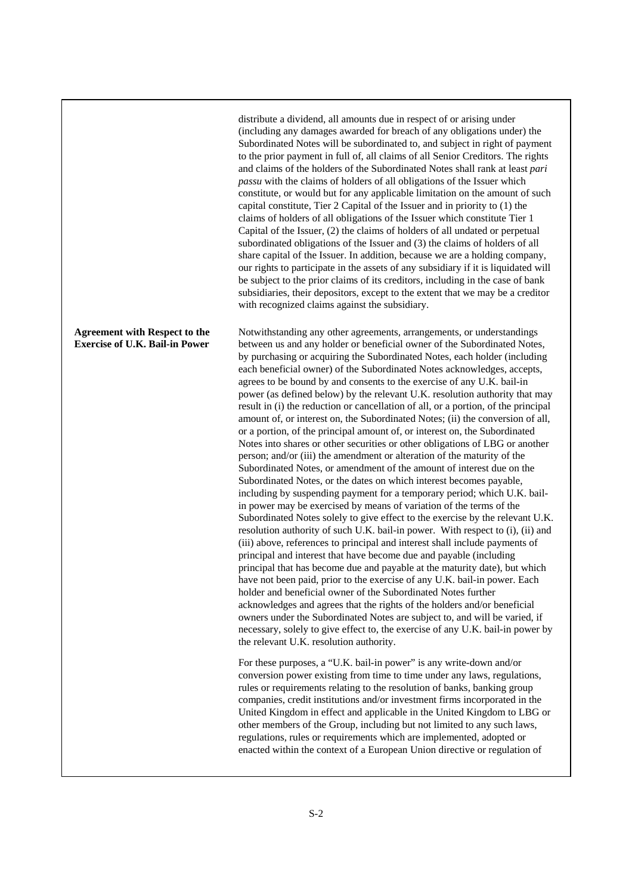distribute a dividend, all amounts due in respect of or arising under (including any damages awarded for breach of any obligations under) the Subordinated Notes will be subordinated to, and subject in right of payment to the prior payment in full of, all claims of all Senior Creditors. The rights and claims of the holders of the Subordinated Notes shall rank at least *pari passu* with the claims of holders of all obligations of the Issuer which constitute, or would but for any applicable limitation on the amount of such capital constitute, Tier 2 Capital of the Issuer and in priority to (1) the claims of holders of all obligations of the Issuer which constitute Tier 1 Capital of the Issuer, (2) the claims of holders of all undated or perpetual subordinated obligations of the Issuer and (3) the claims of holders of all share capital of the Issuer. In addition, because we are a holding company, our rights to participate in the assets of any subsidiary if it is liquidated will be subject to the prior claims of its creditors, including in the case of bank subsidiaries, their depositors, except to the extent that we may be a creditor with recognized claims against the subsidiary.

**Agreement with Respect to the Exercise of U.K. Bail-in Power**

Notwithstanding any other agreements, arrangements, or understandings between us and any holder or beneficial owner of the Subordinated Notes, by purchasing or acquiring the Subordinated Notes, each holder (including each beneficial owner) of the Subordinated Notes acknowledges, accepts, agrees to be bound by and consents to the exercise of any U.K. bail-in power (as defined below) by the relevant U.K. resolution authority that may result in (i) the reduction or cancellation of all, or a portion, of the principal amount of, or interest on, the Subordinated Notes; (ii) the conversion of all, or a portion, of the principal amount of, or interest on, the Subordinated Notes into shares or other securities or other obligations of LBG or another person; and/or (iii) the amendment or alteration of the maturity of the Subordinated Notes, or amendment of the amount of interest due on the Subordinated Notes, or the dates on which interest becomes payable, including by suspending payment for a temporary period; which U.K. bail-in power may be exercised by means of variation of the terms of the Subordinated Notes solely to give effect to the exercise by the relevant U.K. resolution authority of such U.K. bail-in power. With respect to (i), (ii) and (iii) above, references to principal and interest shall include payments of principal and interest that have become due and payable (including principal that has become due and payable at the maturity date), but which have not been paid, prior to the exercise of any U.K. bail-in power. Each holder and beneficial owner of the Subordinated Notes further acknowledges and agrees that the rights of the holders and/or beneficial owners under the Subordinated Notes are subject to, and will be varied, if necessary, solely to give effect to, the exercise of any U.K. bail-in power by the relevant U.K. resolution authority.

For these purposes, a "U.K. bail-in power" is any write-down and/or conversion power existing from time to time under any laws, regulations, rules or requirements relating to the resolution of banks, banking group companies, credit institutions and/or investment firms incorporated in the United Kingdom in effect and applicable in the United Kingdom to LBG or other members of the Group, including but not limited to any such laws, regulations, rules or requirements which are implemented, adopted or enacted within the context of a European Union directive or regulation of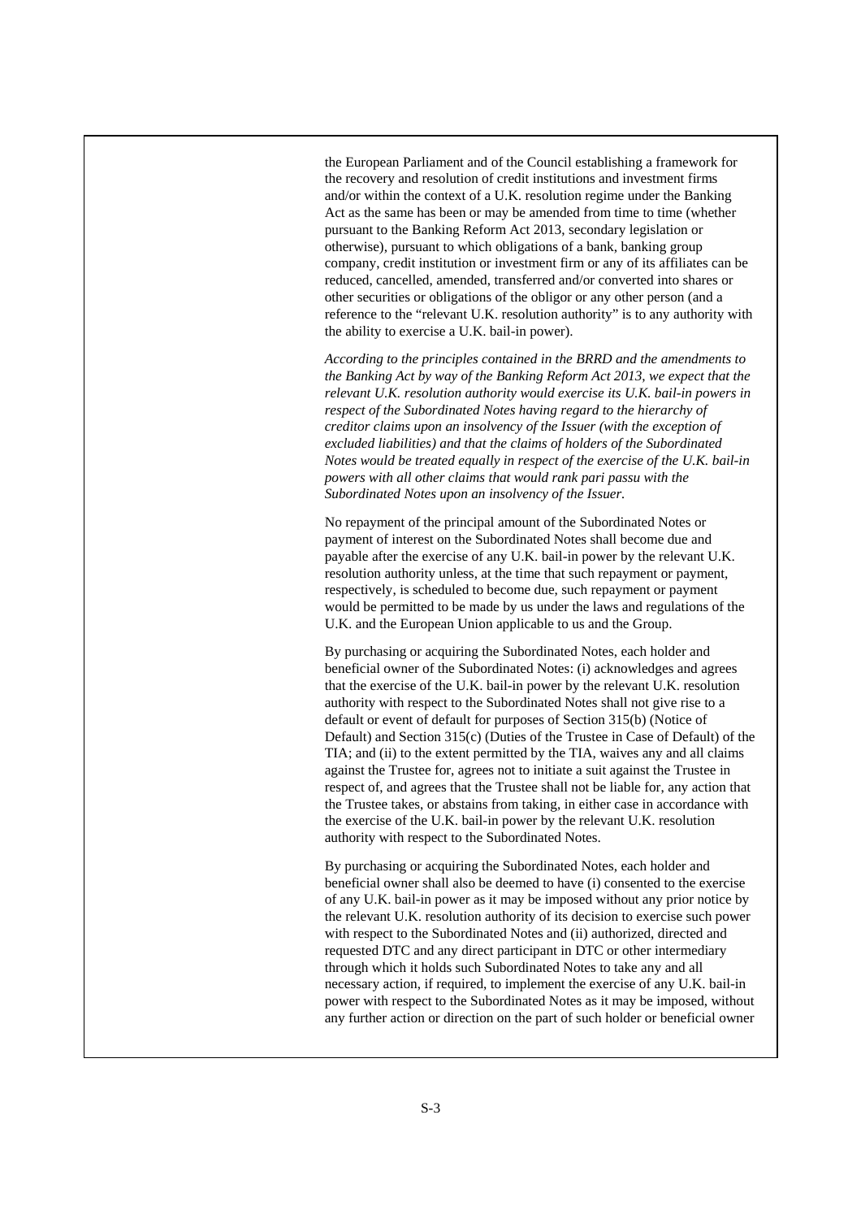the European Parliament and of the Council establishing a framework for the recovery and resolution of credit institutions and investment firms and/or within the context of a U.K. resolution regime under the Banking Act as the same has been or may be amended from time to time (whether pursuant to the Banking Reform Act 2013, secondary legislation or otherwise), pursuant to which obligations of a bank, banking group company, credit institution or investment firm or any of its affiliates can be reduced, cancelled, amended, transferred and/or converted into shares or other securities or obligations of the obligor or any other person (and a reference to the "relevant U.K. resolution authority" is to any authority with the ability to exercise a U.K. bail-in power).

*According to the principles contained in the BRRD and the amendments to the Banking Act by way of the Banking Reform Act 2013, we expect that the relevant U.K. resolution authority would exercise its U.K. bail-in powers in respect of the Subordinated Notes having regard to the hierarchy of creditor claims upon an insolvency of the Issuer (with the exception of excluded liabilities) and that the claims of holders of the Subordinated Notes would be treated equally in respect of the exercise of the U.K. bail-in powers with all other claims that would rank pari passu with the Subordinated Notes upon an insolvency of the Issuer.*

No repayment of the principal amount of the Subordinated Notes or payment of interest on the Subordinated Notes shall become due and payable after the exercise of any U.K. bail-in power by the relevant U.K. resolution authority unless, at the time that such repayment or payment, respectively, is scheduled to become due, such repayment or payment would be permitted to be made by us under the laws and regulations of the U.K. and the European Union applicable to us and the Group.

By purchasing or acquiring the Subordinated Notes, each holder and beneficial owner of the Subordinated Notes: (i) acknowledges and agrees that the exercise of the U.K. bail-in power by the relevant U.K. resolution authority with respect to the Subordinated Notes shall not give rise to a default or event of default for purposes of Section 315(b) (Notice of Default) and Section 315(c) (Duties of the Trustee in Case of Default) of the TIA; and (ii) to the extent permitted by the TIA, waives any and all claims against the Trustee for, agrees not to initiate a suit against the Trustee in respect of, and agrees that the Trustee shall not be liable for, any action that the Trustee takes, or abstains from taking, in either case in accordance with the exercise of the U.K. bail-in power by the relevant U.K. resolution authority with respect to the Subordinated Notes.

By purchasing or acquiring the Subordinated Notes, each holder and beneficial owner shall also be deemed to have (i) consented to the exercise of any U.K. bail-in power as it may be imposed without any prior notice by the relevant U.K. resolution authority of its decision to exercise such power with respect to the Subordinated Notes and (ii) authorized, directed and requested DTC and any direct participant in DTC or other intermediary through which it holds such Subordinated Notes to take any and all necessary action, if required, to implement the exercise of any U.K. bail-in power with respect to the Subordinated Notes as it may be imposed, without any further action or direction on the part of such holder or beneficial owner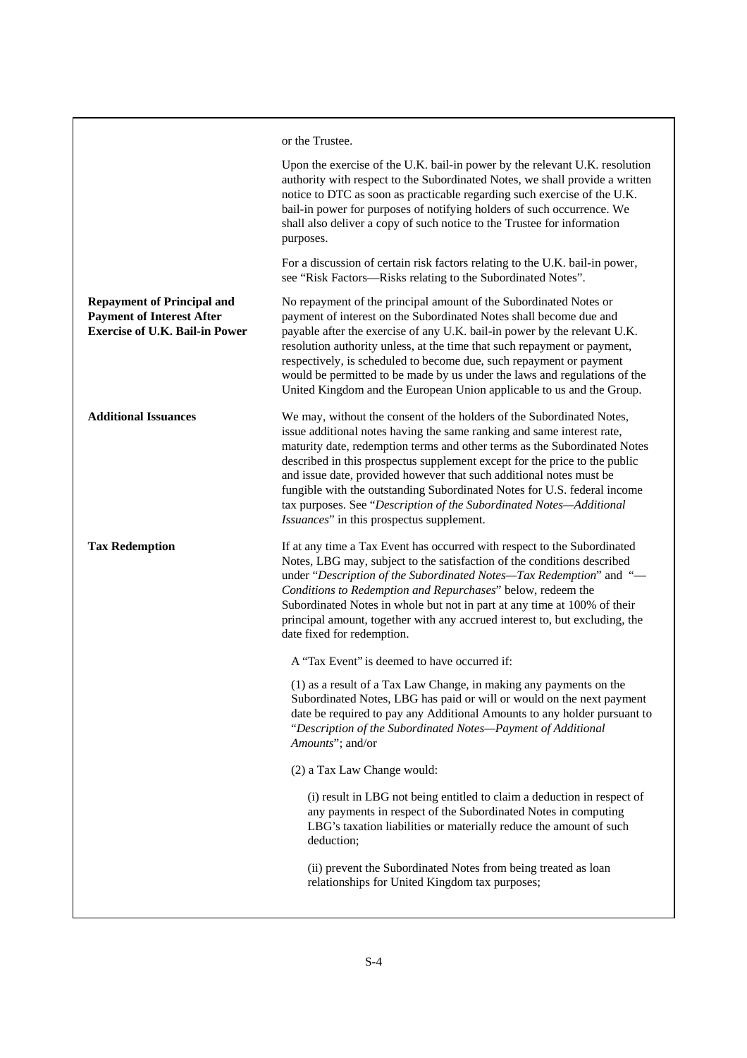| | |
|---|---|
| | or the Trustee. |
| | Upon the exercise of the U.K. bail-in power by the relevant U.K. resolution authority with respect to the Subordinated Notes, we shall provide a written notice to DTC as soon as practicable regarding such exercise of the U.K. bail-in power for purposes of notifying holders of such occurrence. We shall also deliver a copy of such notice to the Trustee for information purposes. |
| | For a discussion of certain risk factors relating to the U.K. bail-in power, see "Risk Factors—Risks relating to the Subordinated Notes". |
| **Repayment of Principal and Payment of Interest After Exercise of U.K. Bail-in Power** | No repayment of the principal amount of the Subordinated Notes or payment of interest on the Subordinated Notes shall become due and payable after the exercise of any U.K. bail-in power by the relevant U.K. resolution authority unless, at the time that such repayment or payment, respectively, is scheduled to become due, such repayment or payment would be permitted to be made by us under the laws and regulations of the United Kingdom and the European Union applicable to us and the Group. |
| **Additional Issuances** | We may, without the consent of the holders of the Subordinated Notes, issue additional notes having the same ranking and same interest rate, maturity date, redemption terms and other terms as the Subordinated Notes described in this prospectus supplement except for the price to the public and issue date, provided however that such additional notes must be fungible with the outstanding Subordinated Notes for U.S. federal income tax purposes. See "*Description of the Subordinated Notes—Additional Issuances*" in this prospectus supplement. |
| **Tax Redemption** | If at any time a Tax Event has occurred with respect to the Subordinated Notes, LBG may, subject to the satisfaction of the conditions described under "*Description of the Subordinated Notes—Tax Redemption*" and "*—Conditions to Redemption and Repurchases*" below, redeem the Subordinated Notes in whole but not in part at any time at 100% of their principal amount, together with any accrued interest to, but excluding, the date fixed for redemption. |
| | A "Tax Event" is deemed to have occurred if: |
| | (1) as a result of a Tax Law Change, in making any payments on the Subordinated Notes, LBG has paid or will or would on the next payment date be required to pay any Additional Amounts to any holder pursuant to "*Description of the Subordinated Notes—Payment of Additional Amounts*"; and/or |
| | (2) a Tax Law Change would: |
| | (i) result in LBG not being entitled to claim a deduction in respect of any payments in respect of the Subordinated Notes in computing LBG's taxation liabilities or materially reduce the amount of such deduction; |
| | (ii) prevent the Subordinated Notes from being treated as loan relationships for United Kingdom tax purposes; |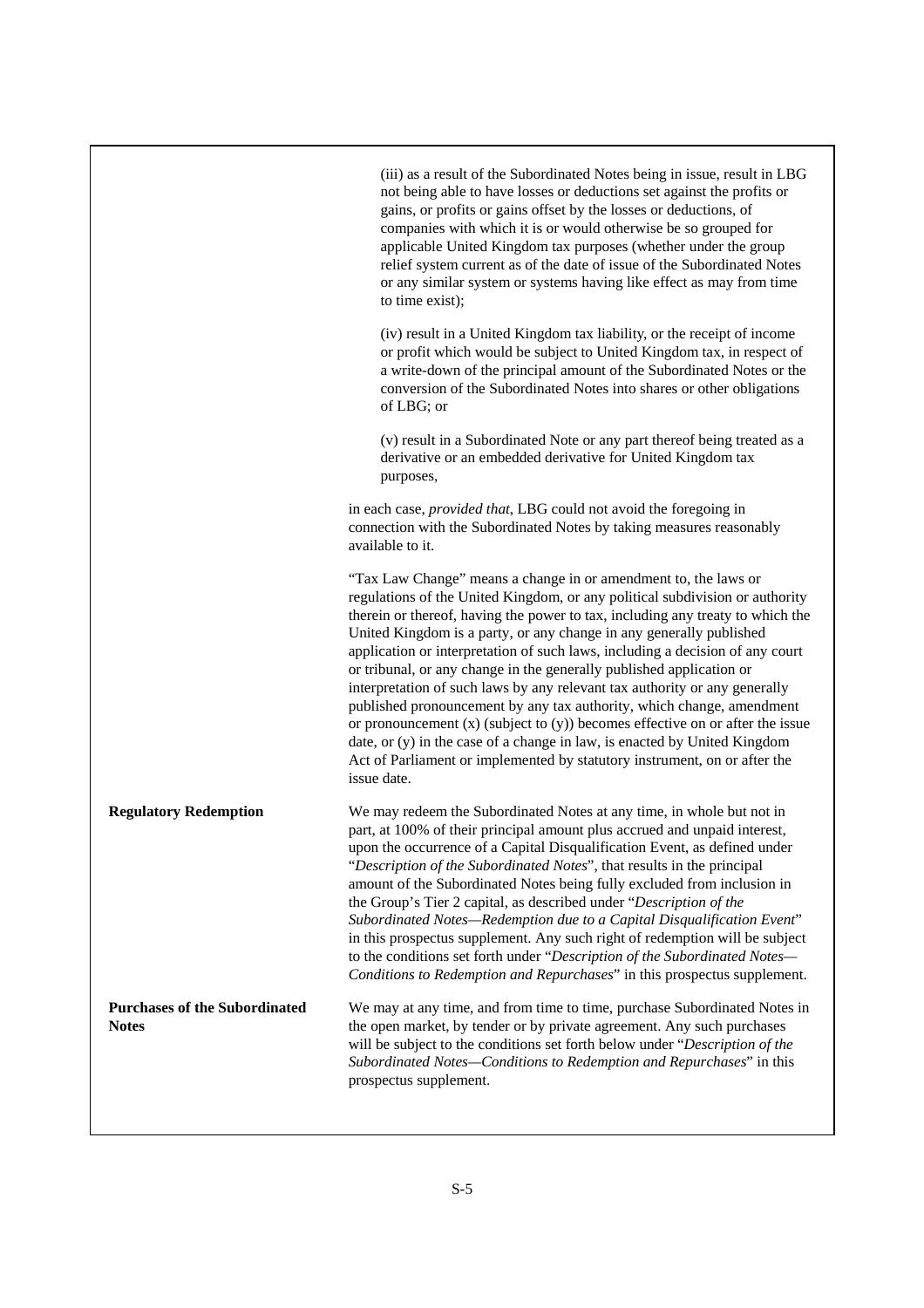(iii) as a result of the Subordinated Notes being in issue, result in LBG not being able to have losses or deductions set against the profits or gains, or profits or gains offset by the losses or deductions, of companies with which it is or would otherwise be so grouped for applicable United Kingdom tax purposes (whether under the group relief system current as of the date of issue of the Subordinated Notes or any similar system or systems having like effect as may from time to time exist);

(iv) result in a United Kingdom tax liability, or the receipt of income or profit which would be subject to United Kingdom tax, in respect of a write-down of the principal amount of the Subordinated Notes or the conversion of the Subordinated Notes into shares or other obligations of LBG; or

(v) result in a Subordinated Note or any part thereof being treated as a derivative or an embedded derivative for United Kingdom tax purposes,

in each case, *provided that*, LBG could not avoid the foregoing in connection with the Subordinated Notes by taking measures reasonably available to it.

"Tax Law Change" means a change in or amendment to, the laws or regulations of the United Kingdom, or any political subdivision or authority therein or thereof, having the power to tax, including any treaty to which the United Kingdom is a party, or any change in any generally published application or interpretation of such laws, including a decision of any court or tribunal, or any change in the generally published application or interpretation of such laws by any relevant tax authority or any generally published pronouncement by any tax authority, which change, amendment or pronouncement (x) (subject to (y)) becomes effective on or after the issue date, or (y) in the case of a change in law, is enacted by United Kingdom Act of Parliament or implemented by statutory instrument, on or after the issue date.

**Regulatory Redemption**

We may redeem the Subordinated Notes at any time, in whole but not in part, at 100% of their principal amount plus accrued and unpaid interest, upon the occurrence of a Capital Disqualification Event, as defined under "*Description of the Subordinated Notes*", that results in the principal amount of the Subordinated Notes being fully excluded from inclusion in the Group's Tier 2 capital, as described under "*Description of the Subordinated Notes—Redemption due to a Capital Disqualification Event*" in this prospectus supplement. Any such right of redemption will be subject to the conditions set forth under "*Description of the Subordinated Notes—Conditions to Redemption and Repurchases*" in this prospectus supplement.

**Purchases of the Subordinated Notes**

We may at any time, and from time to time, purchase Subordinated Notes in the open market, by tender or by private agreement. Any such purchases will be subject to the conditions set forth below under "*Description of the Subordinated Notes—Conditions to Redemption and Repurchases*" in this prospectus supplement.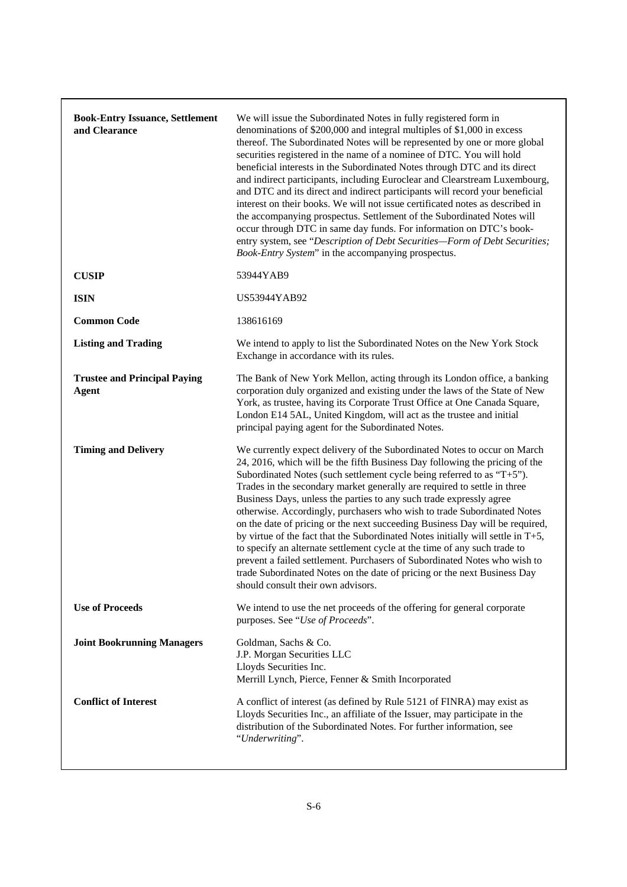| | |
|---|---|
| **Book-Entry Issuance, Settlement and Clearance** | We will issue the Subordinated Notes in fully registered form in denominations of $200,000 and integral multiples of $1,000 in excess thereof. The Subordinated Notes will be represented by one or more global securities registered in the name of a nominee of DTC. You will hold beneficial interests in the Subordinated Notes through DTC and its direct and indirect participants, including Euroclear and Clearstream Luxembourg, and DTC and its direct and indirect participants will record your beneficial interest on their books. We will not issue certificated notes as described in the accompanying prospectus. Settlement of the Subordinated Notes will occur through DTC in same day funds. For information on DTC's book-entry system, see "*Description of Debt Securities—Form of Debt Securities; Book-Entry System*" in the accompanying prospectus. |
| **CUSIP** | 53944YAB9 |
| **ISIN** | US53944YAB92 |
| **Common Code** | 138616169 |
| **Listing and Trading** | We intend to apply to list the Subordinated Notes on the New York Stock Exchange in accordance with its rules. |
| **Trustee and Principal Paying Agent** | The Bank of New York Mellon, acting through its London office, a banking corporation duly organized and existing under the laws of the State of New York, as trustee, having its Corporate Trust Office at One Canada Square, London E14 5AL, United Kingdom, will act as the trustee and initial principal paying agent for the Subordinated Notes. |
| **Timing and Delivery** | We currently expect delivery of the Subordinated Notes to occur on March 24, 2016, which will be the fifth Business Day following the pricing of the Subordinated Notes (such settlement cycle being referred to as "T+5"). Trades in the secondary market generally are required to settle in three Business Days, unless the parties to any such trade expressly agree otherwise. Accordingly, purchasers who wish to trade Subordinated Notes on the date of pricing or the next succeeding Business Day will be required, by virtue of the fact that the Subordinated Notes initially will settle in T+5, to specify an alternate settlement cycle at the time of any such trade to prevent a failed settlement. Purchasers of Subordinated Notes who wish to trade Subordinated Notes on the date of pricing or the next Business Day should consult their own advisors. |
| **Use of Proceeds** | We intend to use the net proceeds of the offering for general corporate purposes. See "*Use of Proceeds*". |
| **Joint Bookrunning Managers** | Goldman, Sachs & Co.<br>J.P. Morgan Securities LLC<br>Lloyds Securities Inc.<br>Merrill Lynch, Pierce, Fenner & Smith Incorporated |
| **Conflict of Interest** | A conflict of interest (as defined by Rule 5121 of FINRA) may exist as Lloyds Securities Inc., an affiliate of the Issuer, may participate in the distribution of the Subordinated Notes. For further information, see "*Underwriting*". |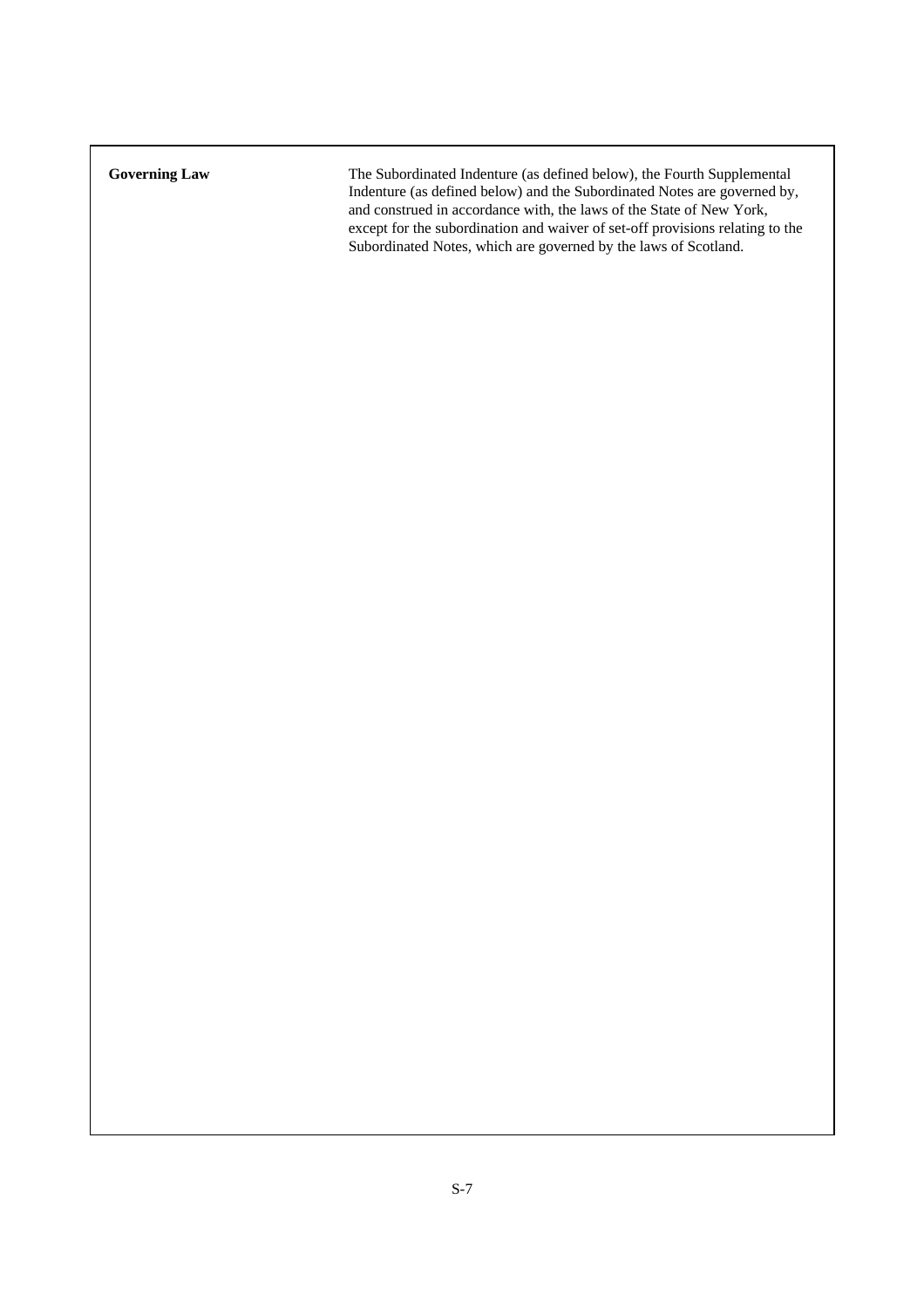| | |
|---|---|
| **Governing Law** | The Subordinated Indenture (as defined below), the Fourth Supplemental Indenture (as defined below) and the Subordinated Notes are governed by, and construed in accordance with, the laws of the State of New York, except for the subordination and waiver of set-off provisions relating to the Subordinated Notes, which are governed by the laws of Scotland. |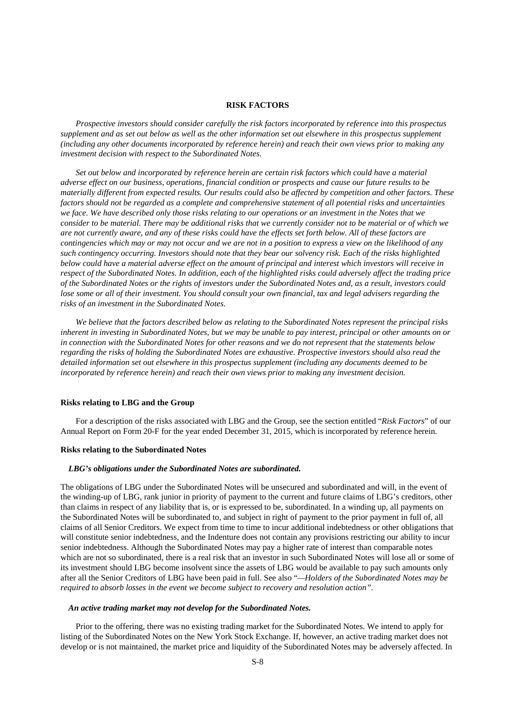## RISK FACTORS

*Prospective investors should consider carefully the risk factors incorporated by reference into this prospectus supplement and as set out below as well as the other information set out elsewhere in this prospectus supplement (including any other documents incorporated by reference herein) and reach their own views prior to making any investment decision with respect to the Subordinated Notes.*

*Set out below and incorporated by reference herein are certain risk factors which could have a material adverse effect on our business, operations, financial condition or prospects and cause our future results to be materially different from expected results. Our results could also be affected by competition and other factors. These factors should not be regarded as a complete and comprehensive statement of all potential risks and uncertainties we face. We have described only those risks relating to our operations or an investment in the Notes that we consider to be material. There may be additional risks that we currently consider not to be material or of which we are not currently aware, and any of these risks could have the effects set forth below. All of these factors are contingencies which may or may not occur and we are not in a position to express a view on the likelihood of any such contingency occurring. Investors should note that they bear our solvency risk. Each of the risks highlighted below could have a material adverse effect on the amount of principal and interest which investors will receive in respect of the Subordinated Notes. In addition, each of the highlighted risks could adversely affect the trading price of the Subordinated Notes or the rights of investors under the Subordinated Notes and, as a result, investors could lose some or all of their investment. You should consult your own financial, tax and legal advisers regarding the risks of an investment in the Subordinated Notes.*

*We believe that the factors described below as relating to the Subordinated Notes represent the principal risks inherent in investing in Subordinated Notes, but we may be unable to pay interest, principal or other amounts on or in connection with the Subordinated Notes for other reasons and we do not represent that the statements below regarding the risks of holding the Subordinated Notes are exhaustive. Prospective investors should also read the detailed information set out elsewhere in this prospectus supplement (including any documents deemed to be incorporated by reference herein) and reach their own views prior to making any investment decision.*

### Risks relating to LBG and the Group

For a description of the risks associated with LBG and the Group, see the section entitled "*Risk Factors*" of our Annual Report on Form 20-F for the year ended December 31, 2015, which is incorporated by reference herein.

### Risks relating to the Subordinated Notes

#### *LBG's obligations under the Subordinated Notes are subordinated.*

The obligations of LBG under the Subordinated Notes will be unsecured and subordinated and will, in the event of the winding-up of LBG, rank junior in priority of payment to the current and future claims of LBG's creditors, other than claims in respect of any liability that is, or is expressed to be, subordinated. In a winding up, all payments on the Subordinated Notes will be subordinated to, and subject in right of payment to the prior payment in full of, all claims of all Senior Creditors. We expect from time to time to incur additional indebtedness or other obligations that will constitute senior indebtedness, and the Indenture does not contain any provisions restricting our ability to incur senior indebtedness. Although the Subordinated Notes may pay a higher rate of interest than comparable notes which are not so subordinated, there is a real risk that an investor in such Subordinated Notes will lose all or some of its investment should LBG become insolvent since the assets of LBG would be available to pay such amounts only after all the Senior Creditors of LBG have been paid in full. See also "*—Holders of the Subordinated Notes may be required to absorb losses in the event we become subject to recovery and resolution action*".

#### *An active trading market may not develop for the Subordinated Notes.*

Prior to the offering, there was no existing trading market for the Subordinated Notes. We intend to apply for listing of the Subordinated Notes on the New York Stock Exchange. If, however, an active trading market does not develop or is not maintained, the market price and liquidity of the Subordinated Notes may be adversely affected. In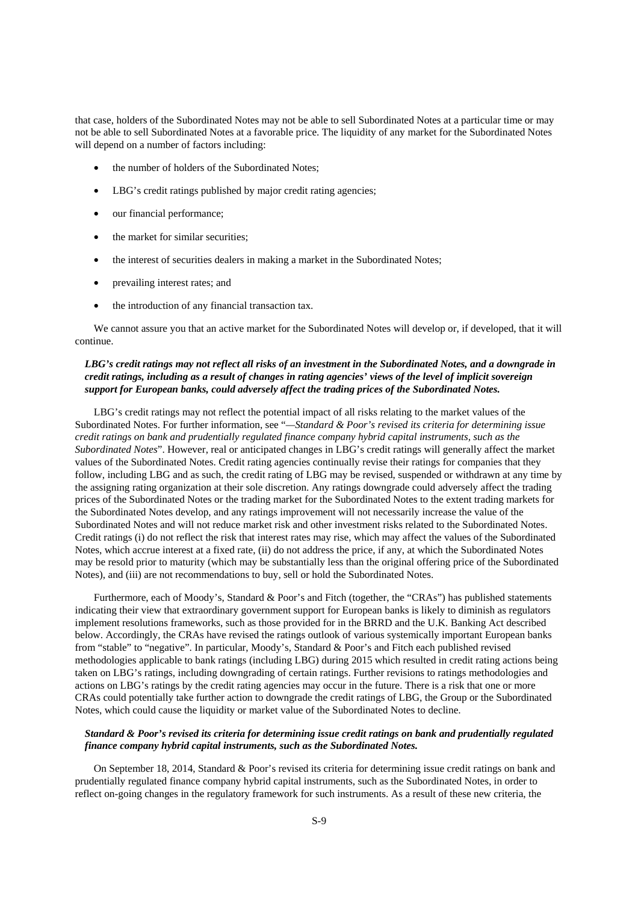that case, holders of the Subordinated Notes may not be able to sell Subordinated Notes at a particular time or may not be able to sell Subordinated Notes at a favorable price. The liquidity of any market for the Subordinated Notes will depend on a number of factors including:

- the number of holders of the Subordinated Notes;
- LBG's credit ratings published by major credit rating agencies;
- our financial performance;
- the market for similar securities;
- the interest of securities dealers in making a market in the Subordinated Notes;
- prevailing interest rates; and
- the introduction of any financial transaction tax.

We cannot assure you that an active market for the Subordinated Notes will develop or, if developed, that it will continue.

***LBG's credit ratings may not reflect all risks of an investment in the Subordinated Notes, and a downgrade in credit ratings, including as a result of changes in rating agencies' views of the level of implicit sovereign support for European banks, could adversely affect the trading prices of the Subordinated Notes.***

LBG's credit ratings may not reflect the potential impact of all risks relating to the market values of the Subordinated Notes. For further information, see "*—Standard & Poor's revised its criteria for determining issue credit ratings on bank and prudentially regulated finance company hybrid capital instruments, such as the Subordinated Notes*". However, real or anticipated changes in LBG's credit ratings will generally affect the market values of the Subordinated Notes. Credit rating agencies continually revise their ratings for companies that they follow, including LBG and as such, the credit rating of LBG may be revised, suspended or withdrawn at any time by the assigning rating organization at their sole discretion. Any ratings downgrade could adversely affect the trading prices of the Subordinated Notes or the trading market for the Subordinated Notes to the extent trading markets for the Subordinated Notes develop, and any ratings improvement will not necessarily increase the value of the Subordinated Notes and will not reduce market risk and other investment risks related to the Subordinated Notes. Credit ratings (i) do not reflect the risk that interest rates may rise, which may affect the values of the Subordinated Notes, which accrue interest at a fixed rate, (ii) do not address the price, if any, at which the Subordinated Notes may be resold prior to maturity (which may be substantially less than the original offering price of the Subordinated Notes), and (iii) are not recommendations to buy, sell or hold the Subordinated Notes.

Furthermore, each of Moody's, Standard & Poor's and Fitch (together, the "CRAs") has published statements indicating their view that extraordinary government support for European banks is likely to diminish as regulators implement resolutions frameworks, such as those provided for in the BRRD and the U.K. Banking Act described below. Accordingly, the CRAs have revised the ratings outlook of various systemically important European banks from "stable" to "negative". In particular, Moody's, Standard & Poor's and Fitch each published revised methodologies applicable to bank ratings (including LBG) during 2015 which resulted in credit rating actions being taken on LBG's ratings, including downgrading of certain ratings. Further revisions to ratings methodologies and actions on LBG's ratings by the credit rating agencies may occur in the future. There is a risk that one or more CRAs could potentially take further action to downgrade the credit ratings of LBG, the Group or the Subordinated Notes, which could cause the liquidity or market value of the Subordinated Notes to decline.

***Standard & Poor's revised its criteria for determining issue credit ratings on bank and prudentially regulated finance company hybrid capital instruments, such as the Subordinated Notes.***

On September 18, 2014, Standard & Poor's revised its criteria for determining issue credit ratings on bank and prudentially regulated finance company hybrid capital instruments, such as the Subordinated Notes, in order to reflect on-going changes in the regulatory framework for such instruments. As a result of these new criteria, the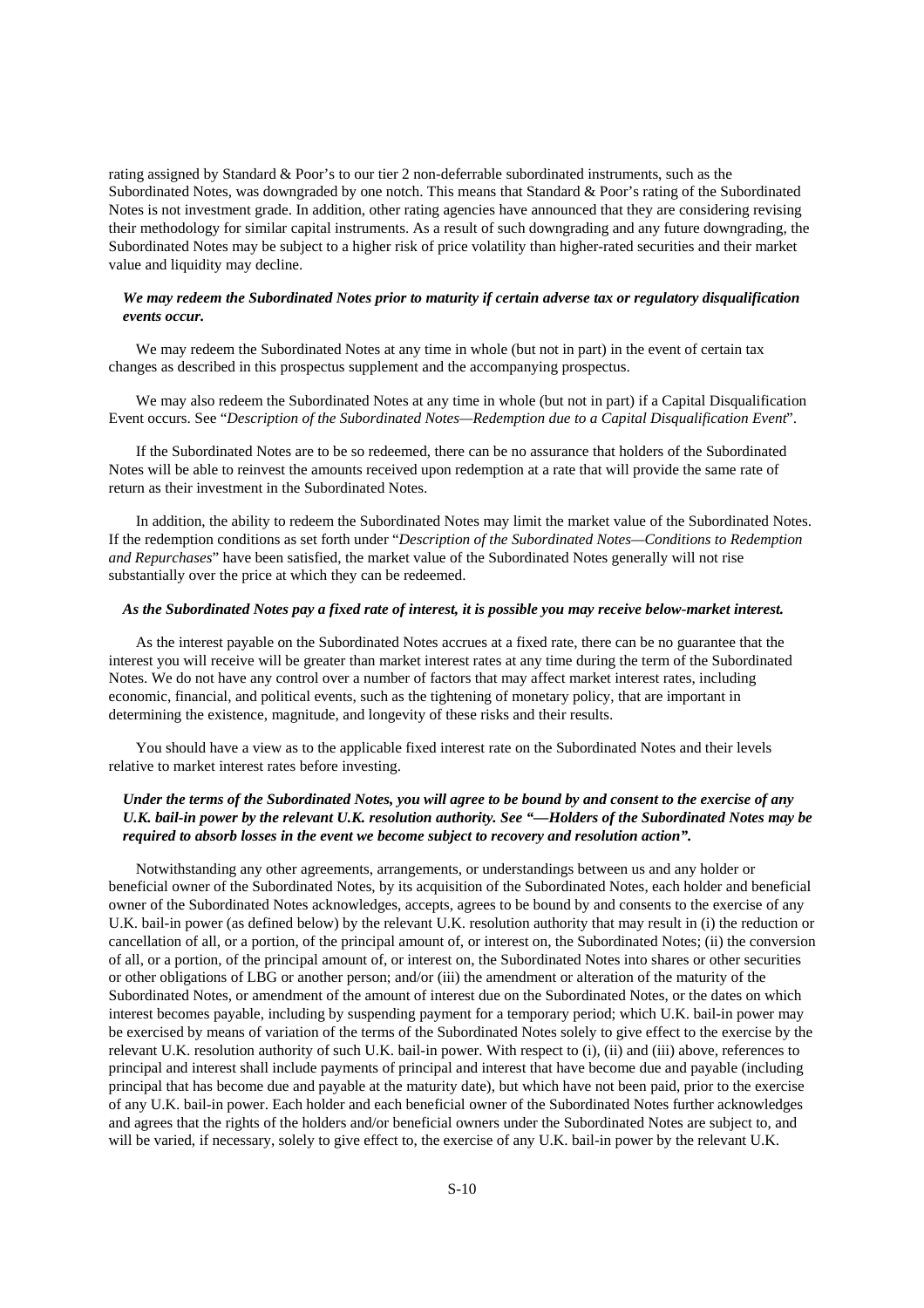rating assigned by Standard & Poor's to our tier 2 non-deferrable subordinated instruments, such as the Subordinated Notes, was downgraded by one notch. This means that Standard & Poor's rating of the Subordinated Notes is not investment grade. In addition, other rating agencies have announced that they are considering revising their methodology for similar capital instruments. As a result of such downgrading and any future downgrading, the Subordinated Notes may be subject to a higher risk of price volatility than higher-rated securities and their market value and liquidity may decline.

***We may redeem the Subordinated Notes prior to maturity if certain adverse tax or regulatory disqualification events occur.***

We may redeem the Subordinated Notes at any time in whole (but not in part) in the event of certain tax changes as described in this prospectus supplement and the accompanying prospectus.

We may also redeem the Subordinated Notes at any time in whole (but not in part) if a Capital Disqualification Event occurs. See "*Description of the Subordinated Notes—Redemption due to a Capital Disqualification Event*".

If the Subordinated Notes are to be so redeemed, there can be no assurance that holders of the Subordinated Notes will be able to reinvest the amounts received upon redemption at a rate that will provide the same rate of return as their investment in the Subordinated Notes.

In addition, the ability to redeem the Subordinated Notes may limit the market value of the Subordinated Notes. If the redemption conditions as set forth under "*Description of the Subordinated Notes—Conditions to Redemption and Repurchases*" have been satisfied, the market value of the Subordinated Notes generally will not rise substantially over the price at which they can be redeemed.

***As the Subordinated Notes pay a fixed rate of interest, it is possible you may receive below-market interest.***

As the interest payable on the Subordinated Notes accrues at a fixed rate, there can be no guarantee that the interest you will receive will be greater than market interest rates at any time during the term of the Subordinated Notes. We do not have any control over a number of factors that may affect market interest rates, including economic, financial, and political events, such as the tightening of monetary policy, that are important in determining the existence, magnitude, and longevity of these risks and their results.

You should have a view as to the applicable fixed interest rate on the Subordinated Notes and their levels relative to market interest rates before investing.

***Under the terms of the Subordinated Notes, you will agree to be bound by and consent to the exercise of any U.K. bail-in power by the relevant U.K. resolution authority. See "—Holders of the Subordinated Notes may be required to absorb losses in the event we become subject to recovery and resolution action".***

Notwithstanding any other agreements, arrangements, or understandings between us and any holder or beneficial owner of the Subordinated Notes, by its acquisition of the Subordinated Notes, each holder and beneficial owner of the Subordinated Notes acknowledges, accepts, agrees to be bound by and consents to the exercise of any U.K. bail-in power (as defined below) by the relevant U.K. resolution authority that may result in (i) the reduction or cancellation of all, or a portion, of the principal amount of, or interest on, the Subordinated Notes; (ii) the conversion of all, or a portion, of the principal amount of, or interest on, the Subordinated Notes into shares or other securities or other obligations of LBG or another person; and/or (iii) the amendment or alteration of the maturity of the Subordinated Notes, or amendment of the amount of interest due on the Subordinated Notes, or the dates on which interest becomes payable, including by suspending payment for a temporary period; which U.K. bail-in power may be exercised by means of variation of the terms of the Subordinated Notes solely to give effect to the exercise by the relevant U.K. resolution authority of such U.K. bail-in power. With respect to (i), (ii) and (iii) above, references to principal and interest shall include payments of principal and interest that have become due and payable (including principal that has become due and payable at the maturity date), but which have not been paid, prior to the exercise of any U.K. bail-in power. Each holder and each beneficial owner of the Subordinated Notes further acknowledges and agrees that the rights of the holders and/or beneficial owners under the Subordinated Notes are subject to, and will be varied, if necessary, solely to give effect to, the exercise of any U.K. bail-in power by the relevant U.K.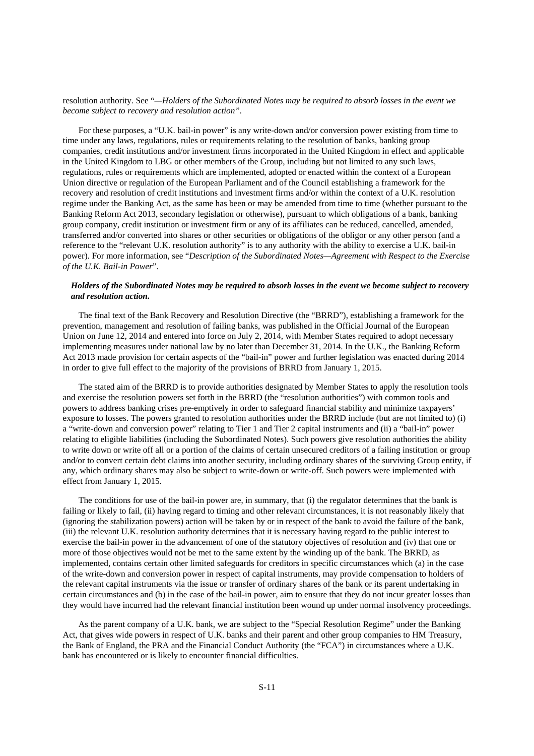resolution authority. See "*—Holders of the Subordinated Notes may be required to absorb losses in the event we become subject to recovery and resolution action*".

For these purposes, a "U.K. bail-in power" is any write-down and/or conversion power existing from time to time under any laws, regulations, rules or requirements relating to the resolution of banks, banking group companies, credit institutions and/or investment firms incorporated in the United Kingdom in effect and applicable in the United Kingdom to LBG or other members of the Group, including but not limited to any such laws, regulations, rules or requirements which are implemented, adopted or enacted within the context of a European Union directive or regulation of the European Parliament and of the Council establishing a framework for the recovery and resolution of credit institutions and investment firms and/or within the context of a U.K. resolution regime under the Banking Act, as the same has been or may be amended from time to time (whether pursuant to the Banking Reform Act 2013, secondary legislation or otherwise), pursuant to which obligations of a bank, banking group company, credit institution or investment firm or any of its affiliates can be reduced, cancelled, amended, transferred and/or converted into shares or other securities or obligations of the obligor or any other person (and a reference to the "relevant U.K. resolution authority" is to any authority with the ability to exercise a U.K. bail-in power). For more information, see "*Description of the Subordinated Notes—Agreement with Respect to the Exercise of the U.K. Bail-in Power*".

***Holders of the Subordinated Notes may be required to absorb losses in the event we become subject to recovery and resolution action.***

The final text of the Bank Recovery and Resolution Directive (the "BRRD"), establishing a framework for the prevention, management and resolution of failing banks, was published in the Official Journal of the European Union on June 12, 2014 and entered into force on July 2, 2014, with Member States required to adopt necessary implementing measures under national law by no later than December 31, 2014. In the U.K., the Banking Reform Act 2013 made provision for certain aspects of the "bail-in" power and further legislation was enacted during 2014 in order to give full effect to the majority of the provisions of BRRD from January 1, 2015.

The stated aim of the BRRD is to provide authorities designated by Member States to apply the resolution tools and exercise the resolution powers set forth in the BRRD (the "resolution authorities") with common tools and powers to address banking crises pre-emptively in order to safeguard financial stability and minimize taxpayers' exposure to losses. The powers granted to resolution authorities under the BRRD include (but are not limited to) (i) a "write-down and conversion power" relating to Tier 1 and Tier 2 capital instruments and (ii) a "bail-in" power relating to eligible liabilities (including the Subordinated Notes). Such powers give resolution authorities the ability to write down or write off all or a portion of the claims of certain unsecured creditors of a failing institution or group and/or to convert certain debt claims into another security, including ordinary shares of the surviving Group entity, if any, which ordinary shares may also be subject to write-down or write-off. Such powers were implemented with effect from January 1, 2015.

The conditions for use of the bail-in power are, in summary, that (i) the regulator determines that the bank is failing or likely to fail, (ii) having regard to timing and other relevant circumstances, it is not reasonably likely that (ignoring the stabilization powers) action will be taken by or in respect of the bank to avoid the failure of the bank, (iii) the relevant U.K. resolution authority determines that it is necessary having regard to the public interest to exercise the bail-in power in the advancement of one of the statutory objectives of resolution and (iv) that one or more of those objectives would not be met to the same extent by the winding up of the bank. The BRRD, as implemented, contains certain other limited safeguards for creditors in specific circumstances which (a) in the case of the write-down and conversion power in respect of capital instruments, may provide compensation to holders of the relevant capital instruments via the issue or transfer of ordinary shares of the bank or its parent undertaking in certain circumstances and (b) in the case of the bail-in power, aim to ensure that they do not incur greater losses than they would have incurred had the relevant financial institution been wound up under normal insolvency proceedings.

As the parent company of a U.K. bank, we are subject to the "Special Resolution Regime" under the Banking Act, that gives wide powers in respect of U.K. banks and their parent and other group companies to HM Treasury, the Bank of England, the PRA and the Financial Conduct Authority (the "FCA") in circumstances where a U.K. bank has encountered or is likely to encounter financial difficulties.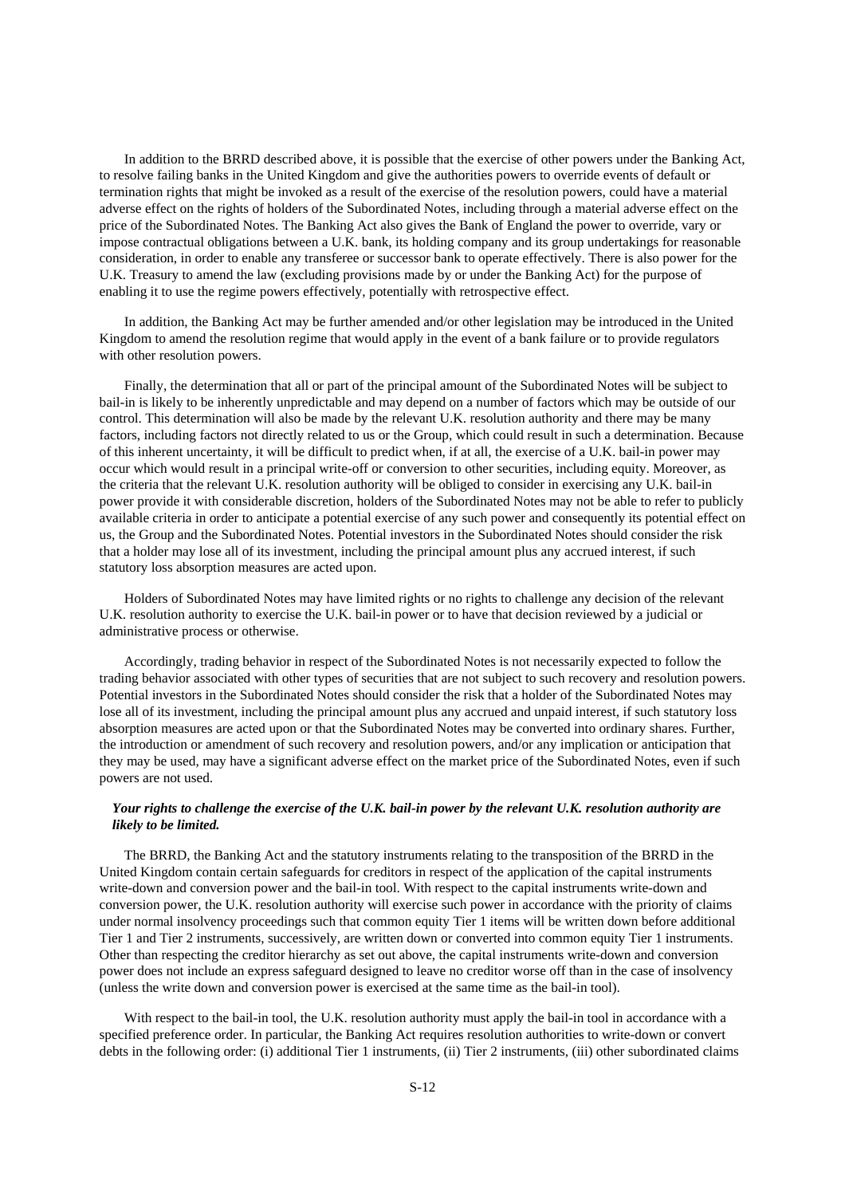In addition to the BRRD described above, it is possible that the exercise of other powers under the Banking Act, to resolve failing banks in the United Kingdom and give the authorities powers to override events of default or termination rights that might be invoked as a result of the exercise of the resolution powers, could have a material adverse effect on the rights of holders of the Subordinated Notes, including through a material adverse effect on the price of the Subordinated Notes. The Banking Act also gives the Bank of England the power to override, vary or impose contractual obligations between a U.K. bank, its holding company and its group undertakings for reasonable consideration, in order to enable any transferee or successor bank to operate effectively. There is also power for the U.K. Treasury to amend the law (excluding provisions made by or under the Banking Act) for the purpose of enabling it to use the regime powers effectively, potentially with retrospective effect.

In addition, the Banking Act may be further amended and/or other legislation may be introduced in the United Kingdom to amend the resolution regime that would apply in the event of a bank failure or to provide regulators with other resolution powers.

Finally, the determination that all or part of the principal amount of the Subordinated Notes will be subject to bail-in is likely to be inherently unpredictable and may depend on a number of factors which may be outside of our control. This determination will also be made by the relevant U.K. resolution authority and there may be many factors, including factors not directly related to us or the Group, which could result in such a determination. Because of this inherent uncertainty, it will be difficult to predict when, if at all, the exercise of a U.K. bail-in power may occur which would result in a principal write-off or conversion to other securities, including equity. Moreover, as the criteria that the relevant U.K. resolution authority will be obliged to consider in exercising any U.K. bail-in power provide it with considerable discretion, holders of the Subordinated Notes may not be able to refer to publicly available criteria in order to anticipate a potential exercise of any such power and consequently its potential effect on us, the Group and the Subordinated Notes. Potential investors in the Subordinated Notes should consider the risk that a holder may lose all of its investment, including the principal amount plus any accrued interest, if such statutory loss absorption measures are acted upon.

Holders of Subordinated Notes may have limited rights or no rights to challenge any decision of the relevant U.K. resolution authority to exercise the U.K. bail-in power or to have that decision reviewed by a judicial or administrative process or otherwise.

Accordingly, trading behavior in respect of the Subordinated Notes is not necessarily expected to follow the trading behavior associated with other types of securities that are not subject to such recovery and resolution powers. Potential investors in the Subordinated Notes should consider the risk that a holder of the Subordinated Notes may lose all of its investment, including the principal amount plus any accrued and unpaid interest, if such statutory loss absorption measures are acted upon or that the Subordinated Notes may be converted into ordinary shares. Further, the introduction or amendment of such recovery and resolution powers, and/or any implication or anticipation that they may be used, may have a significant adverse effect on the market price of the Subordinated Notes, even if such powers are not used.

***Your rights to challenge the exercise of the U.K. bail-in power by the relevant U.K. resolution authority are likely to be limited.***

The BRRD, the Banking Act and the statutory instruments relating to the transposition of the BRRD in the United Kingdom contain certain safeguards for creditors in respect of the application of the capital instruments write-down and conversion power and the bail-in tool. With respect to the capital instruments write-down and conversion power, the U.K. resolution authority will exercise such power in accordance with the priority of claims under normal insolvency proceedings such that common equity Tier 1 items will be written down before additional Tier 1 and Tier 2 instruments, successively, are written down or converted into common equity Tier 1 instruments. Other than respecting the creditor hierarchy as set out above, the capital instruments write-down and conversion power does not include an express safeguard designed to leave no creditor worse off than in the case of insolvency (unless the write down and conversion power is exercised at the same time as the bail-in tool).

With respect to the bail-in tool, the U.K. resolution authority must apply the bail-in tool in accordance with a specified preference order. In particular, the Banking Act requires resolution authorities to write-down or convert debts in the following order: (i) additional Tier 1 instruments, (ii) Tier 2 instruments, (iii) other subordinated claims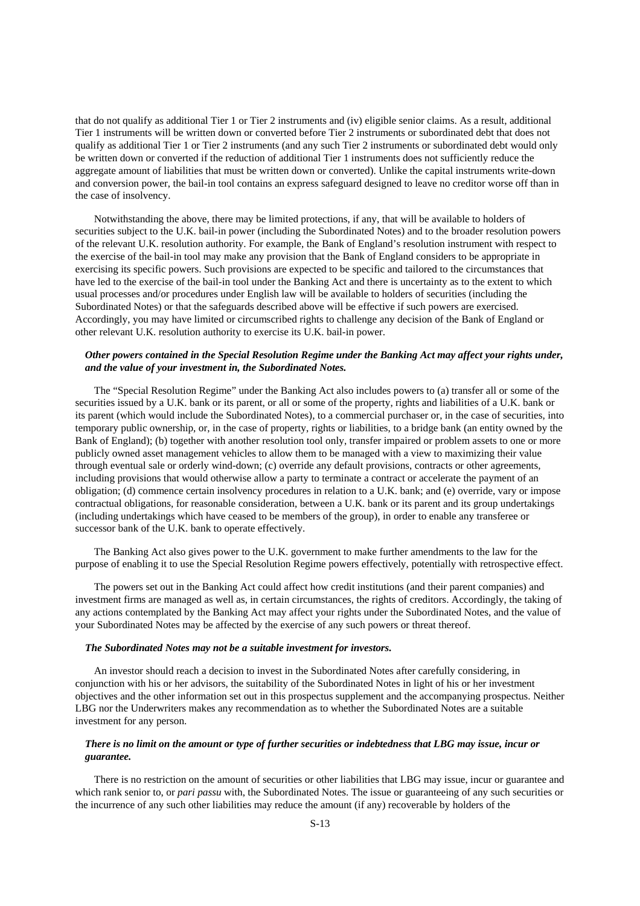that do not qualify as additional Tier 1 or Tier 2 instruments and (iv) eligible senior claims. As a result, additional Tier 1 instruments will be written down or converted before Tier 2 instruments or subordinated debt that does not qualify as additional Tier 1 or Tier 2 instruments (and any such Tier 2 instruments or subordinated debt would only be written down or converted if the reduction of additional Tier 1 instruments does not sufficiently reduce the aggregate amount of liabilities that must be written down or converted). Unlike the capital instruments write-down and conversion power, the bail-in tool contains an express safeguard designed to leave no creditor worse off than in the case of insolvency.

Notwithstanding the above, there may be limited protections, if any, that will be available to holders of securities subject to the U.K. bail-in power (including the Subordinated Notes) and to the broader resolution powers of the relevant U.K. resolution authority. For example, the Bank of England's resolution instrument with respect to the exercise of the bail-in tool may make any provision that the Bank of England considers to be appropriate in exercising its specific powers. Such provisions are expected to be specific and tailored to the circumstances that have led to the exercise of the bail-in tool under the Banking Act and there is uncertainty as to the extent to which usual processes and/or procedures under English law will be available to holders of securities (including the Subordinated Notes) or that the safeguards described above will be effective if such powers are exercised. Accordingly, you may have limited or circumscribed rights to challenge any decision of the Bank of England or other relevant U.K. resolution authority to exercise its U.K. bail-in power.

***Other powers contained in the Special Resolution Regime under the Banking Act may affect your rights under, and the value of your investment in, the Subordinated Notes.***

The "Special Resolution Regime" under the Banking Act also includes powers to (a) transfer all or some of the securities issued by a U.K. bank or its parent, or all or some of the property, rights and liabilities of a U.K. bank or its parent (which would include the Subordinated Notes), to a commercial purchaser or, in the case of securities, into temporary public ownership, or, in the case of property, rights or liabilities, to a bridge bank (an entity owned by the Bank of England); (b) together with another resolution tool only, transfer impaired or problem assets to one or more publicly owned asset management vehicles to allow them to be managed with a view to maximizing their value through eventual sale or orderly wind-down; (c) override any default provisions, contracts or other agreements, including provisions that would otherwise allow a party to terminate a contract or accelerate the payment of an obligation; (d) commence certain insolvency procedures in relation to a U.K. bank; and (e) override, vary or impose contractual obligations, for reasonable consideration, between a U.K. bank or its parent and its group undertakings (including undertakings which have ceased to be members of the group), in order to enable any transferee or successor bank of the U.K. bank to operate effectively.

The Banking Act also gives power to the U.K. government to make further amendments to the law for the purpose of enabling it to use the Special Resolution Regime powers effectively, potentially with retrospective effect.

The powers set out in the Banking Act could affect how credit institutions (and their parent companies) and investment firms are managed as well as, in certain circumstances, the rights of creditors. Accordingly, the taking of any actions contemplated by the Banking Act may affect your rights under the Subordinated Notes, and the value of your Subordinated Notes may be affected by the exercise of any such powers or threat thereof.

***The Subordinated Notes may not be a suitable investment for investors.***

An investor should reach a decision to invest in the Subordinated Notes after carefully considering, in conjunction with his or her advisors, the suitability of the Subordinated Notes in light of his or her investment objectives and the other information set out in this prospectus supplement and the accompanying prospectus. Neither LBG nor the Underwriters makes any recommendation as to whether the Subordinated Notes are a suitable investment for any person.

***There is no limit on the amount or type of further securities or indebtedness that LBG may issue, incur or guarantee.***

There is no restriction on the amount of securities or other liabilities that LBG may issue, incur or guarantee and which rank senior to, or *pari passu* with, the Subordinated Notes. The issue or guaranteeing of any such securities or the incurrence of any such other liabilities may reduce the amount (if any) recoverable by holders of the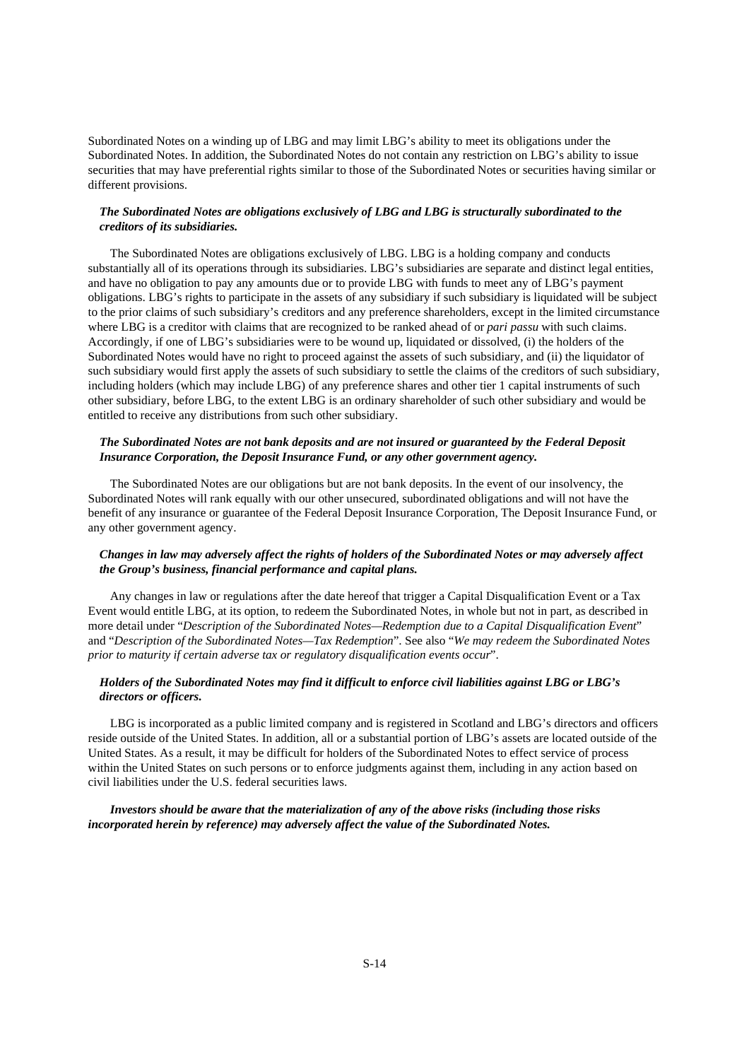Subordinated Notes on a winding up of LBG and may limit LBG's ability to meet its obligations under the Subordinated Notes. In addition, the Subordinated Notes do not contain any restriction on LBG's ability to issue securities that may have preferential rights similar to those of the Subordinated Notes or securities having similar or different provisions.

***The Subordinated Notes are obligations exclusively of LBG and LBG is structurally subordinated to the creditors of its subsidiaries.***

The Subordinated Notes are obligations exclusively of LBG. LBG is a holding company and conducts substantially all of its operations through its subsidiaries. LBG's subsidiaries are separate and distinct legal entities, and have no obligation to pay any amounts due or to provide LBG with funds to meet any of LBG's payment obligations. LBG's rights to participate in the assets of any subsidiary if such subsidiary is liquidated will be subject to the prior claims of such subsidiary's creditors and any preference shareholders, except in the limited circumstance where LBG is a creditor with claims that are recognized to be ranked ahead of or *pari passu* with such claims. Accordingly, if one of LBG's subsidiaries were to be wound up, liquidated or dissolved, (i) the holders of the Subordinated Notes would have no right to proceed against the assets of such subsidiary, and (ii) the liquidator of such subsidiary would first apply the assets of such subsidiary to settle the claims of the creditors of such subsidiary, including holders (which may include LBG) of any preference shares and other tier 1 capital instruments of such other subsidiary, before LBG, to the extent LBG is an ordinary shareholder of such other subsidiary and would be entitled to receive any distributions from such other subsidiary.

***The Subordinated Notes are not bank deposits and are not insured or guaranteed by the Federal Deposit Insurance Corporation, the Deposit Insurance Fund, or any other government agency.***

The Subordinated Notes are our obligations but are not bank deposits. In the event of our insolvency, the Subordinated Notes will rank equally with our other unsecured, subordinated obligations and will not have the benefit of any insurance or guarantee of the Federal Deposit Insurance Corporation, The Deposit Insurance Fund, or any other government agency.

***Changes in law may adversely affect the rights of holders of the Subordinated Notes or may adversely affect the Group's business, financial performance and capital plans.***

Any changes in law or regulations after the date hereof that trigger a Capital Disqualification Event or a Tax Event would entitle LBG, at its option, to redeem the Subordinated Notes, in whole but not in part, as described in more detail under "*Description of the Subordinated Notes—Redemption due to a Capital Disqualification Event*" and "*Description of the Subordinated Notes—Tax Redemption*". See also "*We may redeem the Subordinated Notes prior to maturity if certain adverse tax or regulatory disqualification events occur*".

***Holders of the Subordinated Notes may find it difficult to enforce civil liabilities against LBG or LBG's directors or officers.***

LBG is incorporated as a public limited company and is registered in Scotland and LBG's directors and officers reside outside of the United States. In addition, all or a substantial portion of LBG's assets are located outside of the United States. As a result, it may be difficult for holders of the Subordinated Notes to effect service of process within the United States on such persons or to enforce judgments against them, including in any action based on civil liabilities under the U.S. federal securities laws.

***Investors should be aware that the materialization of any of the above risks (including those risks incorporated herein by reference) may adversely affect the value of the Subordinated Notes.***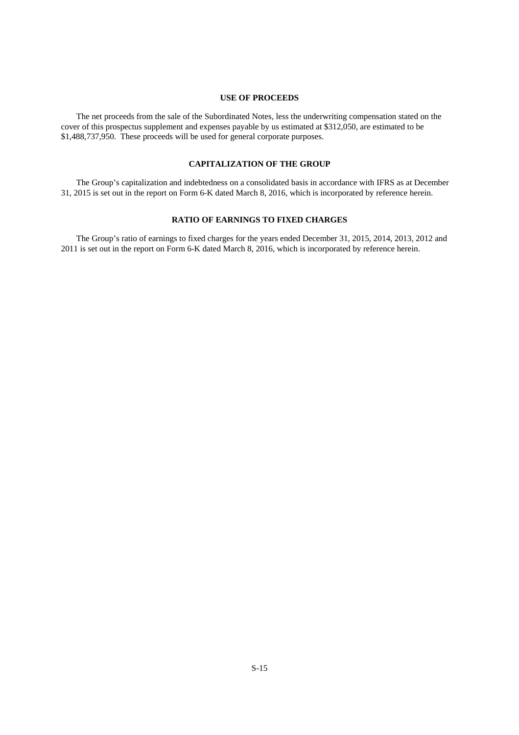## USE OF PROCEEDS

The net proceeds from the sale of the Subordinated Notes, less the underwriting compensation stated on the cover of this prospectus supplement and expenses payable by us estimated at $312,050, are estimated to be $1,488,737,950. These proceeds will be used for general corporate purposes.

## CAPITALIZATION OF THE GROUP

The Group's capitalization and indebtedness on a consolidated basis in accordance with IFRS as at December 31, 2015 is set out in the report on Form 6-K dated March 8, 2016, which is incorporated by reference herein.

## RATIO OF EARNINGS TO FIXED CHARGES

The Group's ratio of earnings to fixed charges for the years ended December 31, 2015, 2014, 2013, 2012 and 2011 is set out in the report on Form 6-K dated March 8, 2016, which is incorporated by reference herein.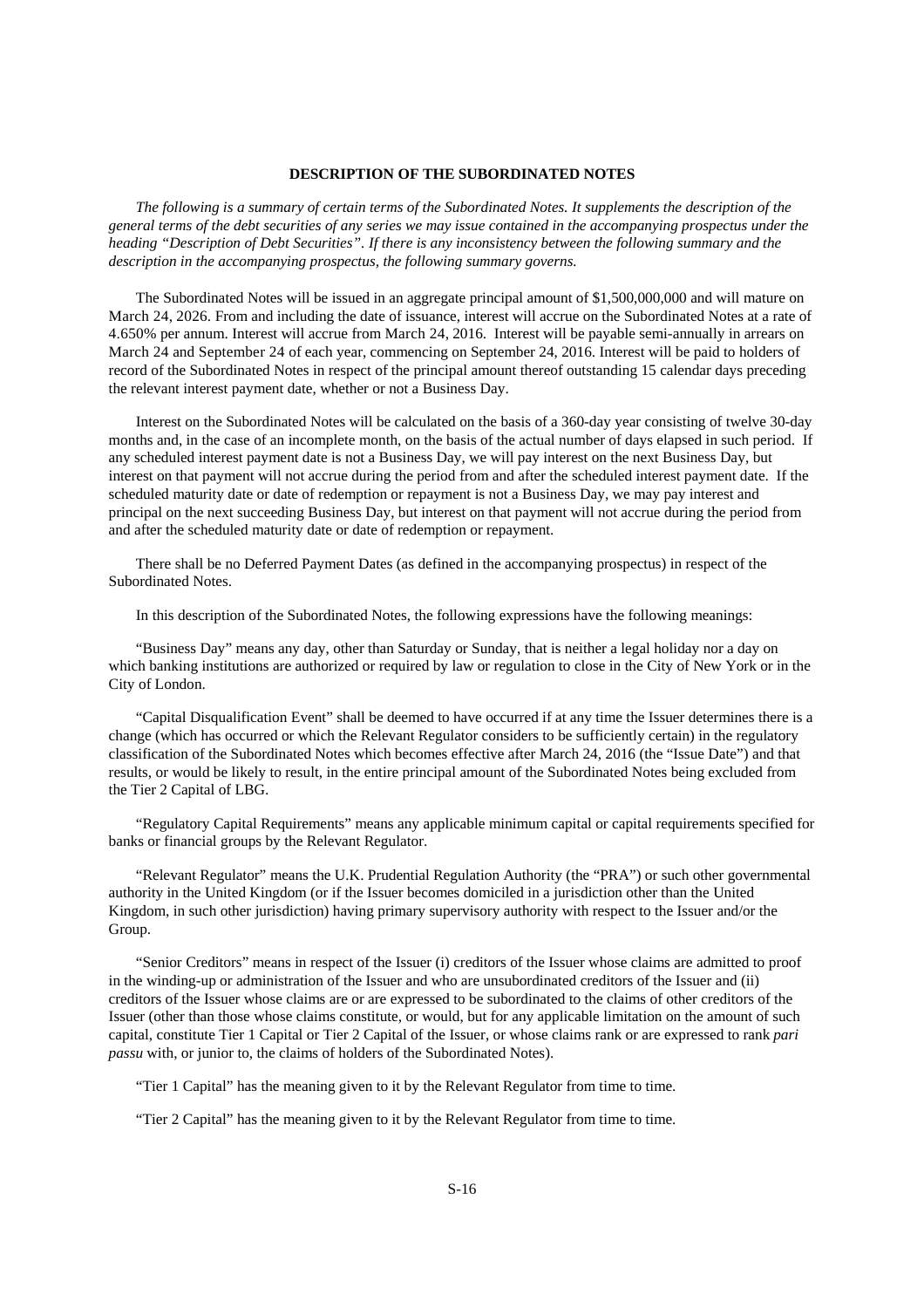## DESCRIPTION OF THE SUBORDINATED NOTES

*The following is a summary of certain terms of the Subordinated Notes. It supplements the description of the general terms of the debt securities of any series we may issue contained in the accompanying prospectus under the heading "Description of Debt Securities". If there is any inconsistency between the following summary and the description in the accompanying prospectus, the following summary governs.*

The Subordinated Notes will be issued in an aggregate principal amount of $1,500,000,000 and will mature on March 24, 2026. From and including the date of issuance, interest will accrue on the Subordinated Notes at a rate of 4.650% per annum. Interest will accrue from March 24, 2016. Interest will be payable semi-annually in arrears on March 24 and September 24 of each year, commencing on September 24, 2016. Interest will be paid to holders of record of the Subordinated Notes in respect of the principal amount thereof outstanding 15 calendar days preceding the relevant interest payment date, whether or not a Business Day.

Interest on the Subordinated Notes will be calculated on the basis of a 360-day year consisting of twelve 30-day months and, in the case of an incomplete month, on the basis of the actual number of days elapsed in such period. If any scheduled interest payment date is not a Business Day, we will pay interest on the next Business Day, but interest on that payment will not accrue during the period from and after the scheduled interest payment date. If the scheduled maturity date or date of redemption or repayment is not a Business Day, we may pay interest and principal on the next succeeding Business Day, but interest on that payment will not accrue during the period from and after the scheduled maturity date or date of redemption or repayment.

There shall be no Deferred Payment Dates (as defined in the accompanying prospectus) in respect of the Subordinated Notes.

In this description of the Subordinated Notes, the following expressions have the following meanings:

"Business Day" means any day, other than Saturday or Sunday, that is neither a legal holiday nor a day on which banking institutions are authorized or required by law or regulation to close in the City of New York or in the City of London.

"Capital Disqualification Event" shall be deemed to have occurred if at any time the Issuer determines there is a change (which has occurred or which the Relevant Regulator considers to be sufficiently certain) in the regulatory classification of the Subordinated Notes which becomes effective after March 24, 2016 (the "Issue Date") and that results, or would be likely to result, in the entire principal amount of the Subordinated Notes being excluded from the Tier 2 Capital of LBG.

"Regulatory Capital Requirements" means any applicable minimum capital or capital requirements specified for banks or financial groups by the Relevant Regulator.

"Relevant Regulator" means the U.K. Prudential Regulation Authority (the "PRA") or such other governmental authority in the United Kingdom (or if the Issuer becomes domiciled in a jurisdiction other than the United Kingdom, in such other jurisdiction) having primary supervisory authority with respect to the Issuer and/or the Group.

"Senior Creditors" means in respect of the Issuer (i) creditors of the Issuer whose claims are admitted to proof in the winding-up or administration of the Issuer and who are unsubordinated creditors of the Issuer and (ii) creditors of the Issuer whose claims are or are expressed to be subordinated to the claims of other creditors of the Issuer (other than those whose claims constitute, or would, but for any applicable limitation on the amount of such capital, constitute Tier 1 Capital or Tier 2 Capital of the Issuer, or whose claims rank or are expressed to rank *pari passu* with, or junior to, the claims of holders of the Subordinated Notes).

"Tier 1 Capital" has the meaning given to it by the Relevant Regulator from time to time.

"Tier 2 Capital" has the meaning given to it by the Relevant Regulator from time to time.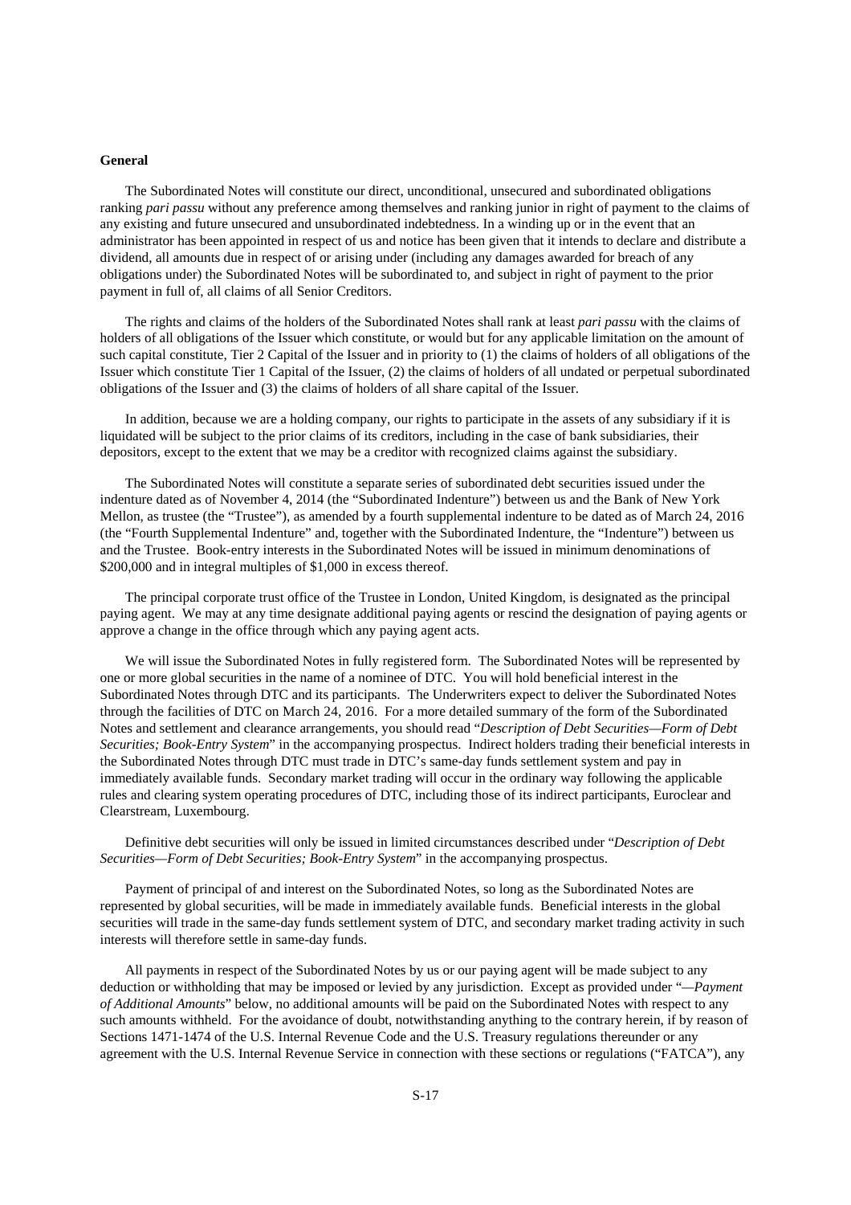**General**

The Subordinated Notes will constitute our direct, unconditional, unsecured and subordinated obligations ranking *pari passu* without any preference among themselves and ranking junior in right of payment to the claims of any existing and future unsecured and unsubordinated indebtedness. In a winding up or in the event that an administrator has been appointed in respect of us and notice has been given that it intends to declare and distribute a dividend, all amounts due in respect of or arising under (including any damages awarded for breach of any obligations under) the Subordinated Notes will be subordinated to, and subject in right of payment to the prior payment in full of, all claims of all Senior Creditors.

The rights and claims of the holders of the Subordinated Notes shall rank at least *pari passu* with the claims of holders of all obligations of the Issuer which constitute, or would but for any applicable limitation on the amount of such capital constitute, Tier 2 Capital of the Issuer and in priority to (1) the claims of holders of all obligations of the Issuer which constitute Tier 1 Capital of the Issuer, (2) the claims of holders of all undated or perpetual subordinated obligations of the Issuer and (3) the claims of holders of all share capital of the Issuer.

In addition, because we are a holding company, our rights to participate in the assets of any subsidiary if it is liquidated will be subject to the prior claims of its creditors, including in the case of bank subsidiaries, their depositors, except to the extent that we may be a creditor with recognized claims against the subsidiary.

The Subordinated Notes will constitute a separate series of subordinated debt securities issued under the indenture dated as of November 4, 2014 (the "Subordinated Indenture") between us and the Bank of New York Mellon, as trustee (the "Trustee"), as amended by a fourth supplemental indenture to be dated as of March 24, 2016 (the "Fourth Supplemental Indenture" and, together with the Subordinated Indenture, the "Indenture") between us and the Trustee. Book-entry interests in the Subordinated Notes will be issued in minimum denominations of \$200,000 and in integral multiples of \$1,000 in excess thereof.

The principal corporate trust office of the Trustee in London, United Kingdom, is designated as the principal paying agent. We may at any time designate additional paying agents or rescind the designation of paying agents or approve a change in the office through which any paying agent acts.

We will issue the Subordinated Notes in fully registered form. The Subordinated Notes will be represented by one or more global securities in the name of a nominee of DTC. You will hold beneficial interest in the Subordinated Notes through DTC and its participants. The Underwriters expect to deliver the Subordinated Notes through the facilities of DTC on March 24, 2016. For a more detailed summary of the form of the Subordinated Notes and settlement and clearance arrangements, you should read "*Description of Debt Securities—Form of Debt Securities; Book-Entry System*" in the accompanying prospectus. Indirect holders trading their beneficial interests in the Subordinated Notes through DTC must trade in DTC's same-day funds settlement system and pay in immediately available funds. Secondary market trading will occur in the ordinary way following the applicable rules and clearing system operating procedures of DTC, including those of its indirect participants, Euroclear and Clearstream, Luxembourg.

Definitive debt securities will only be issued in limited circumstances described under "*Description of Debt Securities—Form of Debt Securities; Book-Entry System*" in the accompanying prospectus.

Payment of principal of and interest on the Subordinated Notes, so long as the Subordinated Notes are represented by global securities, will be made in immediately available funds. Beneficial interests in the global securities will trade in the same-day funds settlement system of DTC, and secondary market trading activity in such interests will therefore settle in same-day funds.

All payments in respect of the Subordinated Notes by us or our paying agent will be made subject to any deduction or withholding that may be imposed or levied by any jurisdiction. Except as provided under "*—Payment of Additional Amounts*" below, no additional amounts will be paid on the Subordinated Notes with respect to any such amounts withheld. For the avoidance of doubt, notwithstanding anything to the contrary herein, if by reason of Sections 1471-1474 of the U.S. Internal Revenue Code and the U.S. Treasury regulations thereunder or any agreement with the U.S. Internal Revenue Service in connection with these sections or regulations ("FATCA"), any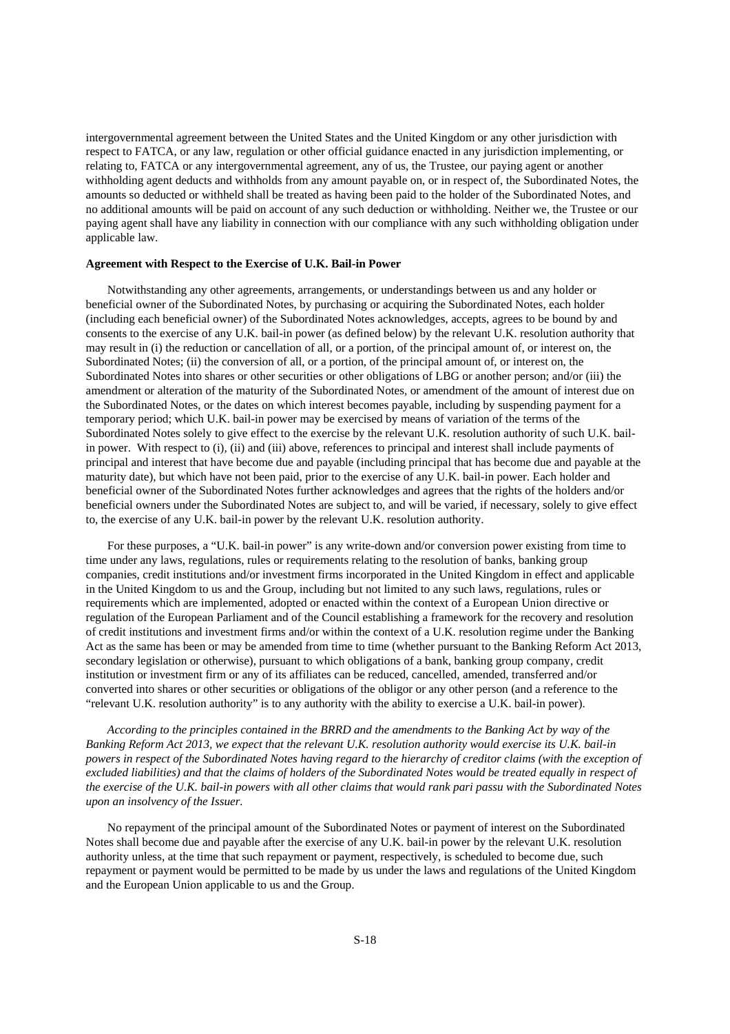intergovernmental agreement between the United States and the United Kingdom or any other jurisdiction with respect to FATCA, or any law, regulation or other official guidance enacted in any jurisdiction implementing, or relating to, FATCA or any intergovernmental agreement, any of us, the Trustee, our paying agent or another withholding agent deducts and withholds from any amount payable on, or in respect of, the Subordinated Notes, the amounts so deducted or withheld shall be treated as having been paid to the holder of the Subordinated Notes, and no additional amounts will be paid on account of any such deduction or withholding. Neither we, the Trustee or our paying agent shall have any liability in connection with our compliance with any such withholding obligation under applicable law.

**Agreement with Respect to the Exercise of U.K. Bail-in Power**

Notwithstanding any other agreements, arrangements, or understandings between us and any holder or beneficial owner of the Subordinated Notes, by purchasing or acquiring the Subordinated Notes, each holder (including each beneficial owner) of the Subordinated Notes acknowledges, accepts, agrees to be bound by and consents to the exercise of any U.K. bail-in power (as defined below) by the relevant U.K. resolution authority that may result in (i) the reduction or cancellation of all, or a portion, of the principal amount of, or interest on, the Subordinated Notes; (ii) the conversion of all, or a portion, of the principal amount of, or interest on, the Subordinated Notes into shares or other securities or other obligations of LBG or another person; and/or (iii) the amendment or alteration of the maturity of the Subordinated Notes, or amendment of the amount of interest due on the Subordinated Notes, or the dates on which interest becomes payable, including by suspending payment for a temporary period; which U.K. bail-in power may be exercised by means of variation of the terms of the Subordinated Notes solely to give effect to the exercise by the relevant U.K. resolution authority of such U.K. bail-in power. With respect to (i), (ii) and (iii) above, references to principal and interest shall include payments of principal and interest that have become due and payable (including principal that has become due and payable at the maturity date), but which have not been paid, prior to the exercise of any U.K. bail-in power. Each holder and beneficial owner of the Subordinated Notes further acknowledges and agrees that the rights of the holders and/or beneficial owners under the Subordinated Notes are subject to, and will be varied, if necessary, solely to give effect to, the exercise of any U.K. bail-in power by the relevant U.K. resolution authority.

For these purposes, a "U.K. bail-in power" is any write-down and/or conversion power existing from time to time under any laws, regulations, rules or requirements relating to the resolution of banks, banking group companies, credit institutions and/or investment firms incorporated in the United Kingdom in effect and applicable in the United Kingdom to us and the Group, including but not limited to any such laws, regulations, rules or requirements which are implemented, adopted or enacted within the context of a European Union directive or regulation of the European Parliament and of the Council establishing a framework for the recovery and resolution of credit institutions and investment firms and/or within the context of a U.K. resolution regime under the Banking Act as the same has been or may be amended from time to time (whether pursuant to the Banking Reform Act 2013, secondary legislation or otherwise), pursuant to which obligations of a bank, banking group company, credit institution or investment firm or any of its affiliates can be reduced, cancelled, amended, transferred and/or converted into shares or other securities or obligations of the obligor or any other person (and a reference to the "relevant U.K. resolution authority" is to any authority with the ability to exercise a U.K. bail-in power).

*According to the principles contained in the BRRD and the amendments to the Banking Act by way of the Banking Reform Act 2013, we expect that the relevant U.K. resolution authority would exercise its U.K. bail-in powers in respect of the Subordinated Notes having regard to the hierarchy of creditor claims (with the exception of excluded liabilities) and that the claims of holders of the Subordinated Notes would be treated equally in respect of the exercise of the U.K. bail-in powers with all other claims that would rank pari passu with the Subordinated Notes upon an insolvency of the Issuer.*

No repayment of the principal amount of the Subordinated Notes or payment of interest on the Subordinated Notes shall become due and payable after the exercise of any U.K. bail-in power by the relevant U.K. resolution authority unless, at the time that such repayment or payment, respectively, is scheduled to become due, such repayment or payment would be permitted to be made by us under the laws and regulations of the United Kingdom and the European Union applicable to us and the Group.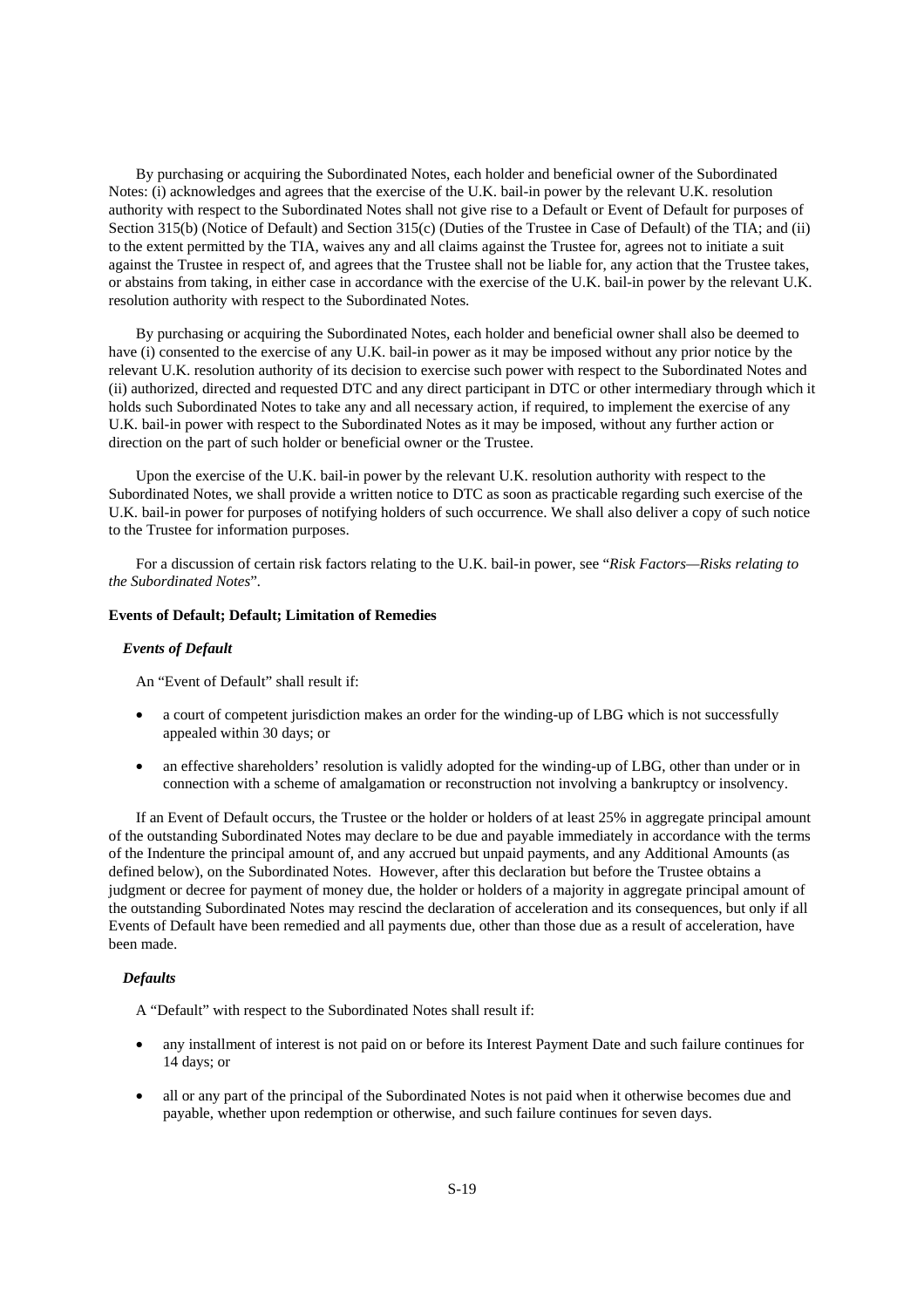By purchasing or acquiring the Subordinated Notes, each holder and beneficial owner of the Subordinated Notes: (i) acknowledges and agrees that the exercise of the U.K. bail-in power by the relevant U.K. resolution authority with respect to the Subordinated Notes shall not give rise to a Default or Event of Default for purposes of Section 315(b) (Notice of Default) and Section 315(c) (Duties of the Trustee in Case of Default) of the TIA; and (ii) to the extent permitted by the TIA, waives any and all claims against the Trustee for, agrees not to initiate a suit against the Trustee in respect of, and agrees that the Trustee shall not be liable for, any action that the Trustee takes, or abstains from taking, in either case in accordance with the exercise of the U.K. bail-in power by the relevant U.K. resolution authority with respect to the Subordinated Notes.

By purchasing or acquiring the Subordinated Notes, each holder and beneficial owner shall also be deemed to have (i) consented to the exercise of any U.K. bail-in power as it may be imposed without any prior notice by the relevant U.K. resolution authority of its decision to exercise such power with respect to the Subordinated Notes and (ii) authorized, directed and requested DTC and any direct participant in DTC or other intermediary through which it holds such Subordinated Notes to take any and all necessary action, if required, to implement the exercise of any U.K. bail-in power with respect to the Subordinated Notes as it may be imposed, without any further action or direction on the part of such holder or beneficial owner or the Trustee.

Upon the exercise of the U.K. bail-in power by the relevant U.K. resolution authority with respect to the Subordinated Notes, we shall provide a written notice to DTC as soon as practicable regarding such exercise of the U.K. bail-in power for purposes of notifying holders of such occurrence. We shall also deliver a copy of such notice to the Trustee for information purposes.

For a discussion of certain risk factors relating to the U.K. bail-in power, see "*Risk Factors—Risks relating to the Subordinated Notes*".

**Events of Default; Default; Limitation of Remedies**

***Events of Default***

An "Event of Default" shall result if:

- a court of competent jurisdiction makes an order for the winding-up of LBG which is not successfully appealed within 30 days; or
- an effective shareholders' resolution is validly adopted for the winding-up of LBG, other than under or in connection with a scheme of amalgamation or reconstruction not involving a bankruptcy or insolvency.

If an Event of Default occurs, the Trustee or the holder or holders of at least 25% in aggregate principal amount of the outstanding Subordinated Notes may declare to be due and payable immediately in accordance with the terms of the Indenture the principal amount of, and any accrued but unpaid payments, and any Additional Amounts (as defined below), on the Subordinated Notes. However, after this declaration but before the Trustee obtains a judgment or decree for payment of money due, the holder or holders of a majority in aggregate principal amount of the outstanding Subordinated Notes may rescind the declaration of acceleration and its consequences, but only if all Events of Default have been remedied and all payments due, other than those due as a result of acceleration, have been made.

***Defaults***

A "Default" with respect to the Subordinated Notes shall result if:

- any installment of interest is not paid on or before its Interest Payment Date and such failure continues for 14 days; or
- all or any part of the principal of the Subordinated Notes is not paid when it otherwise becomes due and payable, whether upon redemption or otherwise, and such failure continues for seven days.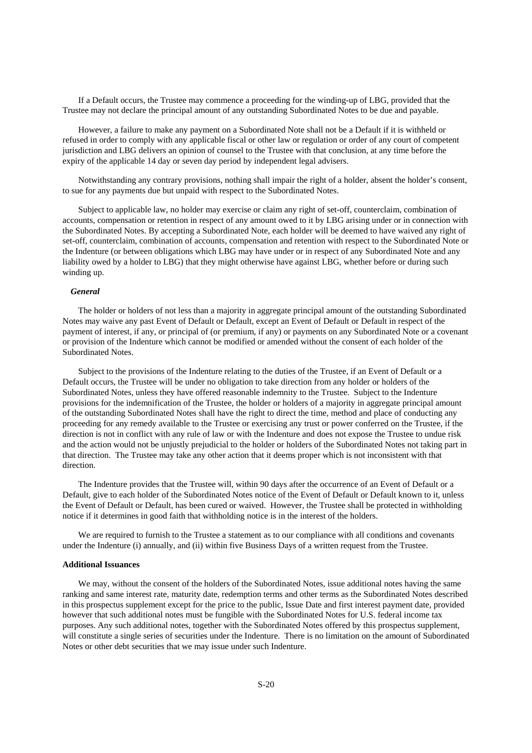If a Default occurs, the Trustee may commence a proceeding for the winding-up of LBG, provided that the Trustee may not declare the principal amount of any outstanding Subordinated Notes to be due and payable.

However, a failure to make any payment on a Subordinated Note shall not be a Default if it is withheld or refused in order to comply with any applicable fiscal or other law or regulation or order of any court of competent jurisdiction and LBG delivers an opinion of counsel to the Trustee with that conclusion, at any time before the expiry of the applicable 14 day or seven day period by independent legal advisers.

Notwithstanding any contrary provisions, nothing shall impair the right of a holder, absent the holder's consent, to sue for any payments due but unpaid with respect to the Subordinated Notes.

Subject to applicable law, no holder may exercise or claim any right of set-off, counterclaim, combination of accounts, compensation or retention in respect of any amount owed to it by LBG arising under or in connection with the Subordinated Notes. By accepting a Subordinated Note, each holder will be deemed to have waived any right of set-off, counterclaim, combination of accounts, compensation and retention with respect to the Subordinated Note or the Indenture (or between obligations which LBG may have under or in respect of any Subordinated Note and any liability owed by a holder to LBG) that they might otherwise have against LBG, whether before or during such winding up.

### *General*

The holder or holders of not less than a majority in aggregate principal amount of the outstanding Subordinated Notes may waive any past Event of Default or Default, except an Event of Default or Default in respect of the payment of interest, if any, or principal of (or premium, if any) or payments on any Subordinated Note or a covenant or provision of the Indenture which cannot be modified or amended without the consent of each holder of the Subordinated Notes.

Subject to the provisions of the Indenture relating to the duties of the Trustee, if an Event of Default or a Default occurs, the Trustee will be under no obligation to take direction from any holder or holders of the Subordinated Notes, unless they have offered reasonable indemnity to the Trustee. Subject to the Indenture provisions for the indemnification of the Trustee, the holder or holders of a majority in aggregate principal amount of the outstanding Subordinated Notes shall have the right to direct the time, method and place of conducting any proceeding for any remedy available to the Trustee or exercising any trust or power conferred on the Trustee, if the direction is not in conflict with any rule of law or with the Indenture and does not expose the Trustee to undue risk and the action would not be unjustly prejudicial to the holder or holders of the Subordinated Notes not taking part in that direction. The Trustee may take any other action that it deems proper which is not inconsistent with that direction.

The Indenture provides that the Trustee will, within 90 days after the occurrence of an Event of Default or a Default, give to each holder of the Subordinated Notes notice of the Event of Default or Default known to it, unless the Event of Default or Default, has been cured or waived. However, the Trustee shall be protected in withholding notice if it determines in good faith that withholding notice is in the interest of the holders.

We are required to furnish to the Trustee a statement as to our compliance with all conditions and covenants under the Indenture (i) annually, and (ii) within five Business Days of a written request from the Trustee.

### **Additional Issuances**

We may, without the consent of the holders of the Subordinated Notes, issue additional notes having the same ranking and same interest rate, maturity date, redemption terms and other terms as the Subordinated Notes described in this prospectus supplement except for the price to the public, Issue Date and first interest payment date, provided however that such additional notes must be fungible with the Subordinated Notes for U.S. federal income tax purposes. Any such additional notes, together with the Subordinated Notes offered by this prospectus supplement, will constitute a single series of securities under the Indenture. There is no limitation on the amount of Subordinated Notes or other debt securities that we may issue under such Indenture.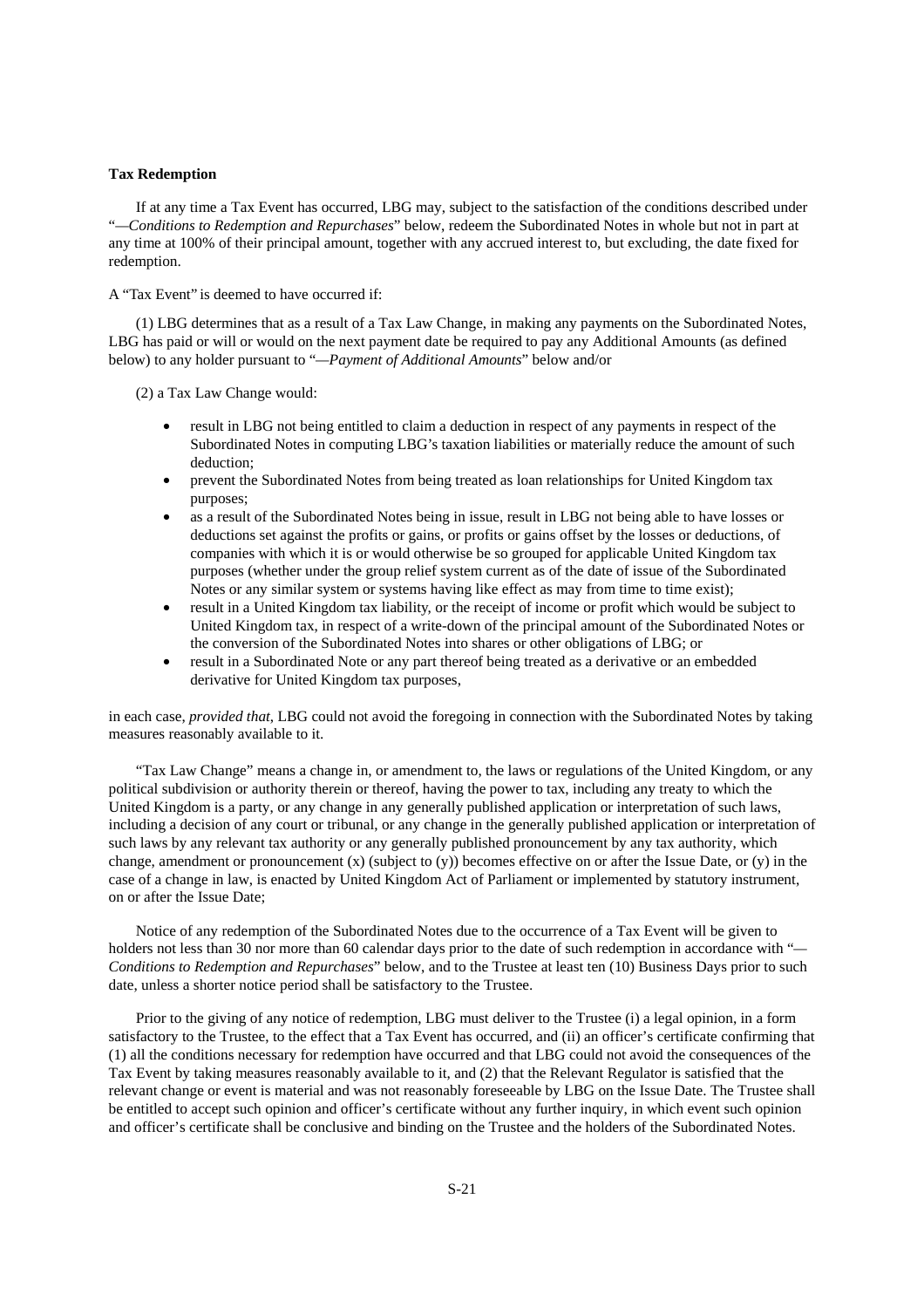**Tax Redemption**

If at any time a Tax Event has occurred, LBG may, subject to the satisfaction of the conditions described under "—*Conditions to Redemption and Repurchases*" below, redeem the Subordinated Notes in whole but not in part at any time at 100% of their principal amount, together with any accrued interest to, but excluding, the date fixed for redemption.

A "Tax Event" is deemed to have occurred if:

(1) LBG determines that as a result of a Tax Law Change, in making any payments on the Subordinated Notes, LBG has paid or will or would on the next payment date be required to pay any Additional Amounts (as defined below) to any holder pursuant to "—*Payment of Additional Amounts*" below and/or

(2) a Tax Law Change would:

- result in LBG not being entitled to claim a deduction in respect of any payments in respect of the Subordinated Notes in computing LBG's taxation liabilities or materially reduce the amount of such deduction;
- prevent the Subordinated Notes from being treated as loan relationships for United Kingdom tax purposes;
- as a result of the Subordinated Notes being in issue, result in LBG not being able to have losses or deductions set against the profits or gains, or profits or gains offset by the losses or deductions, of companies with which it is or would otherwise be so grouped for applicable United Kingdom tax purposes (whether under the group relief system current as of the date of issue of the Subordinated Notes or any similar system or systems having like effect as may from time to time exist);
- result in a United Kingdom tax liability, or the receipt of income or profit which would be subject to United Kingdom tax, in respect of a write-down of the principal amount of the Subordinated Notes or the conversion of the Subordinated Notes into shares or other obligations of LBG; or
- result in a Subordinated Note or any part thereof being treated as a derivative or an embedded derivative for United Kingdom tax purposes,

in each case, *provided that*, LBG could not avoid the foregoing in connection with the Subordinated Notes by taking measures reasonably available to it.

"Tax Law Change" means a change in, or amendment to, the laws or regulations of the United Kingdom, or any political subdivision or authority therein or thereof, having the power to tax, including any treaty to which the United Kingdom is a party, or any change in any generally published application or interpretation of such laws, including a decision of any court or tribunal, or any change in the generally published application or interpretation of such laws by any relevant tax authority or any generally published pronouncement by any tax authority, which change, amendment or pronouncement (x) (subject to (y)) becomes effective on or after the Issue Date, or (y) in the case of a change in law, is enacted by United Kingdom Act of Parliament or implemented by statutory instrument, on or after the Issue Date;

Notice of any redemption of the Subordinated Notes due to the occurrence of a Tax Event will be given to holders not less than 30 nor more than 60 calendar days prior to the date of such redemption in accordance with "—*Conditions to Redemption and Repurchases*" below, and to the Trustee at least ten (10) Business Days prior to such date, unless a shorter notice period shall be satisfactory to the Trustee.

Prior to the giving of any notice of redemption, LBG must deliver to the Trustee (i) a legal opinion, in a form satisfactory to the Trustee, to the effect that a Tax Event has occurred, and (ii) an officer's certificate confirming that (1) all the conditions necessary for redemption have occurred and that LBG could not avoid the consequences of the Tax Event by taking measures reasonably available to it, and (2) that the Relevant Regulator is satisfied that the relevant change or event is material and was not reasonably foreseeable by LBG on the Issue Date. The Trustee shall be entitled to accept such opinion and officer's certificate without any further inquiry, in which event such opinion and officer's certificate shall be conclusive and binding on the Trustee and the holders of the Subordinated Notes.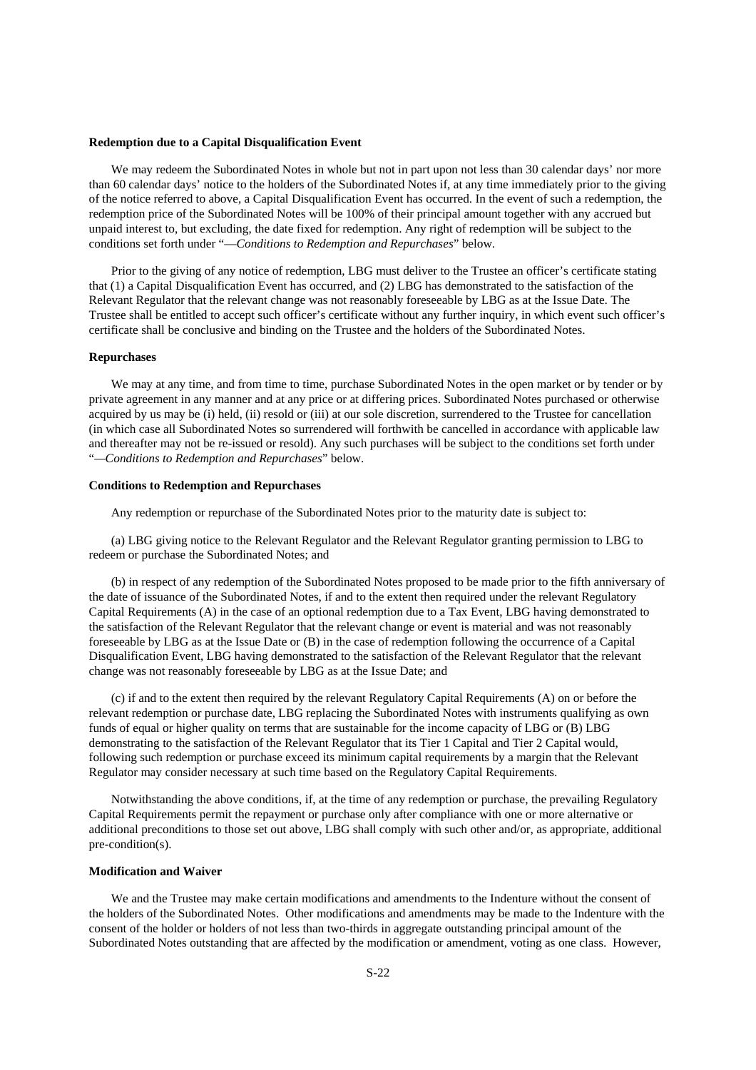**Redemption due to a Capital Disqualification Event**

We may redeem the Subordinated Notes in whole but not in part upon not less than 30 calendar days' nor more than 60 calendar days' notice to the holders of the Subordinated Notes if, at any time immediately prior to the giving of the notice referred to above, a Capital Disqualification Event has occurred. In the event of such a redemption, the redemption price of the Subordinated Notes will be 100% of their principal amount together with any accrued but unpaid interest to, but excluding, the date fixed for redemption. Any right of redemption will be subject to the conditions set forth under "*—Conditions to Redemption and Repurchases*" below.

Prior to the giving of any notice of redemption, LBG must deliver to the Trustee an officer's certificate stating that (1) a Capital Disqualification Event has occurred, and (2) LBG has demonstrated to the satisfaction of the Relevant Regulator that the relevant change was not reasonably foreseeable by LBG as at the Issue Date. The Trustee shall be entitled to accept such officer's certificate without any further inquiry, in which event such officer's certificate shall be conclusive and binding on the Trustee and the holders of the Subordinated Notes.

**Repurchases**

We may at any time, and from time to time, purchase Subordinated Notes in the open market or by tender or by private agreement in any manner and at any price or at differing prices. Subordinated Notes purchased or otherwise acquired by us may be (i) held, (ii) resold or (iii) at our sole discretion, surrendered to the Trustee for cancellation (in which case all Subordinated Notes so surrendered will forthwith be cancelled in accordance with applicable law and thereafter may not be re-issued or resold). Any such purchases will be subject to the conditions set forth under "*—Conditions to Redemption and Repurchases*" below.

**Conditions to Redemption and Repurchases**

Any redemption or repurchase of the Subordinated Notes prior to the maturity date is subject to:

(a) LBG giving notice to the Relevant Regulator and the Relevant Regulator granting permission to LBG to redeem or purchase the Subordinated Notes; and

(b) in respect of any redemption of the Subordinated Notes proposed to be made prior to the fifth anniversary of the date of issuance of the Subordinated Notes, if and to the extent then required under the relevant Regulatory Capital Requirements (A) in the case of an optional redemption due to a Tax Event, LBG having demonstrated to the satisfaction of the Relevant Regulator that the relevant change or event is material and was not reasonably foreseeable by LBG as at the Issue Date or (B) in the case of redemption following the occurrence of a Capital Disqualification Event, LBG having demonstrated to the satisfaction of the Relevant Regulator that the relevant change was not reasonably foreseeable by LBG as at the Issue Date; and

(c) if and to the extent then required by the relevant Regulatory Capital Requirements (A) on or before the relevant redemption or purchase date, LBG replacing the Subordinated Notes with instruments qualifying as own funds of equal or higher quality on terms that are sustainable for the income capacity of LBG or (B) LBG demonstrating to the satisfaction of the Relevant Regulator that its Tier 1 Capital and Tier 2 Capital would, following such redemption or purchase exceed its minimum capital requirements by a margin that the Relevant Regulator may consider necessary at such time based on the Regulatory Capital Requirements.

Notwithstanding the above conditions, if, at the time of any redemption or purchase, the prevailing Regulatory Capital Requirements permit the repayment or purchase only after compliance with one or more alternative or additional preconditions to those set out above, LBG shall comply with such other and/or, as appropriate, additional pre-condition(s).

**Modification and Waiver**

We and the Trustee may make certain modifications and amendments to the Indenture without the consent of the holders of the Subordinated Notes. Other modifications and amendments may be made to the Indenture with the consent of the holder or holders of not less than two-thirds in aggregate outstanding principal amount of the Subordinated Notes outstanding that are affected by the modification or amendment, voting as one class. However,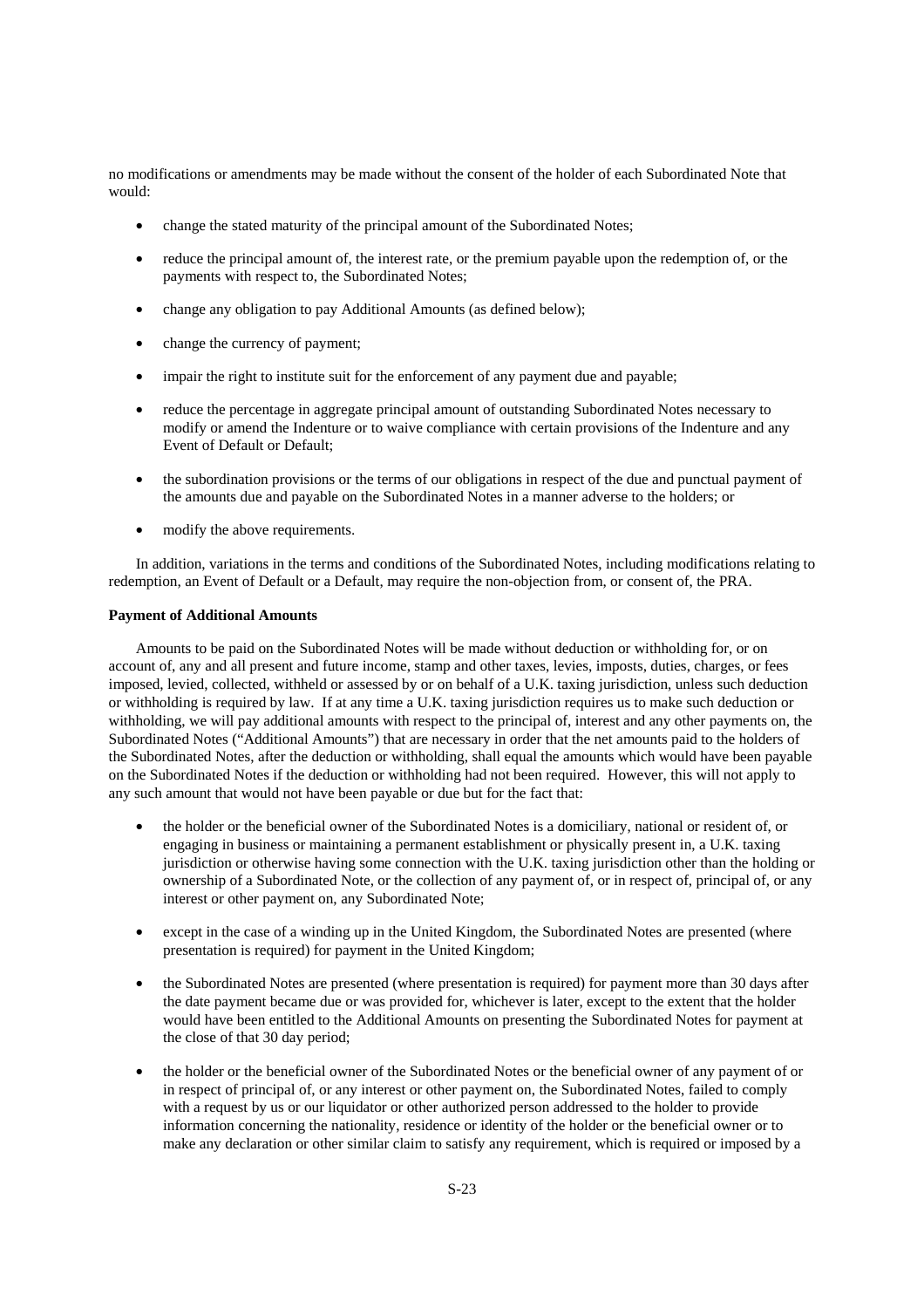no modifications or amendments may be made without the consent of the holder of each Subordinated Note that would:

- change the stated maturity of the principal amount of the Subordinated Notes;
- reduce the principal amount of, the interest rate, or the premium payable upon the redemption of, or the payments with respect to, the Subordinated Notes;
- change any obligation to pay Additional Amounts (as defined below);
- change the currency of payment;
- impair the right to institute suit for the enforcement of any payment due and payable;
- reduce the percentage in aggregate principal amount of outstanding Subordinated Notes necessary to modify or amend the Indenture or to waive compliance with certain provisions of the Indenture and any Event of Default or Default;
- the subordination provisions or the terms of our obligations in respect of the due and punctual payment of the amounts due and payable on the Subordinated Notes in a manner adverse to the holders; or
- modify the above requirements.

In addition, variations in the terms and conditions of the Subordinated Notes, including modifications relating to redemption, an Event of Default or a Default, may require the non-objection from, or consent of, the PRA.

**Payment of Additional Amounts**

Amounts to be paid on the Subordinated Notes will be made without deduction or withholding for, or on account of, any and all present and future income, stamp and other taxes, levies, imposts, duties, charges, or fees imposed, levied, collected, withheld or assessed by or on behalf of a U.K. taxing jurisdiction, unless such deduction or withholding is required by law. If at any time a U.K. taxing jurisdiction requires us to make such deduction or withholding, we will pay additional amounts with respect to the principal of, interest and any other payments on, the Subordinated Notes ("Additional Amounts") that are necessary in order that the net amounts paid to the holders of the Subordinated Notes, after the deduction or withholding, shall equal the amounts which would have been payable on the Subordinated Notes if the deduction or withholding had not been required. However, this will not apply to any such amount that would not have been payable or due but for the fact that:

- the holder or the beneficial owner of the Subordinated Notes is a domiciliary, national or resident of, or engaging in business or maintaining a permanent establishment or physically present in, a U.K. taxing jurisdiction or otherwise having some connection with the U.K. taxing jurisdiction other than the holding or ownership of a Subordinated Note, or the collection of any payment of, or in respect of, principal of, or any interest or other payment on, any Subordinated Note;
- except in the case of a winding up in the United Kingdom, the Subordinated Notes are presented (where presentation is required) for payment in the United Kingdom;
- the Subordinated Notes are presented (where presentation is required) for payment more than 30 days after the date payment became due or was provided for, whichever is later, except to the extent that the holder would have been entitled to the Additional Amounts on presenting the Subordinated Notes for payment at the close of that 30 day period;
- the holder or the beneficial owner of the Subordinated Notes or the beneficial owner of any payment of or in respect of principal of, or any interest or other payment on, the Subordinated Notes, failed to comply with a request by us or our liquidator or other authorized person addressed to the holder to provide information concerning the nationality, residence or identity of the holder or the beneficial owner or to make any declaration or other similar claim to satisfy any requirement, which is required or imposed by a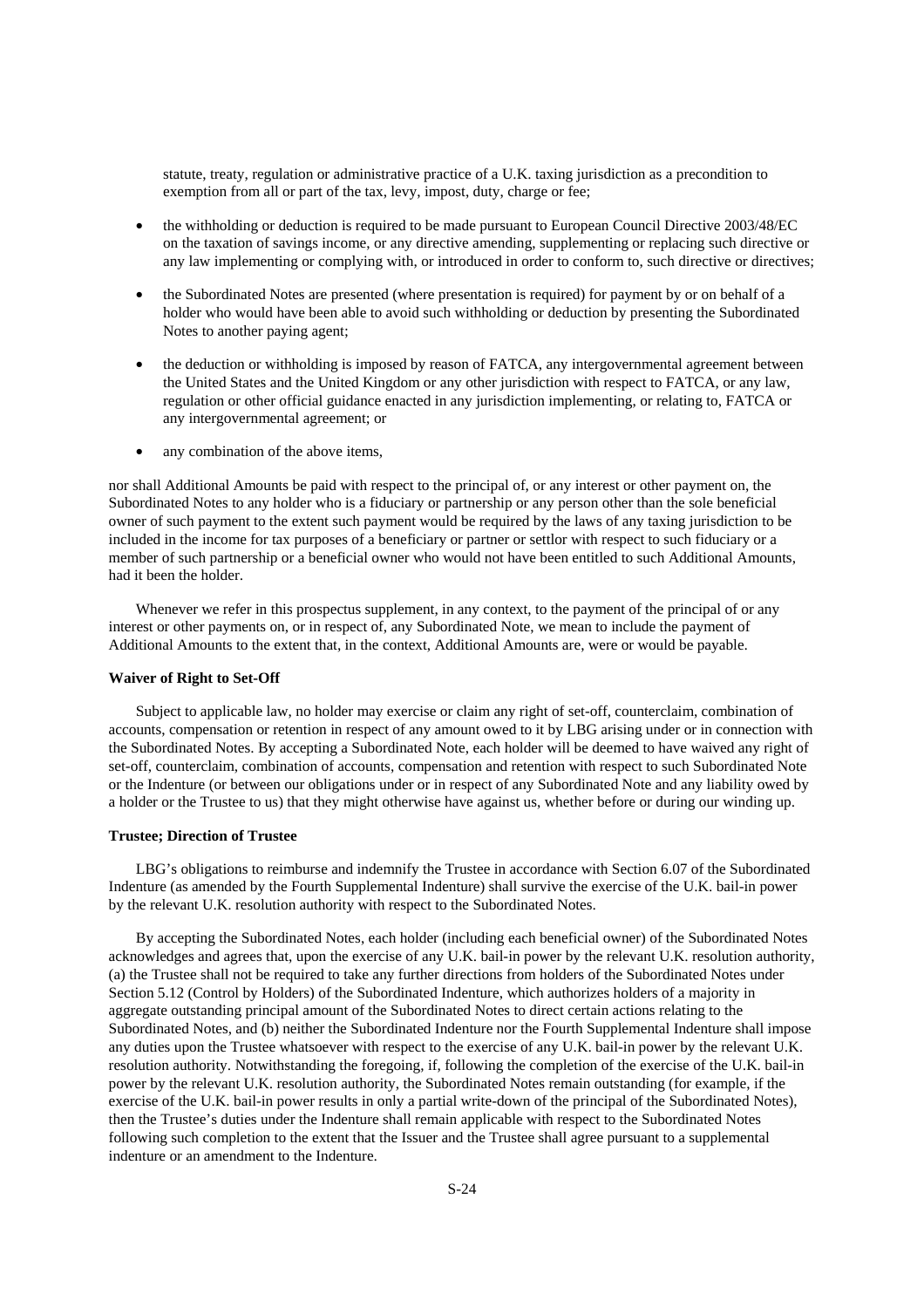statute, treaty, regulation or administrative practice of a U.K. taxing jurisdiction as a precondition to exemption from all or part of the tax, levy, impost, duty, charge or fee;

- the withholding or deduction is required to be made pursuant to European Council Directive 2003/48/EC on the taxation of savings income, or any directive amending, supplementing or replacing such directive or any law implementing or complying with, or introduced in order to conform to, such directive or directives;
- the Subordinated Notes are presented (where presentation is required) for payment by or on behalf of a holder who would have been able to avoid such withholding or deduction by presenting the Subordinated Notes to another paying agent;
- the deduction or withholding is imposed by reason of FATCA, any intergovernmental agreement between the United States and the United Kingdom or any other jurisdiction with respect to FATCA, or any law, regulation or other official guidance enacted in any jurisdiction implementing, or relating to, FATCA or any intergovernmental agreement; or
- any combination of the above items,

nor shall Additional Amounts be paid with respect to the principal of, or any interest or other payment on, the Subordinated Notes to any holder who is a fiduciary or partnership or any person other than the sole beneficial owner of such payment to the extent such payment would be required by the laws of any taxing jurisdiction to be included in the income for tax purposes of a beneficiary or partner or settlor with respect to such fiduciary or a member of such partnership or a beneficial owner who would not have been entitled to such Additional Amounts, had it been the holder.

Whenever we refer in this prospectus supplement, in any context, to the payment of the principal of or any interest or other payments on, or in respect of, any Subordinated Note, we mean to include the payment of Additional Amounts to the extent that, in the context, Additional Amounts are, were or would be payable.

**Waiver of Right to Set-Off**

Subject to applicable law, no holder may exercise or claim any right of set-off, counterclaim, combination of accounts, compensation or retention in respect of any amount owed to it by LBG arising under or in connection with the Subordinated Notes. By accepting a Subordinated Note, each holder will be deemed to have waived any right of set-off, counterclaim, combination of accounts, compensation and retention with respect to such Subordinated Note or the Indenture (or between our obligations under or in respect of any Subordinated Note and any liability owed by a holder or the Trustee to us) that they might otherwise have against us, whether before or during our winding up.

**Trustee; Direction of Trustee**

LBG's obligations to reimburse and indemnify the Trustee in accordance with Section 6.07 of the Subordinated Indenture (as amended by the Fourth Supplemental Indenture) shall survive the exercise of the U.K. bail-in power by the relevant U.K. resolution authority with respect to the Subordinated Notes.

By accepting the Subordinated Notes, each holder (including each beneficial owner) of the Subordinated Notes acknowledges and agrees that, upon the exercise of any U.K. bail-in power by the relevant U.K. resolution authority, (a) the Trustee shall not be required to take any further directions from holders of the Subordinated Notes under Section 5.12 (Control by Holders) of the Subordinated Indenture, which authorizes holders of a majority in aggregate outstanding principal amount of the Subordinated Notes to direct certain actions relating to the Subordinated Notes, and (b) neither the Subordinated Indenture nor the Fourth Supplemental Indenture shall impose any duties upon the Trustee whatsoever with respect to the exercise of any U.K. bail-in power by the relevant U.K. resolution authority. Notwithstanding the foregoing, if, following the completion of the exercise of the U.K. bail-in power by the relevant U.K. resolution authority, the Subordinated Notes remain outstanding (for example, if the exercise of the U.K. bail-in power results in only a partial write-down of the principal of the Subordinated Notes), then the Trustee's duties under the Indenture shall remain applicable with respect to the Subordinated Notes following such completion to the extent that the Issuer and the Trustee shall agree pursuant to a supplemental indenture or an amendment to the Indenture.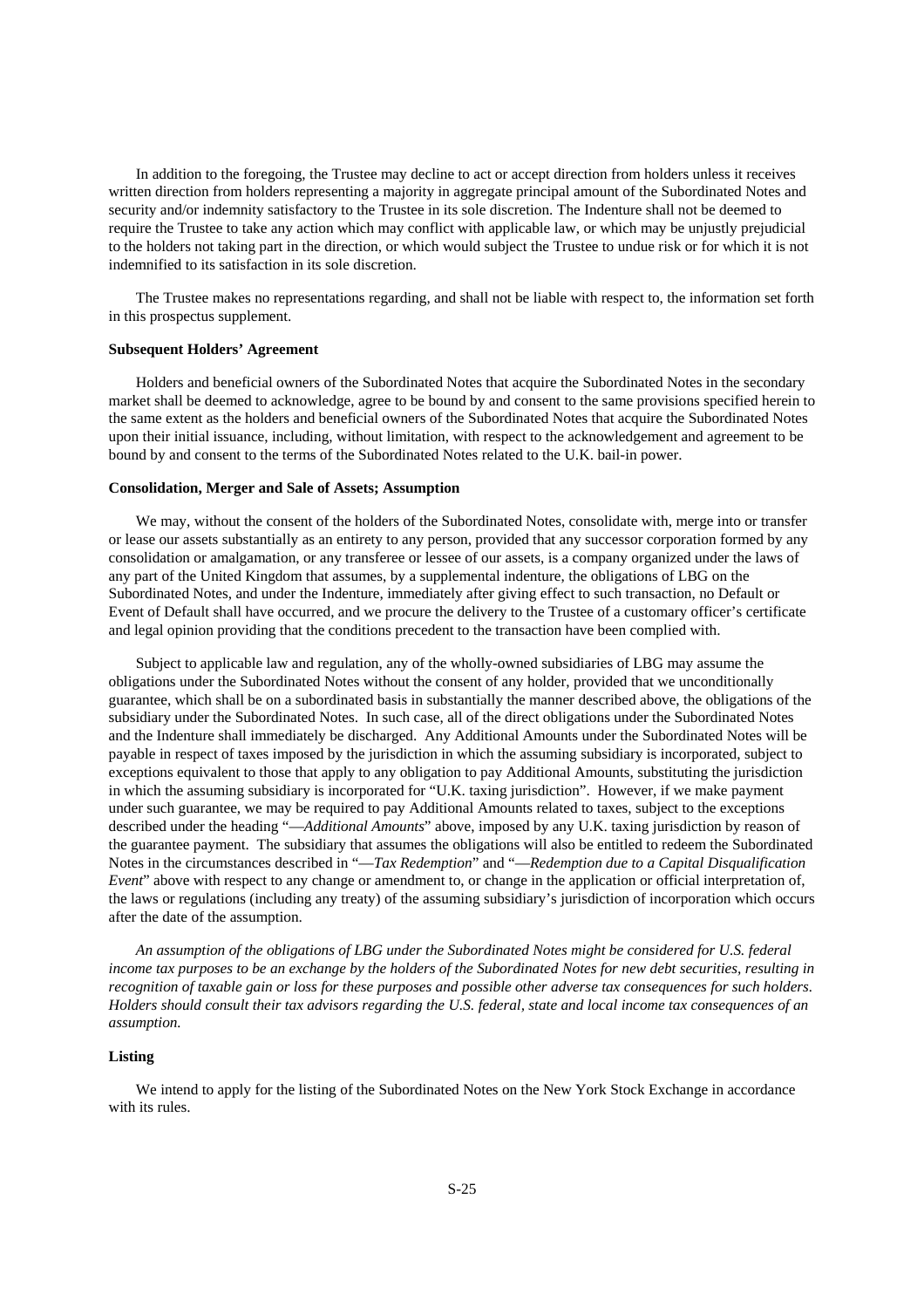In addition to the foregoing, the Trustee may decline to act or accept direction from holders unless it receives written direction from holders representing a majority in aggregate principal amount of the Subordinated Notes and security and/or indemnity satisfactory to the Trustee in its sole discretion. The Indenture shall not be deemed to require the Trustee to take any action which may conflict with applicable law, or which may be unjustly prejudicial to the holders not taking part in the direction, or which would subject the Trustee to undue risk or for which it is not indemnified to its satisfaction in its sole discretion.

The Trustee makes no representations regarding, and shall not be liable with respect to, the information set forth in this prospectus supplement.

**Subsequent Holders' Agreement**

Holders and beneficial owners of the Subordinated Notes that acquire the Subordinated Notes in the secondary market shall be deemed to acknowledge, agree to be bound by and consent to the same provisions specified herein to the same extent as the holders and beneficial owners of the Subordinated Notes that acquire the Subordinated Notes upon their initial issuance, including, without limitation, with respect to the acknowledgement and agreement to be bound by and consent to the terms of the Subordinated Notes related to the U.K. bail-in power.

**Consolidation, Merger and Sale of Assets; Assumption**

We may, without the consent of the holders of the Subordinated Notes, consolidate with, merge into or transfer or lease our assets substantially as an entirety to any person, provided that any successor corporation formed by any consolidation or amalgamation, or any transferee or lessee of our assets, is a company organized under the laws of any part of the United Kingdom that assumes, by a supplemental indenture, the obligations of LBG on the Subordinated Notes, and under the Indenture, immediately after giving effect to such transaction, no Default or Event of Default shall have occurred, and we procure the delivery to the Trustee of a customary officer's certificate and legal opinion providing that the conditions precedent to the transaction have been complied with.

Subject to applicable law and regulation, any of the wholly-owned subsidiaries of LBG may assume the obligations under the Subordinated Notes without the consent of any holder, provided that we unconditionally guarantee, which shall be on a subordinated basis in substantially the manner described above, the obligations of the subsidiary under the Subordinated Notes. In such case, all of the direct obligations under the Subordinated Notes and the Indenture shall immediately be discharged. Any Additional Amounts under the Subordinated Notes will be payable in respect of taxes imposed by the jurisdiction in which the assuming subsidiary is incorporated, subject to exceptions equivalent to those that apply to any obligation to pay Additional Amounts, substituting the jurisdiction in which the assuming subsidiary is incorporated for "U.K. taxing jurisdiction". However, if we make payment under such guarantee, we may be required to pay Additional Amounts related to taxes, subject to the exceptions described under the heading "—*Additional Amounts*" above, imposed by any U.K. taxing jurisdiction by reason of the guarantee payment. The subsidiary that assumes the obligations will also be entitled to redeem the Subordinated Notes in the circumstances described in "—*Tax Redemption*" and "—*Redemption due to a Capital Disqualification Event*" above with respect to any change or amendment to, or change in the application or official interpretation of, the laws or regulations (including any treaty) of the assuming subsidiary's jurisdiction of incorporation which occurs after the date of the assumption.

*An assumption of the obligations of LBG under the Subordinated Notes might be considered for U.S. federal income tax purposes to be an exchange by the holders of the Subordinated Notes for new debt securities, resulting in recognition of taxable gain or loss for these purposes and possible other adverse tax consequences for such holders. Holders should consult their tax advisors regarding the U.S. federal, state and local income tax consequences of an assumption.*

**Listing**

We intend to apply for the listing of the Subordinated Notes on the New York Stock Exchange in accordance with its rules.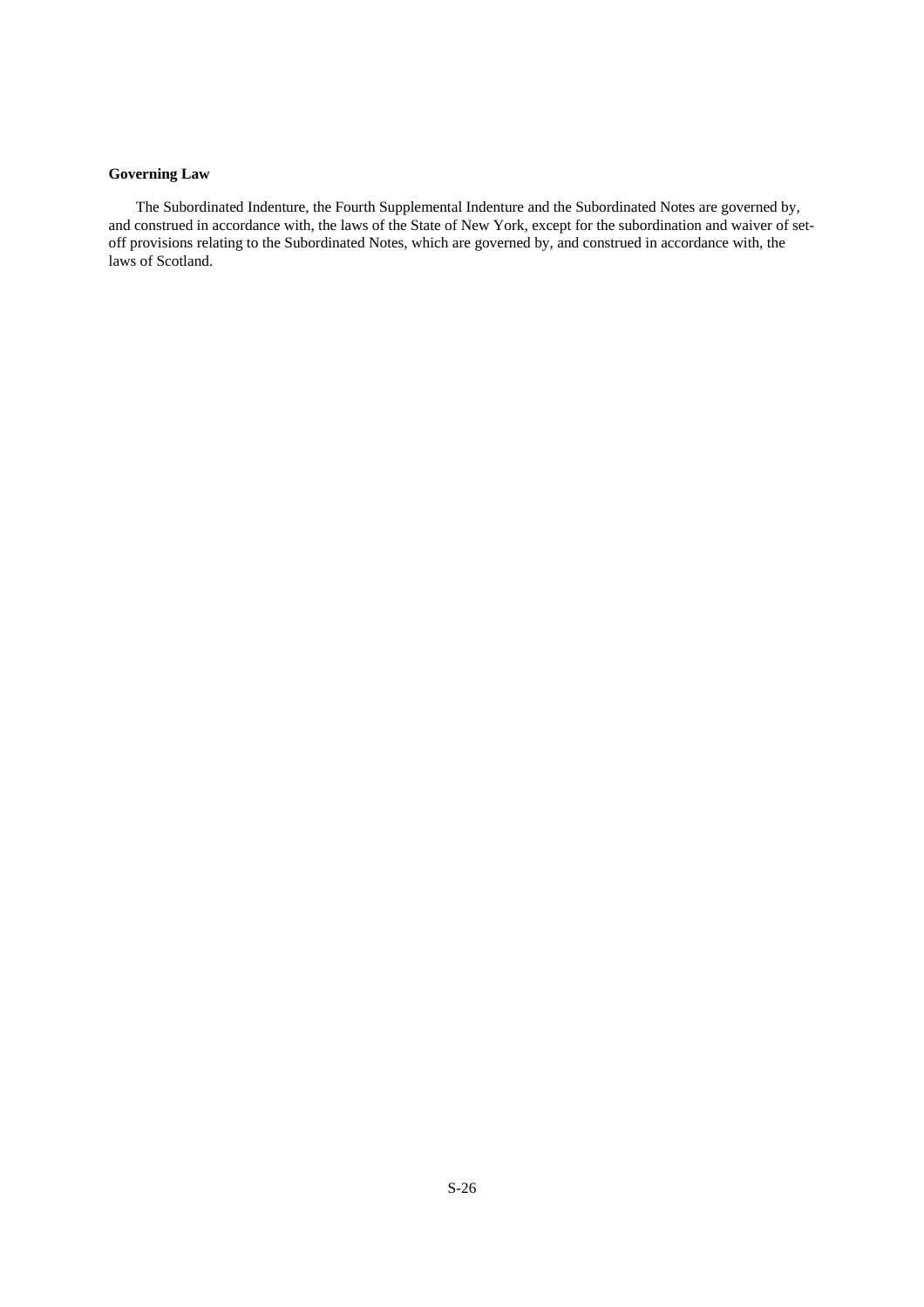**Governing Law**

The Subordinated Indenture, the Fourth Supplemental Indenture and the Subordinated Notes are governed by, and construed in accordance with, the laws of the State of New York, except for the subordination and waiver of set-off provisions relating to the Subordinated Notes, which are governed by, and construed in accordance with, the laws of Scotland.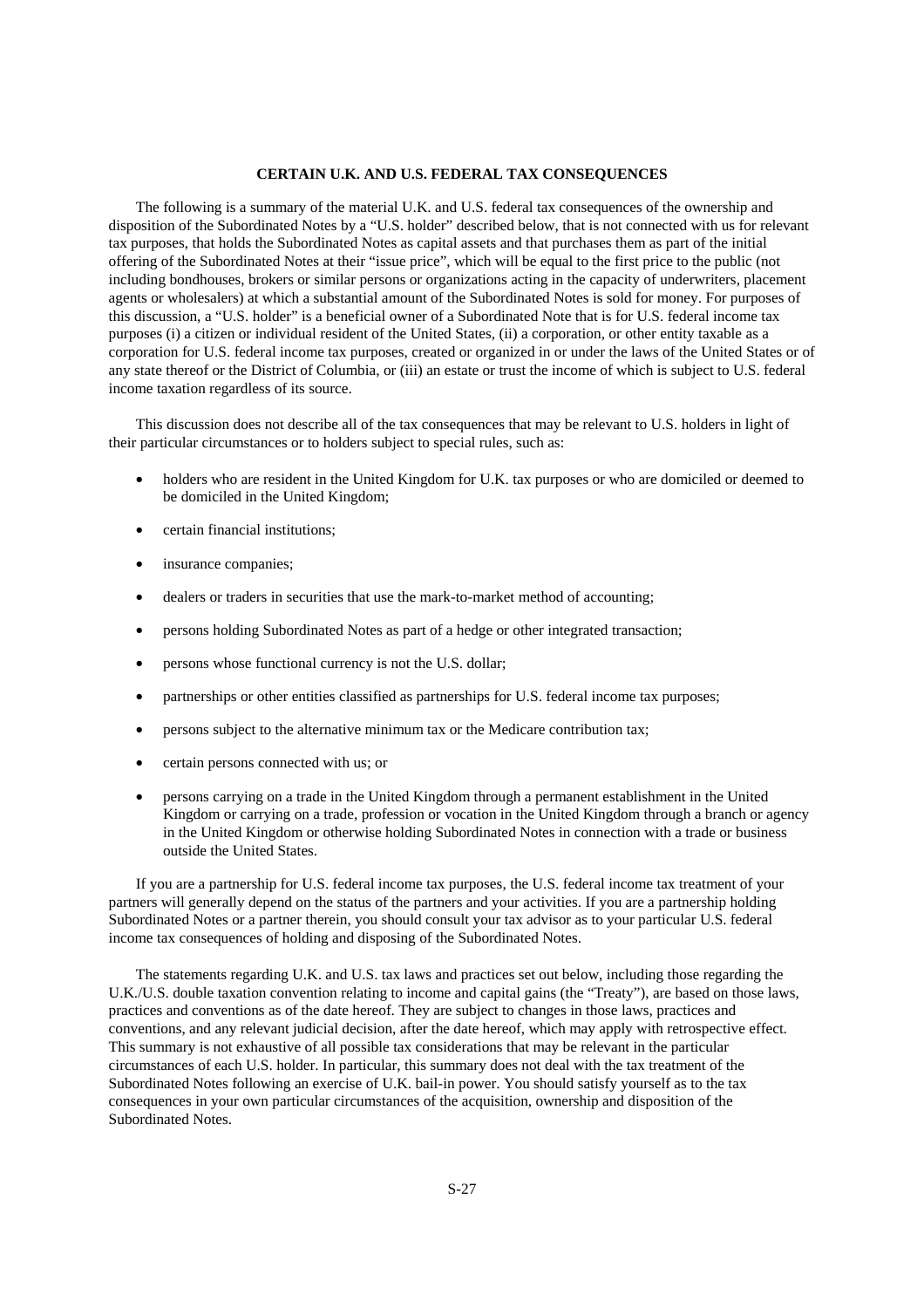## CERTAIN U.K. AND U.S. FEDERAL TAX CONSEQUENCES

The following is a summary of the material U.K. and U.S. federal tax consequences of the ownership and disposition of the Subordinated Notes by a "U.S. holder" described below, that is not connected with us for relevant tax purposes, that holds the Subordinated Notes as capital assets and that purchases them as part of the initial offering of the Subordinated Notes at their "issue price", which will be equal to the first price to the public (not including bondhouses, brokers or similar persons or organizations acting in the capacity of underwriters, placement agents or wholesalers) at which a substantial amount of the Subordinated Notes is sold for money. For purposes of this discussion, a "U.S. holder" is a beneficial owner of a Subordinated Note that is for U.S. federal income tax purposes (i) a citizen or individual resident of the United States, (ii) a corporation, or other entity taxable as a corporation for U.S. federal income tax purposes, created or organized in or under the laws of the United States or of any state thereof or the District of Columbia, or (iii) an estate or trust the income of which is subject to U.S. federal income taxation regardless of its source.

This discussion does not describe all of the tax consequences that may be relevant to U.S. holders in light of their particular circumstances or to holders subject to special rules, such as:

- holders who are resident in the United Kingdom for U.K. tax purposes or who are domiciled or deemed to be domiciled in the United Kingdom;
- certain financial institutions;
- insurance companies;
- dealers or traders in securities that use the mark-to-market method of accounting;
- persons holding Subordinated Notes as part of a hedge or other integrated transaction;
- persons whose functional currency is not the U.S. dollar;
- partnerships or other entities classified as partnerships for U.S. federal income tax purposes;
- persons subject to the alternative minimum tax or the Medicare contribution tax;
- certain persons connected with us; or
- persons carrying on a trade in the United Kingdom through a permanent establishment in the United Kingdom or carrying on a trade, profession or vocation in the United Kingdom through a branch or agency in the United Kingdom or otherwise holding Subordinated Notes in connection with a trade or business outside the United States.

If you are a partnership for U.S. federal income tax purposes, the U.S. federal income tax treatment of your partners will generally depend on the status of the partners and your activities. If you are a partnership holding Subordinated Notes or a partner therein, you should consult your tax advisor as to your particular U.S. federal income tax consequences of holding and disposing of the Subordinated Notes.

The statements regarding U.K. and U.S. tax laws and practices set out below, including those regarding the U.K./U.S. double taxation convention relating to income and capital gains (the "Treaty"), are based on those laws, practices and conventions as of the date hereof. They are subject to changes in those laws, practices and conventions, and any relevant judicial decision, after the date hereof, which may apply with retrospective effect. This summary is not exhaustive of all possible tax considerations that may be relevant in the particular circumstances of each U.S. holder. In particular, this summary does not deal with the tax treatment of the Subordinated Notes following an exercise of U.K. bail-in power. You should satisfy yourself as to the tax consequences in your own particular circumstances of the acquisition, ownership and disposition of the Subordinated Notes.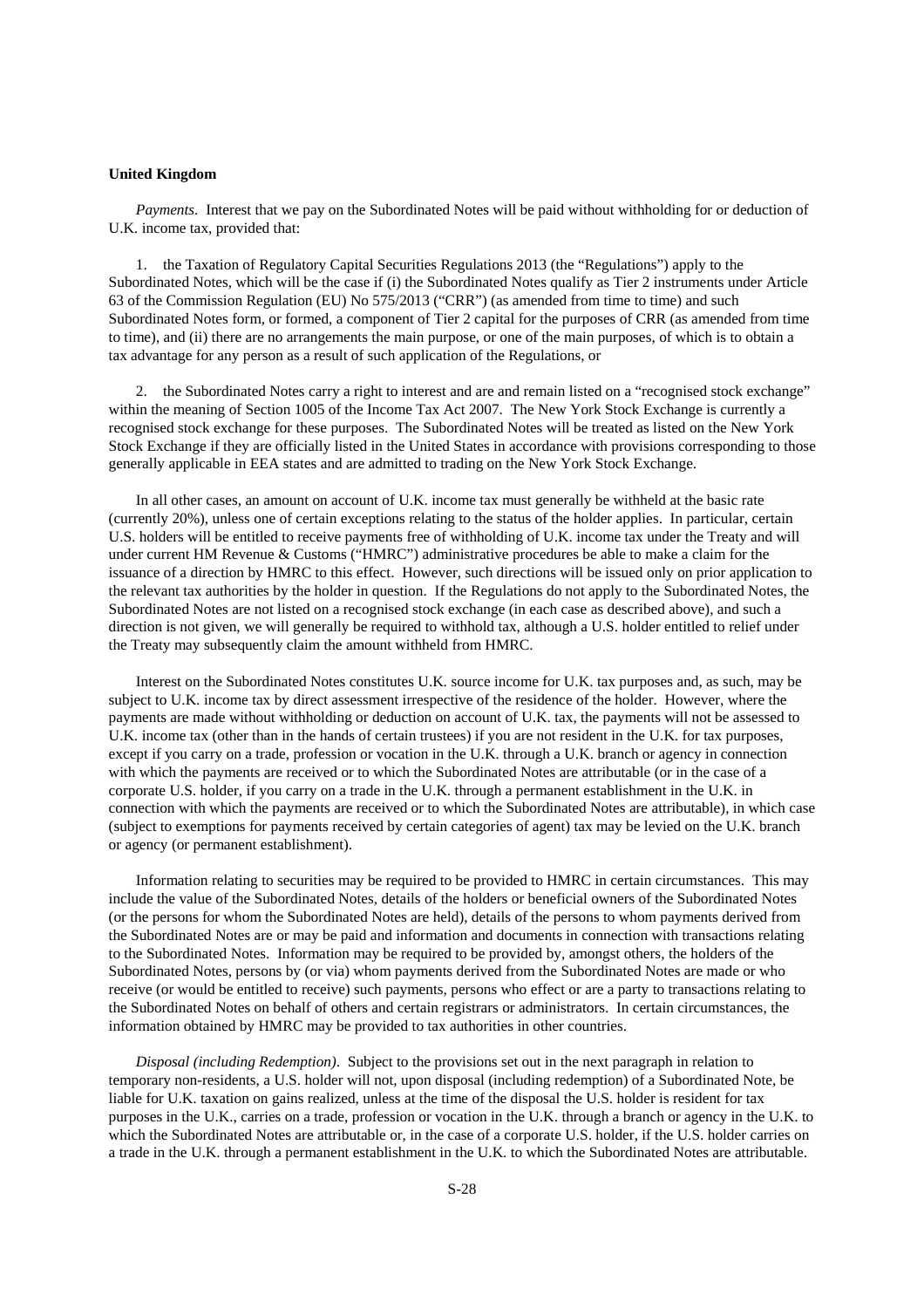**United Kingdom**

*Payments*. Interest that we pay on the Subordinated Notes will be paid without withholding for or deduction of U.K. income tax, provided that:

1. the Taxation of Regulatory Capital Securities Regulations 2013 (the "Regulations") apply to the Subordinated Notes, which will be the case if (i) the Subordinated Notes qualify as Tier 2 instruments under Article 63 of the Commission Regulation (EU) No 575/2013 ("CRR") (as amended from time to time) and such Subordinated Notes form, or formed, a component of Tier 2 capital for the purposes of CRR (as amended from time to time), and (ii) there are no arrangements the main purpose, or one of the main purposes, of which is to obtain a tax advantage for any person as a result of such application of the Regulations, or

2. the Subordinated Notes carry a right to interest and are and remain listed on a "recognised stock exchange" within the meaning of Section 1005 of the Income Tax Act 2007. The New York Stock Exchange is currently a recognised stock exchange for these purposes. The Subordinated Notes will be treated as listed on the New York Stock Exchange if they are officially listed in the United States in accordance with provisions corresponding to those generally applicable in EEA states and are admitted to trading on the New York Stock Exchange.

In all other cases, an amount on account of U.K. income tax must generally be withheld at the basic rate (currently 20%), unless one of certain exceptions relating to the status of the holder applies. In particular, certain U.S. holders will be entitled to receive payments free of withholding of U.K. income tax under the Treaty and will under current HM Revenue & Customs ("HMRC") administrative procedures be able to make a claim for the issuance of a direction by HMRC to this effect. However, such directions will be issued only on prior application to the relevant tax authorities by the holder in question. If the Regulations do not apply to the Subordinated Notes, the Subordinated Notes are not listed on a recognised stock exchange (in each case as described above), and such a direction is not given, we will generally be required to withhold tax, although a U.S. holder entitled to relief under the Treaty may subsequently claim the amount withheld from HMRC.

Interest on the Subordinated Notes constitutes U.K. source income for U.K. tax purposes and, as such, may be subject to U.K. income tax by direct assessment irrespective of the residence of the holder. However, where the payments are made without withholding or deduction on account of U.K. tax, the payments will not be assessed to U.K. income tax (other than in the hands of certain trustees) if you are not resident in the U.K. for tax purposes, except if you carry on a trade, profession or vocation in the U.K. through a U.K. branch or agency in connection with which the payments are received or to which the Subordinated Notes are attributable (or in the case of a corporate U.S. holder, if you carry on a trade in the U.K. through a permanent establishment in the U.K. in connection with which the payments are received or to which the Subordinated Notes are attributable), in which case (subject to exemptions for payments received by certain categories of agent) tax may be levied on the U.K. branch or agency (or permanent establishment).

Information relating to securities may be required to be provided to HMRC in certain circumstances. This may include the value of the Subordinated Notes, details of the holders or beneficial owners of the Subordinated Notes (or the persons for whom the Subordinated Notes are held), details of the persons to whom payments derived from the Subordinated Notes are or may be paid and information and documents in connection with transactions relating to the Subordinated Notes. Information may be required to be provided by, amongst others, the holders of the Subordinated Notes, persons by (or via) whom payments derived from the Subordinated Notes are made or who receive (or would be entitled to receive) such payments, persons who effect or are a party to transactions relating to the Subordinated Notes on behalf of others and certain registrars or administrators. In certain circumstances, the information obtained by HMRC may be provided to tax authorities in other countries.

*Disposal (including Redemption)*. Subject to the provisions set out in the next paragraph in relation to temporary non-residents, a U.S. holder will not, upon disposal (including redemption) of a Subordinated Note, be liable for U.K. taxation on gains realized, unless at the time of the disposal the U.S. holder is resident for tax purposes in the U.K., carries on a trade, profession or vocation in the U.K. through a branch or agency in the U.K. to which the Subordinated Notes are attributable or, in the case of a corporate U.S. holder, if the U.S. holder carries on a trade in the U.K. through a permanent establishment in the U.K. to which the Subordinated Notes are attributable.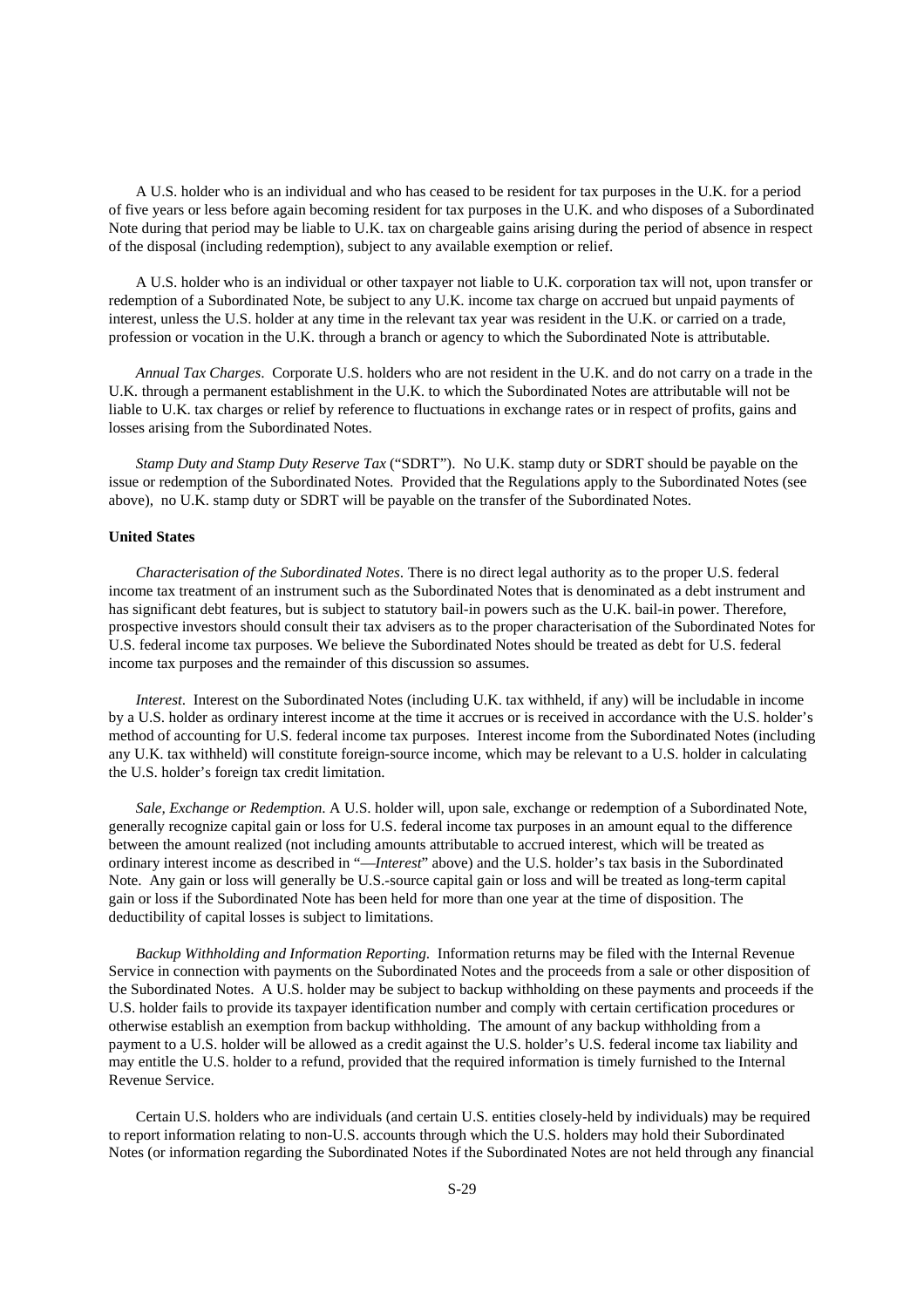A U.S. holder who is an individual and who has ceased to be resident for tax purposes in the U.K. for a period of five years or less before again becoming resident for tax purposes in the U.K. and who disposes of a Subordinated Note during that period may be liable to U.K. tax on chargeable gains arising during the period of absence in respect of the disposal (including redemption), subject to any available exemption or relief.

A U.S. holder who is an individual or other taxpayer not liable to U.K. corporation tax will not, upon transfer or redemption of a Subordinated Note, be subject to any U.K. income tax charge on accrued but unpaid payments of interest, unless the U.S. holder at any time in the relevant tax year was resident in the U.K. or carried on a trade, profession or vocation in the U.K. through a branch or agency to which the Subordinated Note is attributable.

*Annual Tax Charges*. Corporate U.S. holders who are not resident in the U.K. and do not carry on a trade in the U.K. through a permanent establishment in the U.K. to which the Subordinated Notes are attributable will not be liable to U.K. tax charges or relief by reference to fluctuations in exchange rates or in respect of profits, gains and losses arising from the Subordinated Notes.

*Stamp Duty and Stamp Duty Reserve Tax* ("SDRT"). No U.K. stamp duty or SDRT should be payable on the issue or redemption of the Subordinated Notes. Provided that the Regulations apply to the Subordinated Notes (see above), no U.K. stamp duty or SDRT will be payable on the transfer of the Subordinated Notes.

**United States**

*Characterisation of the Subordinated Notes*. There is no direct legal authority as to the proper U.S. federal income tax treatment of an instrument such as the Subordinated Notes that is denominated as a debt instrument and has significant debt features, but is subject to statutory bail-in powers such as the U.K. bail-in power. Therefore, prospective investors should consult their tax advisers as to the proper characterisation of the Subordinated Notes for U.S. federal income tax purposes. We believe the Subordinated Notes should be treated as debt for U.S. federal income tax purposes and the remainder of this discussion so assumes.

*Interest*. Interest on the Subordinated Notes (including U.K. tax withheld, if any) will be includable in income by a U.S. holder as ordinary interest income at the time it accrues or is received in accordance with the U.S. holder's method of accounting for U.S. federal income tax purposes. Interest income from the Subordinated Notes (including any U.K. tax withheld) will constitute foreign-source income, which may be relevant to a U.S. holder in calculating the U.S. holder's foreign tax credit limitation.

*Sale, Exchange or Redemption*. A U.S. holder will, upon sale, exchange or redemption of a Subordinated Note, generally recognize capital gain or loss for U.S. federal income tax purposes in an amount equal to the difference between the amount realized (not including amounts attributable to accrued interest, which will be treated as ordinary interest income as described in "—*Interest*" above) and the U.S. holder's tax basis in the Subordinated Note. Any gain or loss will generally be U.S.-source capital gain or loss and will be treated as long-term capital gain or loss if the Subordinated Note has been held for more than one year at the time of disposition. The deductibility of capital losses is subject to limitations.

*Backup Withholding and Information Reporting*. Information returns may be filed with the Internal Revenue Service in connection with payments on the Subordinated Notes and the proceeds from a sale or other disposition of the Subordinated Notes. A U.S. holder may be subject to backup withholding on these payments and proceeds if the U.S. holder fails to provide its taxpayer identification number and comply with certain certification procedures or otherwise establish an exemption from backup withholding. The amount of any backup withholding from a payment to a U.S. holder will be allowed as a credit against the U.S. holder's U.S. federal income tax liability and may entitle the U.S. holder to a refund, provided that the required information is timely furnished to the Internal Revenue Service.

Certain U.S. holders who are individuals (and certain U.S. entities closely-held by individuals) may be required to report information relating to non-U.S. accounts through which the U.S. holders may hold their Subordinated Notes (or information regarding the Subordinated Notes if the Subordinated Notes are not held through any financial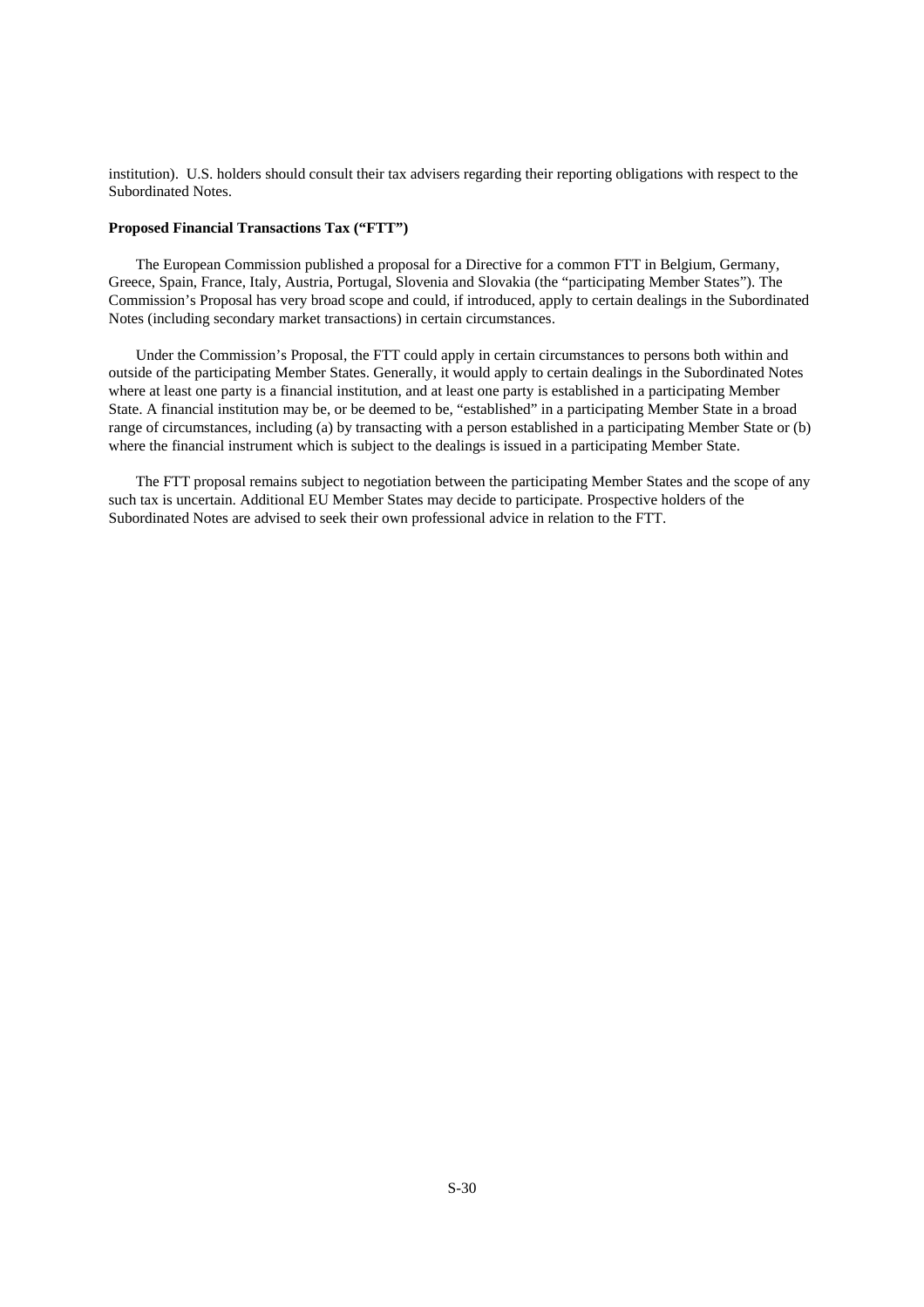institution). U.S. holders should consult their tax advisers regarding their reporting obligations with respect to the Subordinated Notes.

**Proposed Financial Transactions Tax ("FTT")**

The European Commission published a proposal for a Directive for a common FTT in Belgium, Germany, Greece, Spain, France, Italy, Austria, Portugal, Slovenia and Slovakia (the "participating Member States"). The Commission's Proposal has very broad scope and could, if introduced, apply to certain dealings in the Subordinated Notes (including secondary market transactions) in certain circumstances.

Under the Commission's Proposal, the FTT could apply in certain circumstances to persons both within and outside of the participating Member States. Generally, it would apply to certain dealings in the Subordinated Notes where at least one party is a financial institution, and at least one party is established in a participating Member State. A financial institution may be, or be deemed to be, "established" in a participating Member State in a broad range of circumstances, including (a) by transacting with a person established in a participating Member State or (b) where the financial instrument which is subject to the dealings is issued in a participating Member State.

The FTT proposal remains subject to negotiation between the participating Member States and the scope of any such tax is uncertain. Additional EU Member States may decide to participate. Prospective holders of the Subordinated Notes are advised to seek their own professional advice in relation to the FTT.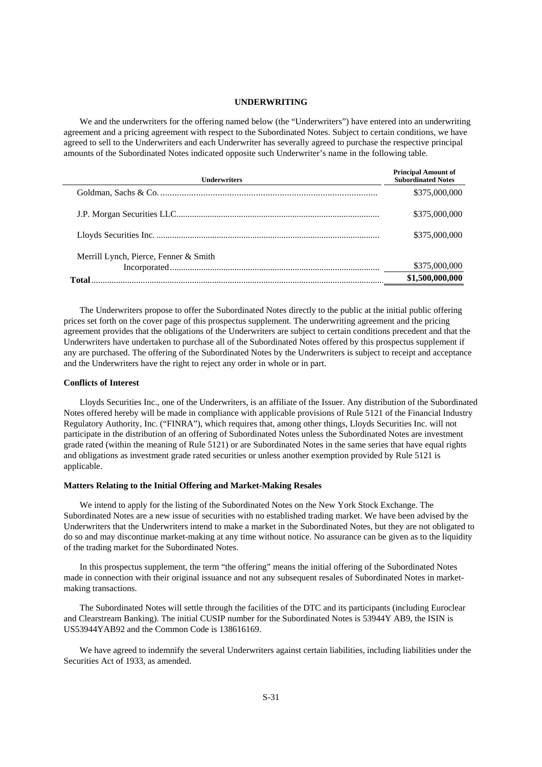# UNDERWRITING

We and the underwriters for the offering named below (the "Underwriters") have entered into an underwriting agreement and a pricing agreement with respect to the Subordinated Notes. Subject to certain conditions, we have agreed to sell to the Underwriters and each Underwriter has severally agreed to purchase the respective principal amounts of the Subordinated Notes indicated opposite such Underwriter's name in the following table.

| Underwriters | Principal Amount of Subordinated Notes |
|---|---|
| Goldman, Sachs & Co. | \$375,000,000 |
| J.P. Morgan Securities LLC | \$375,000,000 |
| Lloyds Securities Inc. | \$375,000,000 |
| Merrill Lynch, Pierce, Fenner & Smith Incorporated | \$375,000,000 |
| **Total** | **\$1,500,000,000** |

The Underwriters propose to offer the Subordinated Notes directly to the public at the initial public offering prices set forth on the cover page of this prospectus supplement. The underwriting agreement and the pricing agreement provides that the obligations of the Underwriters are subject to certain conditions precedent and that the Underwriters have undertaken to purchase all of the Subordinated Notes offered by this prospectus supplement if any are purchased. The offering of the Subordinated Notes by the Underwriters is subject to receipt and acceptance and the Underwriters have the right to reject any order in whole or in part.

### Conflicts of Interest

Lloyds Securities Inc., one of the Underwriters, is an affiliate of the Issuer. Any distribution of the Subordinated Notes offered hereby will be made in compliance with applicable provisions of Rule 5121 of the Financial Industry Regulatory Authority, Inc. ("FINRA"), which requires that, among other things, Lloyds Securities Inc. will not participate in the distribution of an offering of Subordinated Notes unless the Subordinated Notes are investment grade rated (within the meaning of Rule 5121) or are Subordinated Notes in the same series that have equal rights and obligations as investment grade rated securities or unless another exemption provided by Rule 5121 is applicable.

### Matters Relating to the Initial Offering and Market-Making Resales

We intend to apply for the listing of the Subordinated Notes on the New York Stock Exchange. The Subordinated Notes are a new issue of securities with no established trading market. We have been advised by the Underwriters that the Underwriters intend to make a market in the Subordinated Notes, but they are not obligated to do so and may discontinue market-making at any time without notice. No assurance can be given as to the liquidity of the trading market for the Subordinated Notes.

In this prospectus supplement, the term "the offering" means the initial offering of the Subordinated Notes made in connection with their original issuance and not any subsequent resales of Subordinated Notes in market-making transactions.

The Subordinated Notes will settle through the facilities of the DTC and its participants (including Euroclear and Clearstream Banking). The initial CUSIP number for the Subordinated Notes is 53944Y AB9, the ISIN is US53944YAB92 and the Common Code is 138616169.

We have agreed to indemnify the several Underwriters against certain liabilities, including liabilities under the Securities Act of 1933, as amended.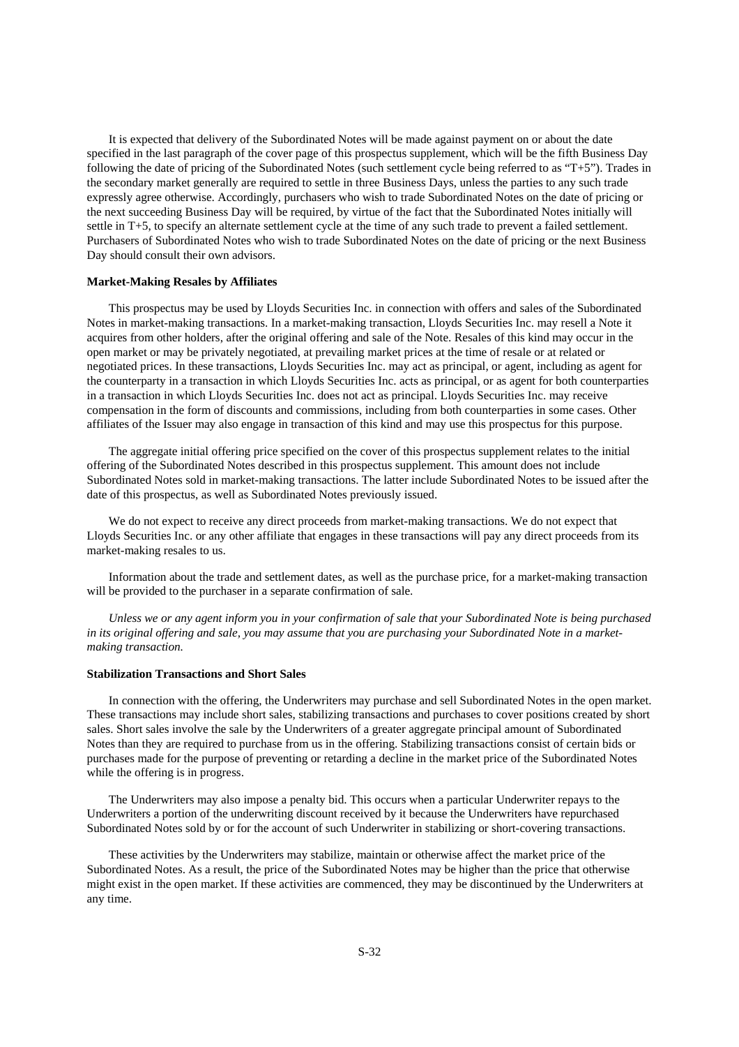It is expected that delivery of the Subordinated Notes will be made against payment on or about the date specified in the last paragraph of the cover page of this prospectus supplement, which will be the fifth Business Day following the date of pricing of the Subordinated Notes (such settlement cycle being referred to as "T+5"). Trades in the secondary market generally are required to settle in three Business Days, unless the parties to any such trade expressly agree otherwise. Accordingly, purchasers who wish to trade Subordinated Notes on the date of pricing or the next succeeding Business Day will be required, by virtue of the fact that the Subordinated Notes initially will settle in T+5, to specify an alternate settlement cycle at the time of any such trade to prevent a failed settlement. Purchasers of Subordinated Notes who wish to trade Subordinated Notes on the date of pricing or the next Business Day should consult their own advisors.

**Market-Making Resales by Affiliates**

This prospectus may be used by Lloyds Securities Inc. in connection with offers and sales of the Subordinated Notes in market-making transactions. In a market-making transaction, Lloyds Securities Inc. may resell a Note it acquires from other holders, after the original offering and sale of the Note. Resales of this kind may occur in the open market or may be privately negotiated, at prevailing market prices at the time of resale or at related or negotiated prices. In these transactions, Lloyds Securities Inc. may act as principal, or agent, including as agent for the counterparty in a transaction in which Lloyds Securities Inc. acts as principal, or as agent for both counterparties in a transaction in which Lloyds Securities Inc. does not act as principal. Lloyds Securities Inc. may receive compensation in the form of discounts and commissions, including from both counterparties in some cases. Other affiliates of the Issuer may also engage in transaction of this kind and may use this prospectus for this purpose.

The aggregate initial offering price specified on the cover of this prospectus supplement relates to the initial offering of the Subordinated Notes described in this prospectus supplement. This amount does not include Subordinated Notes sold in market-making transactions. The latter include Subordinated Notes to be issued after the date of this prospectus, as well as Subordinated Notes previously issued.

We do not expect to receive any direct proceeds from market-making transactions. We do not expect that Lloyds Securities Inc. or any other affiliate that engages in these transactions will pay any direct proceeds from its market-making resales to us.

Information about the trade and settlement dates, as well as the purchase price, for a market-making transaction will be provided to the purchaser in a separate confirmation of sale.

*Unless we or any agent inform you in your confirmation of sale that your Subordinated Note is being purchased in its original offering and sale, you may assume that you are purchasing your Subordinated Note in a market-making transaction.*

**Stabilization Transactions and Short Sales**

In connection with the offering, the Underwriters may purchase and sell Subordinated Notes in the open market. These transactions may include short sales, stabilizing transactions and purchases to cover positions created by short sales. Short sales involve the sale by the Underwriters of a greater aggregate principal amount of Subordinated Notes than they are required to purchase from us in the offering. Stabilizing transactions consist of certain bids or purchases made for the purpose of preventing or retarding a decline in the market price of the Subordinated Notes while the offering is in progress.

The Underwriters may also impose a penalty bid. This occurs when a particular Underwriter repays to the Underwriters a portion of the underwriting discount received by it because the Underwriters have repurchased Subordinated Notes sold by or for the account of such Underwriter in stabilizing or short-covering transactions.

These activities by the Underwriters may stabilize, maintain or otherwise affect the market price of the Subordinated Notes. As a result, the price of the Subordinated Notes may be higher than the price that otherwise might exist in the open market. If these activities are commenced, they may be discontinued by the Underwriters at any time.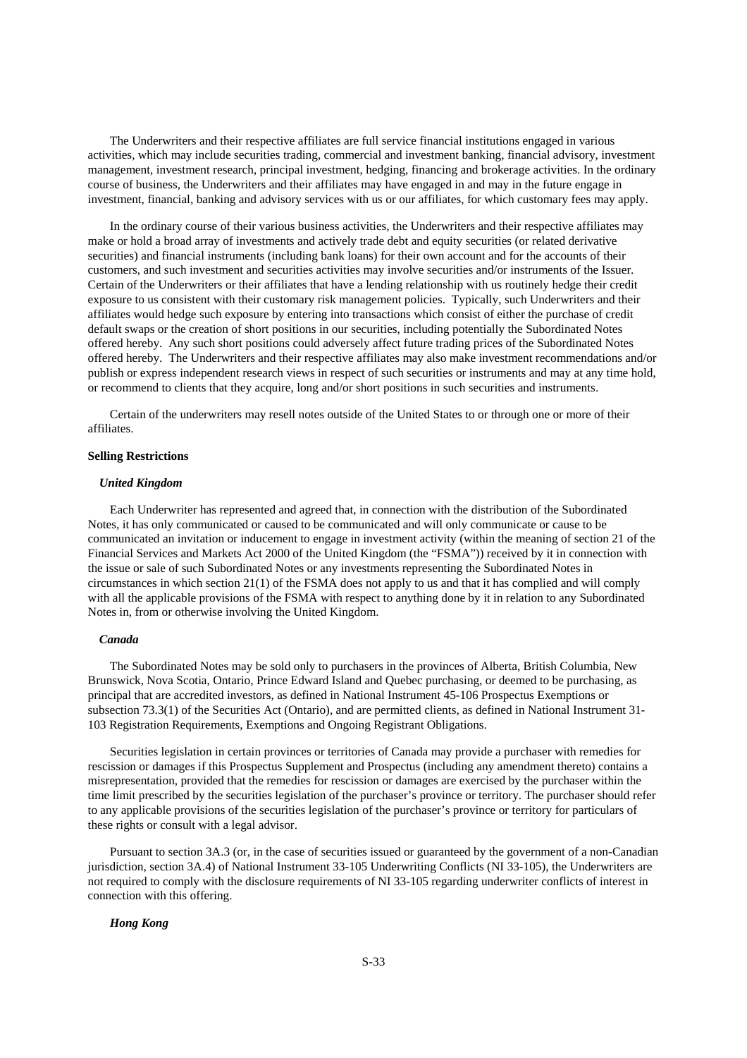The Underwriters and their respective affiliates are full service financial institutions engaged in various activities, which may include securities trading, commercial and investment banking, financial advisory, investment management, investment research, principal investment, hedging, financing and brokerage activities. In the ordinary course of business, the Underwriters and their affiliates may have engaged in and may in the future engage in investment, financial, banking and advisory services with us or our affiliates, for which customary fees may apply.

In the ordinary course of their various business activities, the Underwriters and their respective affiliates may make or hold a broad array of investments and actively trade debt and equity securities (or related derivative securities) and financial instruments (including bank loans) for their own account and for the accounts of their customers, and such investment and securities activities may involve securities and/or instruments of the Issuer. Certain of the Underwriters or their affiliates that have a lending relationship with us routinely hedge their credit exposure to us consistent with their customary risk management policies. Typically, such Underwriters and their affiliates would hedge such exposure by entering into transactions which consist of either the purchase of credit default swaps or the creation of short positions in our securities, including potentially the Subordinated Notes offered hereby. Any such short positions could adversely affect future trading prices of the Subordinated Notes offered hereby. The Underwriters and their respective affiliates may also make investment recommendations and/or publish or express independent research views in respect of such securities or instruments and may at any time hold, or recommend to clients that they acquire, long and/or short positions in such securities and instruments.

Certain of the underwriters may resell notes outside of the United States to or through one or more of their affiliates.

**Selling Restrictions**

***United Kingdom***

Each Underwriter has represented and agreed that, in connection with the distribution of the Subordinated Notes, it has only communicated or caused to be communicated and will only communicate or cause to be communicated an invitation or inducement to engage in investment activity (within the meaning of section 21 of the Financial Services and Markets Act 2000 of the United Kingdom (the "FSMA")) received by it in connection with the issue or sale of such Subordinated Notes or any investments representing the Subordinated Notes in circumstances in which section 21(1) of the FSMA does not apply to us and that it has complied and will comply with all the applicable provisions of the FSMA with respect to anything done by it in relation to any Subordinated Notes in, from or otherwise involving the United Kingdom.

***Canada***

The Subordinated Notes may be sold only to purchasers in the provinces of Alberta, British Columbia, New Brunswick, Nova Scotia, Ontario, Prince Edward Island and Quebec purchasing, or deemed to be purchasing, as principal that are accredited investors, as defined in National Instrument 45-106 Prospectus Exemptions or subsection 73.3(1) of the Securities Act (Ontario), and are permitted clients, as defined in National Instrument 31-103 Registration Requirements, Exemptions and Ongoing Registrant Obligations.

Securities legislation in certain provinces or territories of Canada may provide a purchaser with remedies for rescission or damages if this Prospectus Supplement and Prospectus (including any amendment thereto) contains a misrepresentation, provided that the remedies for rescission or damages are exercised by the purchaser within the time limit prescribed by the securities legislation of the purchaser's province or territory. The purchaser should refer to any applicable provisions of the securities legislation of the purchaser's province or territory for particulars of these rights or consult with a legal advisor.

Pursuant to section 3A.3 (or, in the case of securities issued or guaranteed by the government of a non-Canadian jurisdiction, section 3A.4) of National Instrument 33-105 Underwriting Conflicts (NI 33-105), the Underwriters are not required to comply with the disclosure requirements of NI 33-105 regarding underwriter conflicts of interest in connection with this offering.

***Hong Kong***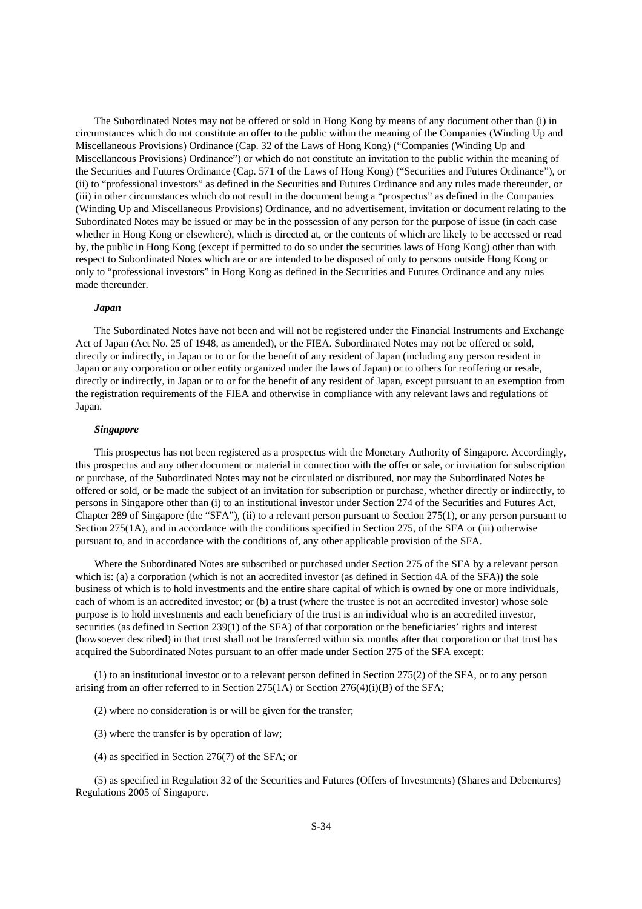The Subordinated Notes may not be offered or sold in Hong Kong by means of any document other than (i) in circumstances which do not constitute an offer to the public within the meaning of the Companies (Winding Up and Miscellaneous Provisions) Ordinance (Cap. 32 of the Laws of Hong Kong) ("Companies (Winding Up and Miscellaneous Provisions) Ordinance") or which do not constitute an invitation to the public within the meaning of the Securities and Futures Ordinance (Cap. 571 of the Laws of Hong Kong) ("Securities and Futures Ordinance"), or (ii) to "professional investors" as defined in the Securities and Futures Ordinance and any rules made thereunder, or (iii) in other circumstances which do not result in the document being a "prospectus" as defined in the Companies (Winding Up and Miscellaneous Provisions) Ordinance, and no advertisement, invitation or document relating to the Subordinated Notes may be issued or may be in the possession of any person for the purpose of issue (in each case whether in Hong Kong or elsewhere), which is directed at, or the contents of which are likely to be accessed or read by, the public in Hong Kong (except if permitted to do so under the securities laws of Hong Kong) other than with respect to Subordinated Notes which are or are intended to be disposed of only to persons outside Hong Kong or only to "professional investors" in Hong Kong as defined in the Securities and Futures Ordinance and any rules made thereunder.

***Japan***

The Subordinated Notes have not been and will not be registered under the Financial Instruments and Exchange Act of Japan (Act No. 25 of 1948, as amended), or the FIEA. Subordinated Notes may not be offered or sold, directly or indirectly, in Japan or to or for the benefit of any resident of Japan (including any person resident in Japan or any corporation or other entity organized under the laws of Japan) or to others for reoffering or resale, directly or indirectly, in Japan or to or for the benefit of any resident of Japan, except pursuant to an exemption from the registration requirements of the FIEA and otherwise in compliance with any relevant laws and regulations of Japan.

***Singapore***

This prospectus has not been registered as a prospectus with the Monetary Authority of Singapore. Accordingly, this prospectus and any other document or material in connection with the offer or sale, or invitation for subscription or purchase, of the Subordinated Notes may not be circulated or distributed, nor may the Subordinated Notes be offered or sold, or be made the subject of an invitation for subscription or purchase, whether directly or indirectly, to persons in Singapore other than (i) to an institutional investor under Section 274 of the Securities and Futures Act, Chapter 289 of Singapore (the "SFA"), (ii) to a relevant person pursuant to Section 275(1), or any person pursuant to Section 275(1A), and in accordance with the conditions specified in Section 275, of the SFA or (iii) otherwise pursuant to, and in accordance with the conditions of, any other applicable provision of the SFA.

Where the Subordinated Notes are subscribed or purchased under Section 275 of the SFA by a relevant person which is: (a) a corporation (which is not an accredited investor (as defined in Section 4A of the SFA)) the sole business of which is to hold investments and the entire share capital of which is owned by one or more individuals, each of whom is an accredited investor; or (b) a trust (where the trustee is not an accredited investor) whose sole purpose is to hold investments and each beneficiary of the trust is an individual who is an accredited investor, securities (as defined in Section 239(1) of the SFA) of that corporation or the beneficiaries' rights and interest (howsoever described) in that trust shall not be transferred within six months after that corporation or that trust has acquired the Subordinated Notes pursuant to an offer made under Section 275 of the SFA except:

(1) to an institutional investor or to a relevant person defined in Section 275(2) of the SFA, or to any person arising from an offer referred to in Section 275(1A) or Section 276(4)(i)(B) of the SFA;

(2) where no consideration is or will be given for the transfer;

(3) where the transfer is by operation of law;

(4) as specified in Section 276(7) of the SFA; or

(5) as specified in Regulation 32 of the Securities and Futures (Offers of Investments) (Shares and Debentures) Regulations 2005 of Singapore.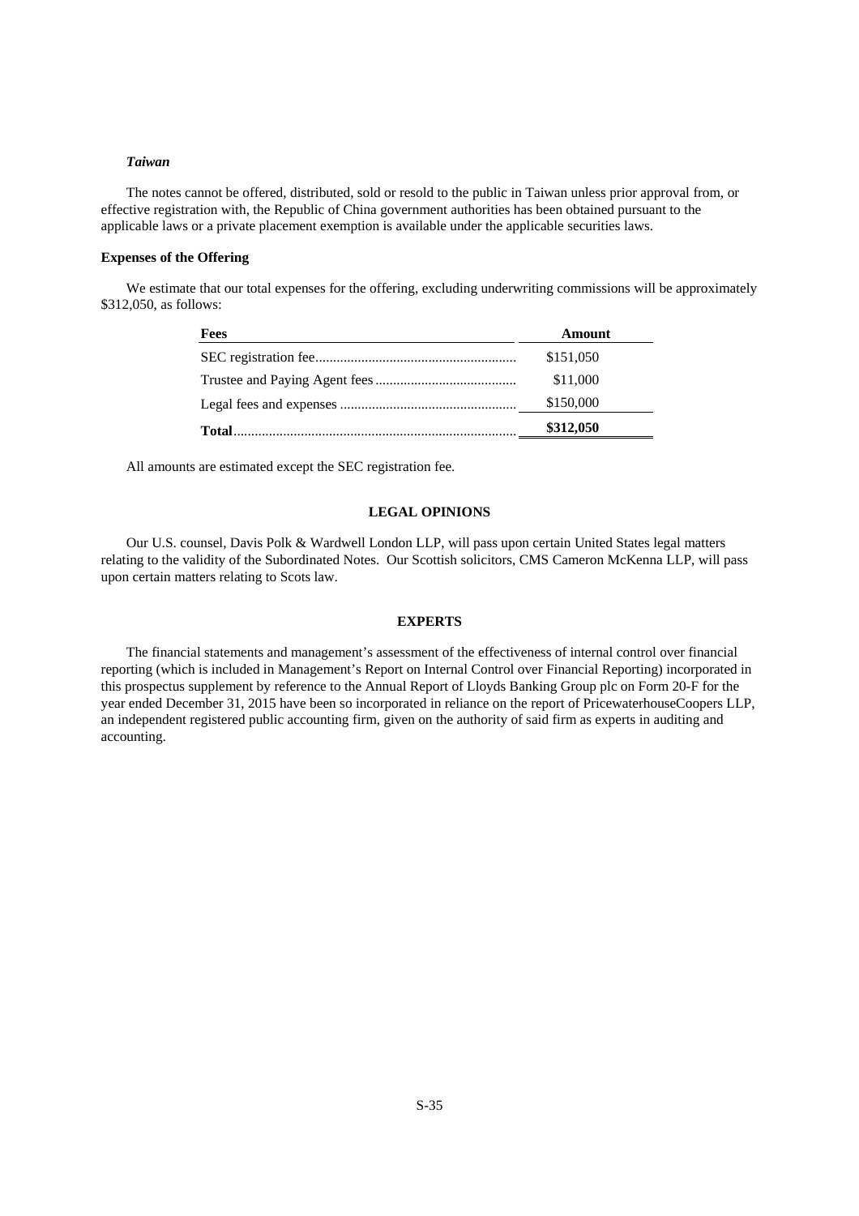*Taiwan*

The notes cannot be offered, distributed, sold or resold to the public in Taiwan unless prior approval from, or effective registration with, the Republic of China government authorities has been obtained pursuant to the applicable laws or a private placement exemption is available under the applicable securities laws.

**Expenses of the Offering**

We estimate that our total expenses for the offering, excluding underwriting commissions will be approximately $312,050, as follows:

| Fees | Amount |
|---|---|
| SEC registration fee | $151,050 |
| Trustee and Paying Agent fees | $11,000 |
| Legal fees and expenses | $150,000 |
| **Total** | **$312,050** |

All amounts are estimated except the SEC registration fee.

## LEGAL OPINIONS

Our U.S. counsel, Davis Polk & Wardwell London LLP, will pass upon certain United States legal matters relating to the validity of the Subordinated Notes. Our Scottish solicitors, CMS Cameron McKenna LLP, will pass upon certain matters relating to Scots law.

## EXPERTS

The financial statements and management's assessment of the effectiveness of internal control over financial reporting (which is included in Management's Report on Internal Control over Financial Reporting) incorporated in this prospectus supplement by reference to the Annual Report of Lloyds Banking Group plc on Form 20-F for the year ended December 31, 2015 have been so incorporated in reliance on the report of PricewaterhouseCoopers LLP, an independent registered public accounting firm, given on the authority of said firm as experts in auditing and accounting.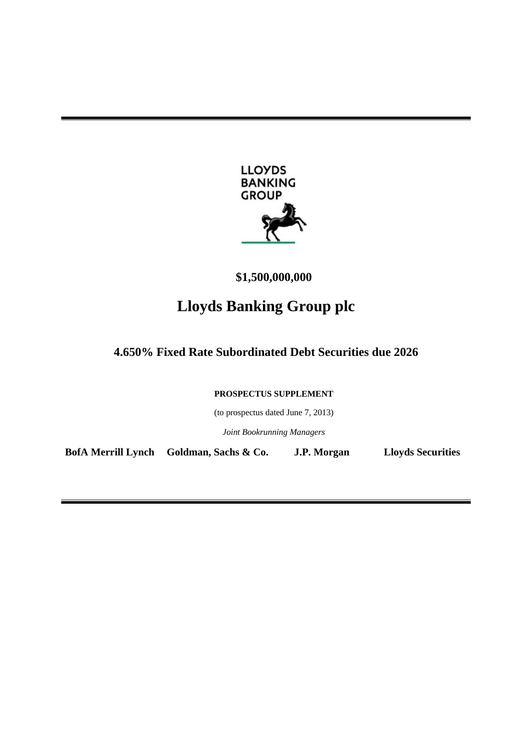**$1,500,000,000**

# Lloyds Banking Group plc

## 4.650% Fixed Rate Subordinated Debt Securities due 2026

**PROSPECTUS SUPPLEMENT**

(to prospectus dated June 7, 2013)

*Joint Bookrunning Managers*

**BofA Merrill Lynch** **Goldman, Sachs & Co.** **J.P. Morgan** **Lloyds Securities**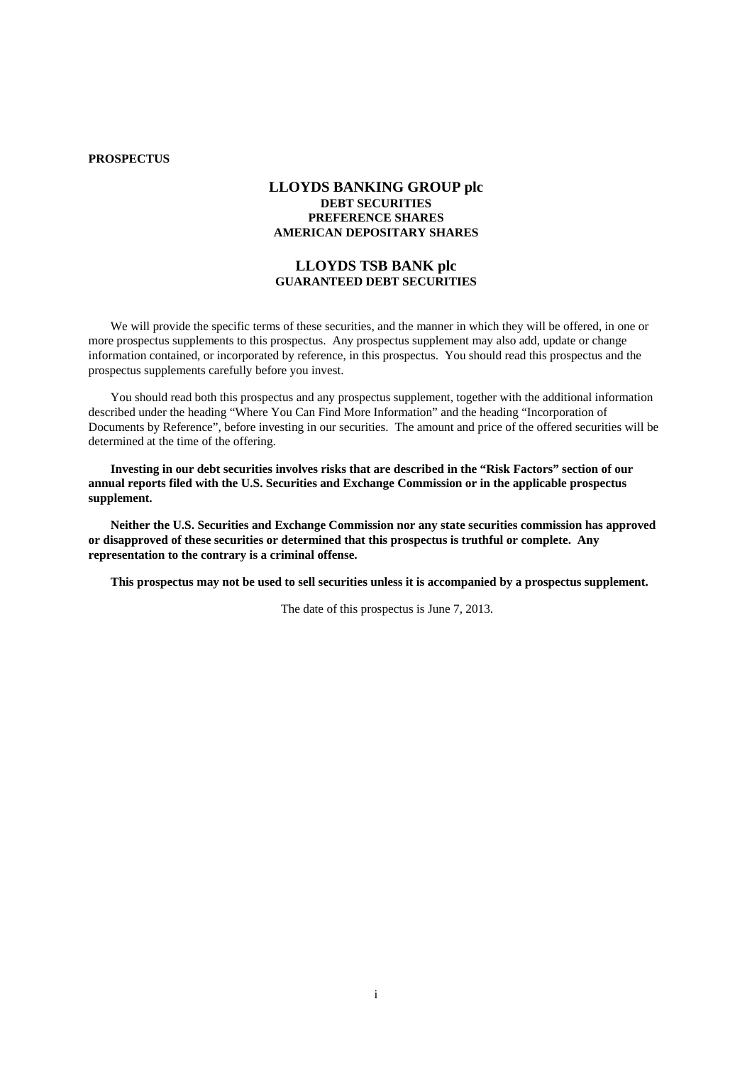**PROSPECTUS**

# LLOYDS BANKING GROUP plc

**DEBT SECURITIES**
**PREFERENCE SHARES**
**AMERICAN DEPOSITARY SHARES**

# LLOYDS TSB BANK plc

**GUARANTEED DEBT SECURITIES**

We will provide the specific terms of these securities, and the manner in which they will be offered, in one or more prospectus supplements to this prospectus. Any prospectus supplement may also add, update or change information contained, or incorporated by reference, in this prospectus. You should read this prospectus and the prospectus supplements carefully before you invest.

You should read both this prospectus and any prospectus supplement, together with the additional information described under the heading "Where You Can Find More Information" and the heading "Incorporation of Documents by Reference", before investing in our securities. The amount and price of the offered securities will be determined at the time of the offering.

**Investing in our debt securities involves risks that are described in the "Risk Factors" section of our annual reports filed with the U.S. Securities and Exchange Commission or in the applicable prospectus supplement.**

**Neither the U.S. Securities and Exchange Commission nor any state securities commission has approved or disapproved of these securities or determined that this prospectus is truthful or complete. Any representation to the contrary is a criminal offense.**

**This prospectus may not be used to sell securities unless it is accompanied by a prospectus supplement.**

The date of this prospectus is June 7, 2013.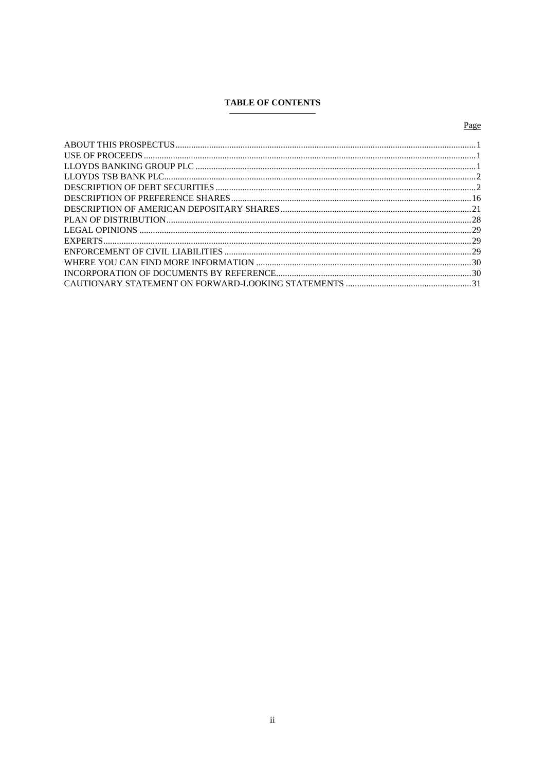# TABLE OF CONTENTS

| | Page |
|---|---|
| ABOUT THIS PROSPECTUS | 1 |
| USE OF PROCEEDS | 1 |
| LLOYDS BANKING GROUP PLC | 1 |
| LLOYDS TSB BANK PLC | 2 |
| DESCRIPTION OF DEBT SECURITIES | 2 |
| DESCRIPTION OF PREFERENCE SHARES | 16 |
| DESCRIPTION OF AMERICAN DEPOSITARY SHARES | 21 |
| PLAN OF DISTRIBUTION | 28 |
| LEGAL OPINIONS | 29 |
| EXPERTS | 29 |
| ENFORCEMENT OF CIVIL LIABILITIES | 29 |
| WHERE YOU CAN FIND MORE INFORMATION | 30 |
| INCORPORATION OF DOCUMENTS BY REFERENCE | 30 |
| CAUTIONARY STATEMENT ON FORWARD-LOOKING STATEMENTS | 31 |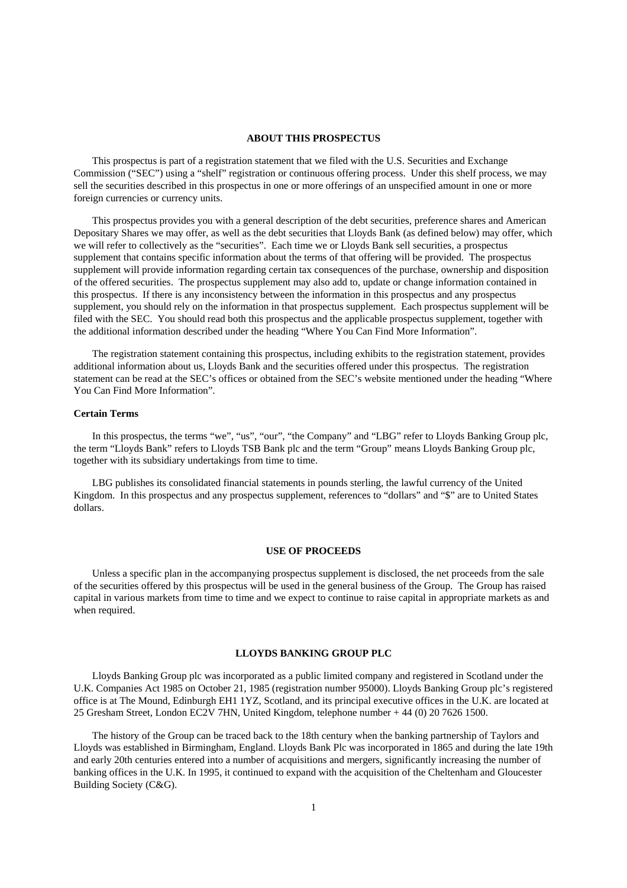## ABOUT THIS PROSPECTUS

This prospectus is part of a registration statement that we filed with the U.S. Securities and Exchange Commission ("SEC") using a "shelf" registration or continuous offering process. Under this shelf process, we may sell the securities described in this prospectus in one or more offerings of an unspecified amount in one or more foreign currencies or currency units.

This prospectus provides you with a general description of the debt securities, preference shares and American Depositary Shares we may offer, as well as the debt securities that Lloyds Bank (as defined below) may offer, which we will refer to collectively as the "securities". Each time we or Lloyds Bank sell securities, a prospectus supplement that contains specific information about the terms of that offering will be provided. The prospectus supplement will provide information regarding certain tax consequences of the purchase, ownership and disposition of the offered securities. The prospectus supplement may also add to, update or change information contained in this prospectus. If there is any inconsistency between the information in this prospectus and any prospectus supplement, you should rely on the information in that prospectus supplement. Each prospectus supplement will be filed with the SEC. You should read both this prospectus and the applicable prospectus supplement, together with the additional information described under the heading "Where You Can Find More Information".

The registration statement containing this prospectus, including exhibits to the registration statement, provides additional information about us, Lloyds Bank and the securities offered under this prospectus. The registration statement can be read at the SEC's offices or obtained from the SEC's website mentioned under the heading "Where You Can Find More Information".

### Certain Terms

In this prospectus, the terms "we", "us", "our", "the Company" and "LBG" refer to Lloyds Banking Group plc, the term "Lloyds Bank" refers to Lloyds TSB Bank plc and the term "Group" means Lloyds Banking Group plc, together with its subsidiary undertakings from time to time.

LBG publishes its consolidated financial statements in pounds sterling, the lawful currency of the United Kingdom. In this prospectus and any prospectus supplement, references to "dollars" and "$" are to United States dollars.

## USE OF PROCEEDS

Unless a specific plan in the accompanying prospectus supplement is disclosed, the net proceeds from the sale of the securities offered by this prospectus will be used in the general business of the Group. The Group has raised capital in various markets from time to time and we expect to continue to raise capital in appropriate markets as and when required.

## LLOYDS BANKING GROUP PLC

Lloyds Banking Group plc was incorporated as a public limited company and registered in Scotland under the U.K. Companies Act 1985 on October 21, 1985 (registration number 95000). Lloyds Banking Group plc's registered office is at The Mound, Edinburgh EH1 1YZ, Scotland, and its principal executive offices in the U.K. are located at 25 Gresham Street, London EC2V 7HN, United Kingdom, telephone number + 44 (0) 20 7626 1500.

The history of the Group can be traced back to the 18th century when the banking partnership of Taylors and Lloyds was established in Birmingham, England. Lloyds Bank Plc was incorporated in 1865 and during the late 19th and early 20th centuries entered into a number of acquisitions and mergers, significantly increasing the number of banking offices in the U.K. In 1995, it continued to expand with the acquisition of the Cheltenham and Gloucester Building Society (C&G).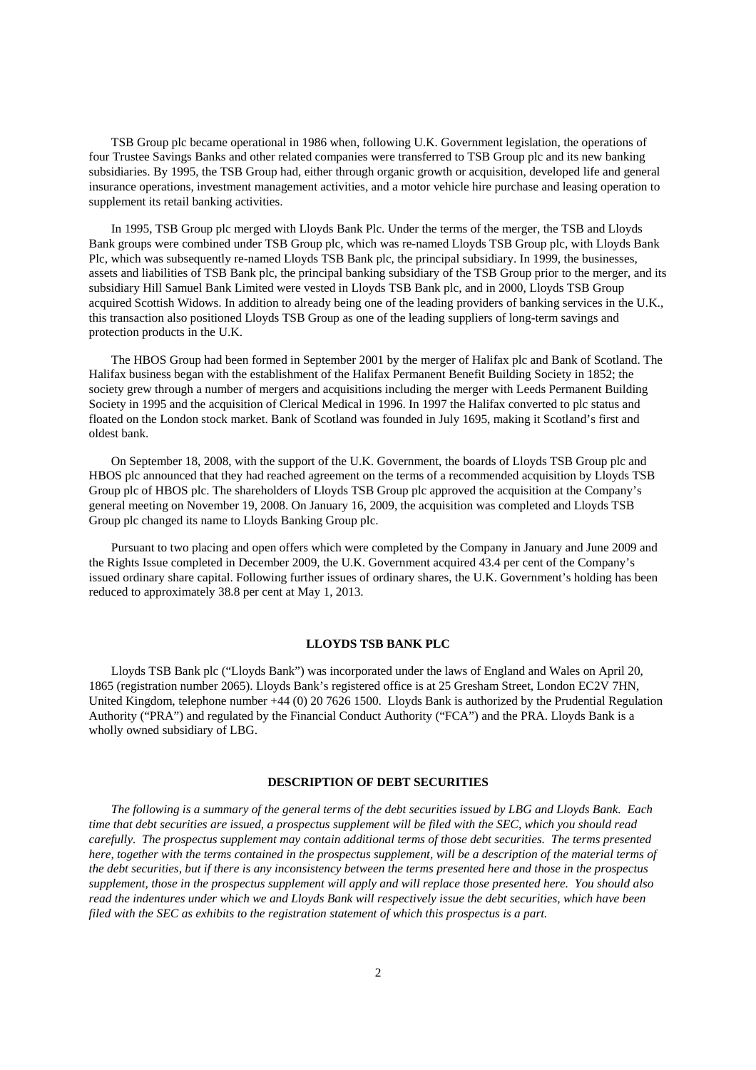TSB Group plc became operational in 1986 when, following U.K. Government legislation, the operations of four Trustee Savings Banks and other related companies were transferred to TSB Group plc and its new banking subsidiaries. By 1995, the TSB Group had, either through organic growth or acquisition, developed life and general insurance operations, investment management activities, and a motor vehicle hire purchase and leasing operation to supplement its retail banking activities.

In 1995, TSB Group plc merged with Lloyds Bank Plc. Under the terms of the merger, the TSB and Lloyds Bank groups were combined under TSB Group plc, which was re-named Lloyds TSB Group plc, with Lloyds Bank Plc, which was subsequently re-named Lloyds TSB Bank plc, the principal subsidiary. In 1999, the businesses, assets and liabilities of TSB Bank plc, the principal banking subsidiary of the TSB Group prior to the merger, and its subsidiary Hill Samuel Bank Limited were vested in Lloyds TSB Bank plc, and in 2000, Lloyds TSB Group acquired Scottish Widows. In addition to already being one of the leading providers of banking services in the U.K., this transaction also positioned Lloyds TSB Group as one of the leading suppliers of long-term savings and protection products in the U.K.

The HBOS Group had been formed in September 2001 by the merger of Halifax plc and Bank of Scotland. The Halifax business began with the establishment of the Halifax Permanent Benefit Building Society in 1852; the society grew through a number of mergers and acquisitions including the merger with Leeds Permanent Building Society in 1995 and the acquisition of Clerical Medical in 1996. In 1997 the Halifax converted to plc status and floated on the London stock market. Bank of Scotland was founded in July 1695, making it Scotland's first and oldest bank.

On September 18, 2008, with the support of the U.K. Government, the boards of Lloyds TSB Group plc and HBOS plc announced that they had reached agreement on the terms of a recommended acquisition by Lloyds TSB Group plc of HBOS plc. The shareholders of Lloyds TSB Group plc approved the acquisition at the Company's general meeting on November 19, 2008. On January 16, 2009, the acquisition was completed and Lloyds TSB Group plc changed its name to Lloyds Banking Group plc.

Pursuant to two placing and open offers which were completed by the Company in January and June 2009 and the Rights Issue completed in December 2009, the U.K. Government acquired 43.4 per cent of the Company's issued ordinary share capital. Following further issues of ordinary shares, the U.K. Government's holding has been reduced to approximately 38.8 per cent at May 1, 2013.

## LLOYDS TSB BANK PLC

Lloyds TSB Bank plc ("Lloyds Bank") was incorporated under the laws of England and Wales on April 20, 1865 (registration number 2065). Lloyds Bank's registered office is at 25 Gresham Street, London EC2V 7HN, United Kingdom, telephone number +44 (0) 20 7626 1500. Lloyds Bank is authorized by the Prudential Regulation Authority ("PRA") and regulated by the Financial Conduct Authority ("FCA") and the PRA. Lloyds Bank is a wholly owned subsidiary of LBG.

## DESCRIPTION OF DEBT SECURITIES

*The following is a summary of the general terms of the debt securities issued by LBG and Lloyds Bank. Each time that debt securities are issued, a prospectus supplement will be filed with the SEC, which you should read carefully. The prospectus supplement may contain additional terms of those debt securities. The terms presented here, together with the terms contained in the prospectus supplement, will be a description of the material terms of the debt securities, but if there is any inconsistency between the terms presented here and those in the prospectus supplement, those in the prospectus supplement will apply and will replace those presented here. You should also read the indentures under which we and Lloyds Bank will respectively issue the debt securities, which have been filed with the SEC as exhibits to the registration statement of which this prospectus is a part.*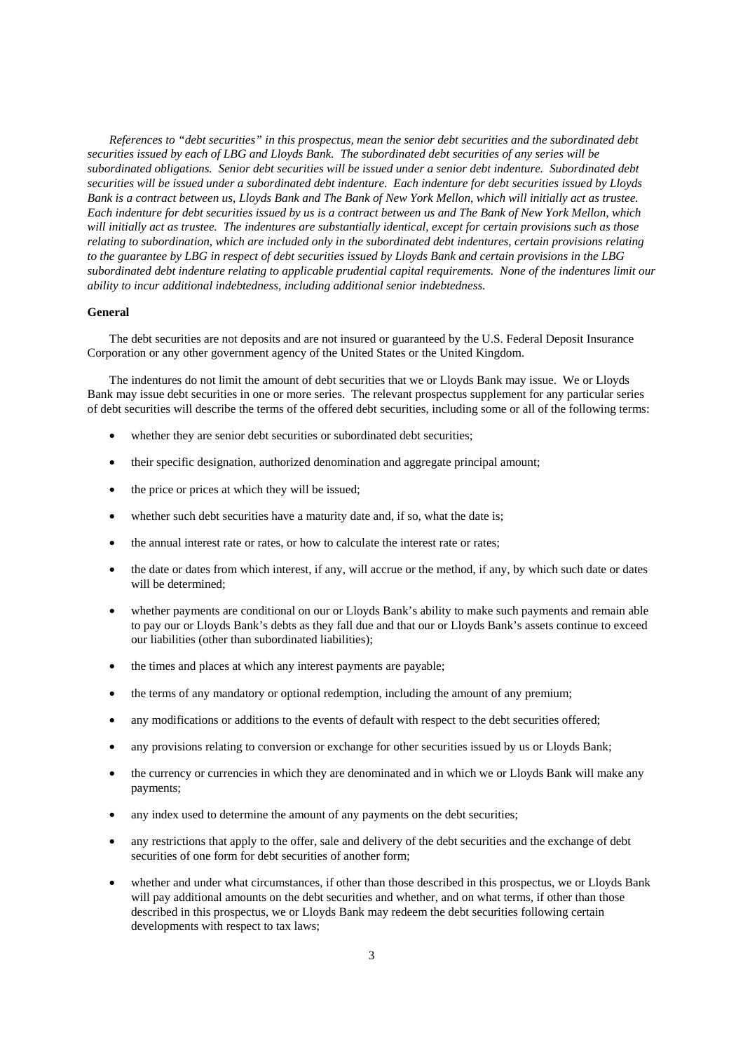*References to "debt securities" in this prospectus, mean the senior debt securities and the subordinated debt securities issued by each of LBG and Lloyds Bank. The subordinated debt securities of any series will be subordinated obligations. Senior debt securities will be issued under a senior debt indenture. Subordinated debt securities will be issued under a subordinated debt indenture. Each indenture for debt securities issued by Lloyds Bank is a contract between us, Lloyds Bank and The Bank of New York Mellon, which will initially act as trustee. Each indenture for debt securities issued by us is a contract between us and The Bank of New York Mellon, which will initially act as trustee. The indentures are substantially identical, except for certain provisions such as those relating to subordination, which are included only in the subordinated debt indentures, certain provisions relating to the guarantee by LBG in respect of debt securities issued by Lloyds Bank and certain provisions in the LBG subordinated debt indenture relating to applicable prudential capital requirements. None of the indentures limit our ability to incur additional indebtedness, including additional senior indebtedness.*

**General**

The debt securities are not deposits and are not insured or guaranteed by the U.S. Federal Deposit Insurance Corporation or any other government agency of the United States or the United Kingdom.

The indentures do not limit the amount of debt securities that we or Lloyds Bank may issue. We or Lloyds Bank may issue debt securities in one or more series. The relevant prospectus supplement for any particular series of debt securities will describe the terms of the offered debt securities, including some or all of the following terms:

- whether they are senior debt securities or subordinated debt securities;
- their specific designation, authorized denomination and aggregate principal amount;
- the price or prices at which they will be issued;
- whether such debt securities have a maturity date and, if so, what the date is;
- the annual interest rate or rates, or how to calculate the interest rate or rates;
- the date or dates from which interest, if any, will accrue or the method, if any, by which such date or dates will be determined;
- whether payments are conditional on our or Lloyds Bank's ability to make such payments and remain able to pay our or Lloyds Bank's debts as they fall due and that our or Lloyds Bank's assets continue to exceed our liabilities (other than subordinated liabilities);
- the times and places at which any interest payments are payable;
- the terms of any mandatory or optional redemption, including the amount of any premium;
- any modifications or additions to the events of default with respect to the debt securities offered;
- any provisions relating to conversion or exchange for other securities issued by us or Lloyds Bank;
- the currency or currencies in which they are denominated and in which we or Lloyds Bank will make any payments;
- any index used to determine the amount of any payments on the debt securities;
- any restrictions that apply to the offer, sale and delivery of the debt securities and the exchange of debt securities of one form for debt securities of another form;
- whether and under what circumstances, if other than those described in this prospectus, we or Lloyds Bank will pay additional amounts on the debt securities and whether, and on what terms, if other than those described in this prospectus, we or Lloyds Bank may redeem the debt securities following certain developments with respect to tax laws;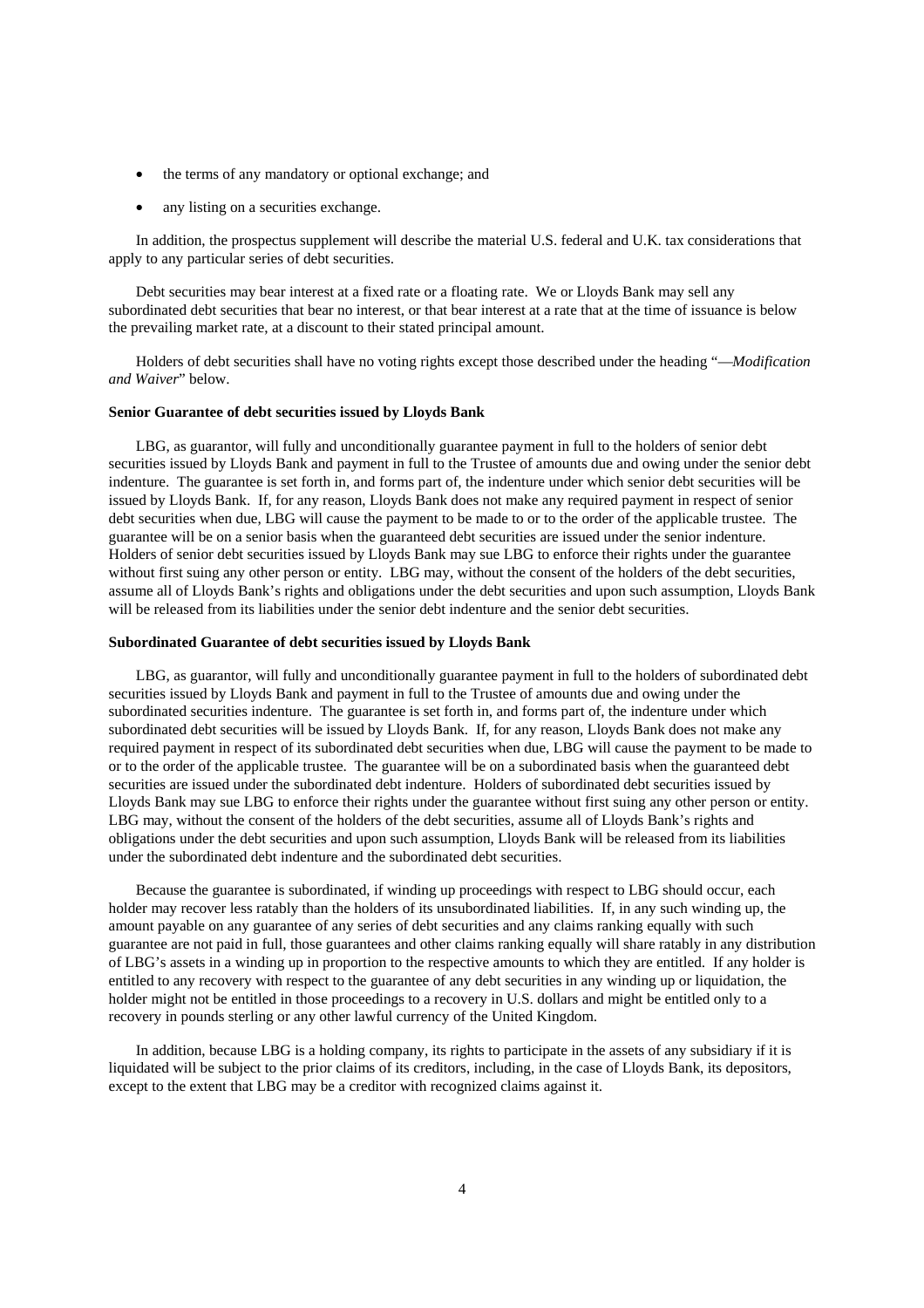- the terms of any mandatory or optional exchange; and
- any listing on a securities exchange.

In addition, the prospectus supplement will describe the material U.S. federal and U.K. tax considerations that apply to any particular series of debt securities.

Debt securities may bear interest at a fixed rate or a floating rate. We or Lloyds Bank may sell any subordinated debt securities that bear no interest, or that bear interest at a rate that at the time of issuance is below the prevailing market rate, at a discount to their stated principal amount.

Holders of debt securities shall have no voting rights except those described under the heading "—*Modification and Waiver*" below.

**Senior Guarantee of debt securities issued by Lloyds Bank**

LBG, as guarantor, will fully and unconditionally guarantee payment in full to the holders of senior debt securities issued by Lloyds Bank and payment in full to the Trustee of amounts due and owing under the senior debt indenture. The guarantee is set forth in, and forms part of, the indenture under which senior debt securities will be issued by Lloyds Bank. If, for any reason, Lloyds Bank does not make any required payment in respect of senior debt securities when due, LBG will cause the payment to be made to or to the order of the applicable trustee. The guarantee will be on a senior basis when the guaranteed debt securities are issued under the senior indenture. Holders of senior debt securities issued by Lloyds Bank may sue LBG to enforce their rights under the guarantee without first suing any other person or entity. LBG may, without the consent of the holders of the debt securities, assume all of Lloyds Bank's rights and obligations under the debt securities and upon such assumption, Lloyds Bank will be released from its liabilities under the senior debt indenture and the senior debt securities.

**Subordinated Guarantee of debt securities issued by Lloyds Bank**

LBG, as guarantor, will fully and unconditionally guarantee payment in full to the holders of subordinated debt securities issued by Lloyds Bank and payment in full to the Trustee of amounts due and owing under the subordinated securities indenture. The guarantee is set forth in, and forms part of, the indenture under which subordinated debt securities will be issued by Lloyds Bank. If, for any reason, Lloyds Bank does not make any required payment in respect of its subordinated debt securities when due, LBG will cause the payment to be made to or to the order of the applicable trustee. The guarantee will be on a subordinated basis when the guaranteed debt securities are issued under the subordinated debt indenture. Holders of subordinated debt securities issued by Lloyds Bank may sue LBG to enforce their rights under the guarantee without first suing any other person or entity. LBG may, without the consent of the holders of the debt securities, assume all of Lloyds Bank's rights and obligations under the debt securities and upon such assumption, Lloyds Bank will be released from its liabilities under the subordinated debt indenture and the subordinated debt securities.

Because the guarantee is subordinated, if winding up proceedings with respect to LBG should occur, each holder may recover less ratably than the holders of its unsubordinated liabilities. If, in any such winding up, the amount payable on any guarantee of any series of debt securities and any claims ranking equally with such guarantee are not paid in full, those guarantees and other claims ranking equally will share ratably in any distribution of LBG's assets in a winding up in proportion to the respective amounts to which they are entitled. If any holder is entitled to any recovery with respect to the guarantee of any debt securities in any winding up or liquidation, the holder might not be entitled in those proceedings to a recovery in U.S. dollars and might be entitled only to a recovery in pounds sterling or any other lawful currency of the United Kingdom.

In addition, because LBG is a holding company, its rights to participate in the assets of any subsidiary if it is liquidated will be subject to the prior claims of its creditors, including, in the case of Lloyds Bank, its depositors, except to the extent that LBG may be a creditor with recognized claims against it.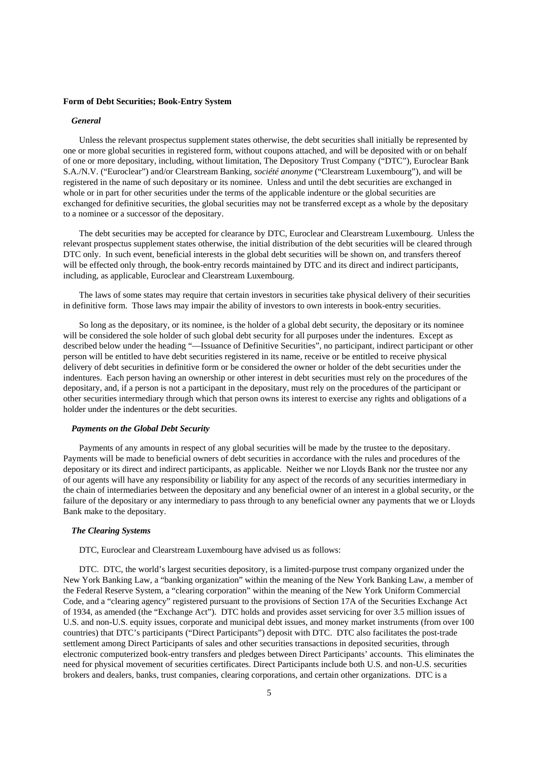### Form of Debt Securities; Book-Entry System

#### *General*

Unless the relevant prospectus supplement states otherwise, the debt securities shall initially be represented by one or more global securities in registered form, without coupons attached, and will be deposited with or on behalf of one or more depositary, including, without limitation, The Depository Trust Company ("DTC"), Euroclear Bank S.A./N.V. ("Euroclear") and/or Clearstream Banking, *société anonyme* ("Clearstream Luxembourg"), and will be registered in the name of such depositary or its nominee. Unless and until the debt securities are exchanged in whole or in part for other securities under the terms of the applicable indenture or the global securities are exchanged for definitive securities, the global securities may not be transferred except as a whole by the depositary to a nominee or a successor of the depositary.

The debt securities may be accepted for clearance by DTC, Euroclear and Clearstream Luxembourg. Unless the relevant prospectus supplement states otherwise, the initial distribution of the debt securities will be cleared through DTC only. In such event, beneficial interests in the global debt securities will be shown on, and transfers thereof will be effected only through, the book-entry records maintained by DTC and its direct and indirect participants, including, as applicable, Euroclear and Clearstream Luxembourg.

The laws of some states may require that certain investors in securities take physical delivery of their securities in definitive form. Those laws may impair the ability of investors to own interests in book-entry securities.

So long as the depositary, or its nominee, is the holder of a global debt security, the depositary or its nominee will be considered the sole holder of such global debt security for all purposes under the indentures. Except as described below under the heading "—Issuance of Definitive Securities", no participant, indirect participant or other person will be entitled to have debt securities registered in its name, receive or be entitled to receive physical delivery of debt securities in definitive form or be considered the owner or holder of the debt securities under the indentures. Each person having an ownership or other interest in debt securities must rely on the procedures of the depositary, and, if a person is not a participant in the depositary, must rely on the procedures of the participant or other securities intermediary through which that person owns its interest to exercise any rights and obligations of a holder under the indentures or the debt securities.

#### *Payments on the Global Debt Security*

Payments of any amounts in respect of any global securities will be made by the trustee to the depositary. Payments will be made to beneficial owners of debt securities in accordance with the rules and procedures of the depositary or its direct and indirect participants, as applicable. Neither we nor Lloyds Bank nor the trustee nor any of our agents will have any responsibility or liability for any aspect of the records of any securities intermediary in the chain of intermediaries between the depositary and any beneficial owner of an interest in a global security, or the failure of the depositary or any intermediary to pass through to any beneficial owner any payments that we or Lloyds Bank make to the depositary.

#### *The Clearing Systems*

DTC, Euroclear and Clearstream Luxembourg have advised us as follows:

DTC. DTC, the world's largest securities depository, is a limited-purpose trust company organized under the New York Banking Law, a "banking organization" within the meaning of the New York Banking Law, a member of the Federal Reserve System, a "clearing corporation" within the meaning of the New York Uniform Commercial Code, and a "clearing agency" registered pursuant to the provisions of Section 17A of the Securities Exchange Act of 1934, as amended (the "Exchange Act"). DTC holds and provides asset servicing for over 3.5 million issues of U.S. and non-U.S. equity issues, corporate and municipal debt issues, and money market instruments (from over 100 countries) that DTC's participants ("Direct Participants") deposit with DTC. DTC also facilitates the post-trade settlement among Direct Participants of sales and other securities transactions in deposited securities, through electronic computerized book-entry transfers and pledges between Direct Participants' accounts. This eliminates the need for physical movement of securities certificates. Direct Participants include both U.S. and non-U.S. securities brokers and dealers, banks, trust companies, clearing corporations, and certain other organizations. DTC is a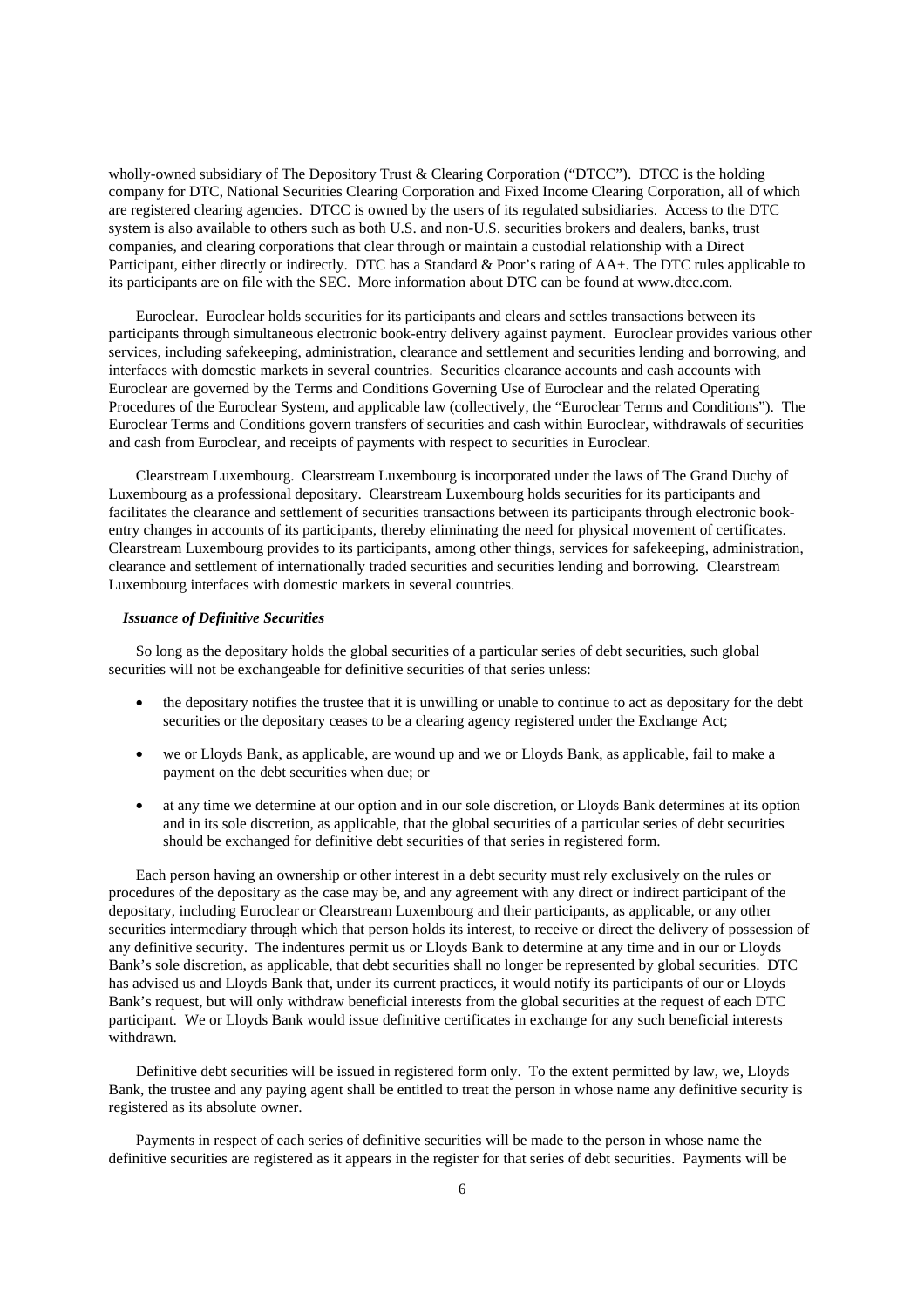wholly-owned subsidiary of The Depository Trust & Clearing Corporation ("DTCC"). DTCC is the holding company for DTC, National Securities Clearing Corporation and Fixed Income Clearing Corporation, all of which are registered clearing agencies. DTCC is owned by the users of its regulated subsidiaries. Access to the DTC system is also available to others such as both U.S. and non-U.S. securities brokers and dealers, banks, trust companies, and clearing corporations that clear through or maintain a custodial relationship with a Direct Participant, either directly or indirectly. DTC has a Standard & Poor's rating of AA+. The DTC rules applicable to its participants are on file with the SEC. More information about DTC can be found at www.dtcc.com.

Euroclear. Euroclear holds securities for its participants and clears and settles transactions between its participants through simultaneous electronic book-entry delivery against payment. Euroclear provides various other services, including safekeeping, administration, clearance and settlement and securities lending and borrowing, and interfaces with domestic markets in several countries. Securities clearance accounts and cash accounts with Euroclear are governed by the Terms and Conditions Governing Use of Euroclear and the related Operating Procedures of the Euroclear System, and applicable law (collectively, the "Euroclear Terms and Conditions"). The Euroclear Terms and Conditions govern transfers of securities and cash within Euroclear, withdrawals of securities and cash from Euroclear, and receipts of payments with respect to securities in Euroclear.

Clearstream Luxembourg. Clearstream Luxembourg is incorporated under the laws of The Grand Duchy of Luxembourg as a professional depositary. Clearstream Luxembourg holds securities for its participants and facilitates the clearance and settlement of securities transactions between its participants through electronic book-entry changes in accounts of its participants, thereby eliminating the need for physical movement of certificates. Clearstream Luxembourg provides to its participants, among other things, services for safekeeping, administration, clearance and settlement of internationally traded securities and securities lending and borrowing. Clearstream Luxembourg interfaces with domestic markets in several countries.

***Issuance of Definitive Securities***

So long as the depositary holds the global securities of a particular series of debt securities, such global securities will not be exchangeable for definitive securities of that series unless:

- the depositary notifies the trustee that it is unwilling or unable to continue to act as depositary for the debt securities or the depositary ceases to be a clearing agency registered under the Exchange Act;
- we or Lloyds Bank, as applicable, are wound up and we or Lloyds Bank, as applicable, fail to make a payment on the debt securities when due; or
- at any time we determine at our option and in our sole discretion, or Lloyds Bank determines at its option and in its sole discretion, as applicable, that the global securities of a particular series of debt securities should be exchanged for definitive debt securities of that series in registered form.

Each person having an ownership or other interest in a debt security must rely exclusively on the rules or procedures of the depositary as the case may be, and any agreement with any direct or indirect participant of the depositary, including Euroclear or Clearstream Luxembourg and their participants, as applicable, or any other securities intermediary through which that person holds its interest, to receive or direct the delivery of possession of any definitive security. The indentures permit us or Lloyds Bank to determine at any time and in our or Lloyds Bank's sole discretion, as applicable, that debt securities shall no longer be represented by global securities. DTC has advised us and Lloyds Bank that, under its current practices, it would notify its participants of our or Lloyds Bank's request, but will only withdraw beneficial interests from the global securities at the request of each DTC participant. We or Lloyds Bank would issue definitive certificates in exchange for any such beneficial interests withdrawn.

Definitive debt securities will be issued in registered form only. To the extent permitted by law, we, Lloyds Bank, the trustee and any paying agent shall be entitled to treat the person in whose name any definitive security is registered as its absolute owner.

Payments in respect of each series of definitive securities will be made to the person in whose name the definitive securities are registered as it appears in the register for that series of debt securities. Payments will be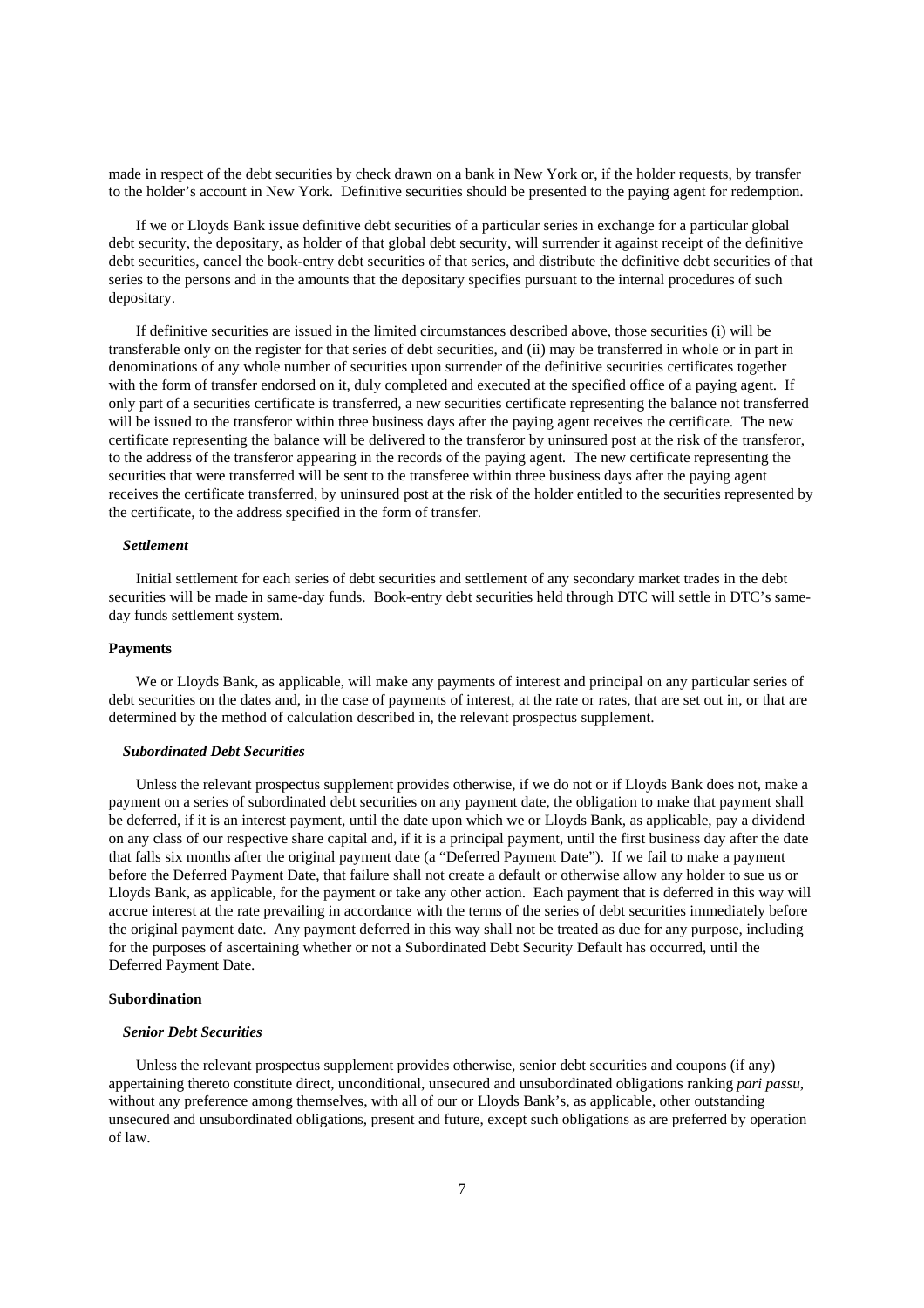made in respect of the debt securities by check drawn on a bank in New York or, if the holder requests, by transfer to the holder's account in New York. Definitive securities should be presented to the paying agent for redemption.

If we or Lloyds Bank issue definitive debt securities of a particular series in exchange for a particular global debt security, the depositary, as holder of that global debt security, will surrender it against receipt of the definitive debt securities, cancel the book-entry debt securities of that series, and distribute the definitive debt securities of that series to the persons and in the amounts that the depositary specifies pursuant to the internal procedures of such depositary.

If definitive securities are issued in the limited circumstances described above, those securities (i) will be transferable only on the register for that series of debt securities, and (ii) may be transferred in whole or in part in denominations of any whole number of securities upon surrender of the definitive securities certificates together with the form of transfer endorsed on it, duly completed and executed at the specified office of a paying agent. If only part of a securities certificate is transferred, a new securities certificate representing the balance not transferred will be issued to the transferor within three business days after the paying agent receives the certificate. The new certificate representing the balance will be delivered to the transferor by uninsured post at the risk of the transferor, to the address of the transferor appearing in the records of the paying agent. The new certificate representing the securities that were transferred will be sent to the transferee within three business days after the paying agent receives the certificate transferred, by uninsured post at the risk of the holder entitled to the securities represented by the certificate, to the address specified in the form of transfer.

### *Settlement*

Initial settlement for each series of debt securities and settlement of any secondary market trades in the debt securities will be made in same-day funds. Book-entry debt securities held through DTC will settle in DTC's same-day funds settlement system.

## Payments

We or Lloyds Bank, as applicable, will make any payments of interest and principal on any particular series of debt securities on the dates and, in the case of payments of interest, at the rate or rates, that are set out in, or that are determined by the method of calculation described in, the relevant prospectus supplement.

### *Subordinated Debt Securities*

Unless the relevant prospectus supplement provides otherwise, if we do not or if Lloyds Bank does not, make a payment on a series of subordinated debt securities on any payment date, the obligation to make that payment shall be deferred, if it is an interest payment, until the date upon which we or Lloyds Bank, as applicable, pay a dividend on any class of our respective share capital and, if it is a principal payment, until the first business day after the date that falls six months after the original payment date (a "Deferred Payment Date"). If we fail to make a payment before the Deferred Payment Date, that failure shall not create a default or otherwise allow any holder to sue us or Lloyds Bank, as applicable, for the payment or take any other action. Each payment that is deferred in this way will accrue interest at the rate prevailing in accordance with the terms of the series of debt securities immediately before the original payment date. Any payment deferred in this way shall not be treated as due for any purpose, including for the purposes of ascertaining whether or not a Subordinated Debt Security Default has occurred, until the Deferred Payment Date.

## Subordination

### *Senior Debt Securities*

Unless the relevant prospectus supplement provides otherwise, senior debt securities and coupons (if any) appertaining thereto constitute direct, unconditional, unsecured and unsubordinated obligations ranking *pari passu*, without any preference among themselves, with all of our or Lloyds Bank's, as applicable, other outstanding unsecured and unsubordinated obligations, present and future, except such obligations as are preferred by operation of law.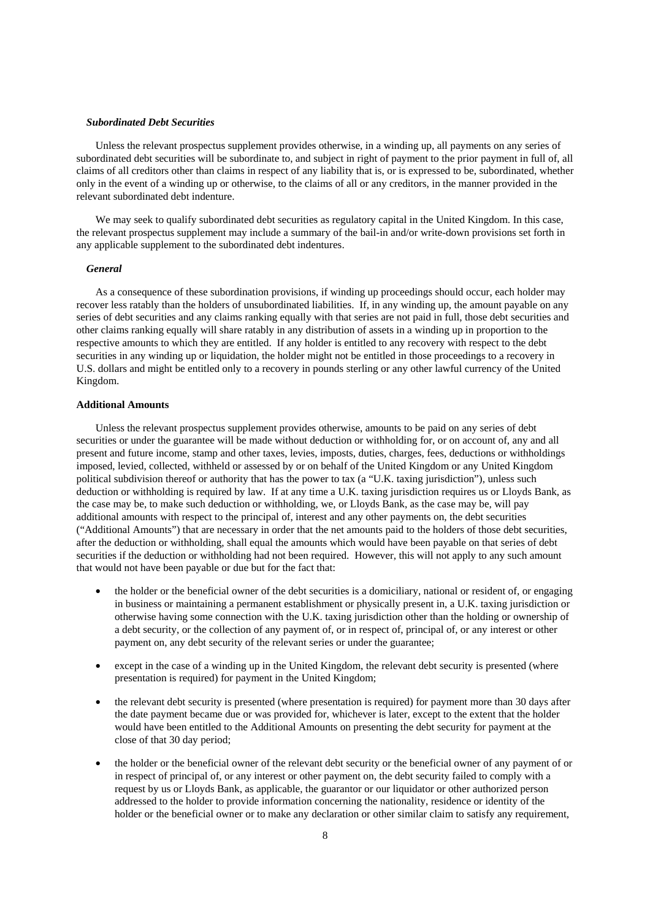***Subordinated Debt Securities***

Unless the relevant prospectus supplement provides otherwise, in a winding up, all payments on any series of subordinated debt securities will be subordinate to, and subject in right of payment to the prior payment in full of, all claims of all creditors other than claims in respect of any liability that is, or is expressed to be, subordinated, whether only in the event of a winding up or otherwise, to the claims of all or any creditors, in the manner provided in the relevant subordinated debt indenture.

We may seek to qualify subordinated debt securities as regulatory capital in the United Kingdom. In this case, the relevant prospectus supplement may include a summary of the bail-in and/or write-down provisions set forth in any applicable supplement to the subordinated debt indentures.

***General***

As a consequence of these subordination provisions, if winding up proceedings should occur, each holder may recover less ratably than the holders of unsubordinated liabilities. If, in any winding up, the amount payable on any series of debt securities and any claims ranking equally with that series are not paid in full, those debt securities and other claims ranking equally will share ratably in any distribution of assets in a winding up in proportion to the respective amounts to which they are entitled. If any holder is entitled to any recovery with respect to the debt securities in any winding up or liquidation, the holder might not be entitled in those proceedings to a recovery in U.S. dollars and might be entitled only to a recovery in pounds sterling or any other lawful currency of the United Kingdom.

**Additional Amounts**

Unless the relevant prospectus supplement provides otherwise, amounts to be paid on any series of debt securities or under the guarantee will be made without deduction or withholding for, or on account of, any and all present and future income, stamp and other taxes, levies, imposts, duties, charges, fees, deductions or withholdings imposed, levied, collected, withheld or assessed by or on behalf of the United Kingdom or any United Kingdom political subdivision thereof or authority that has the power to tax (a "U.K. taxing jurisdiction"), unless such deduction or withholding is required by law. If at any time a U.K. taxing jurisdiction requires us or Lloyds Bank, as the case may be, to make such deduction or withholding, we, or Lloyds Bank, as the case may be, will pay additional amounts with respect to the principal of, interest and any other payments on, the debt securities ("Additional Amounts") that are necessary in order that the net amounts paid to the holders of those debt securities, after the deduction or withholding, shall equal the amounts which would have been payable on that series of debt securities if the deduction or withholding had not been required. However, this will not apply to any such amount that would not have been payable or due but for the fact that:

- the holder or the beneficial owner of the debt securities is a domiciliary, national or resident of, or engaging in business or maintaining a permanent establishment or physically present in, a U.K. taxing jurisdiction or otherwise having some connection with the U.K. taxing jurisdiction other than the holding or ownership of a debt security, or the collection of any payment of, or in respect of, principal of, or any interest or other payment on, any debt security of the relevant series or under the guarantee;
- except in the case of a winding up in the United Kingdom, the relevant debt security is presented (where presentation is required) for payment in the United Kingdom;
- the relevant debt security is presented (where presentation is required) for payment more than 30 days after the date payment became due or was provided for, whichever is later, except to the extent that the holder would have been entitled to the Additional Amounts on presenting the debt security for payment at the close of that 30 day period;
- the holder or the beneficial owner of the relevant debt security or the beneficial owner of any payment of or in respect of principal of, or any interest or other payment on, the debt security failed to comply with a request by us or Lloyds Bank, as applicable, the guarantor or our liquidator or other authorized person addressed to the holder to provide information concerning the nationality, residence or identity of the holder or the beneficial owner or to make any declaration or other similar claim to satisfy any requirement,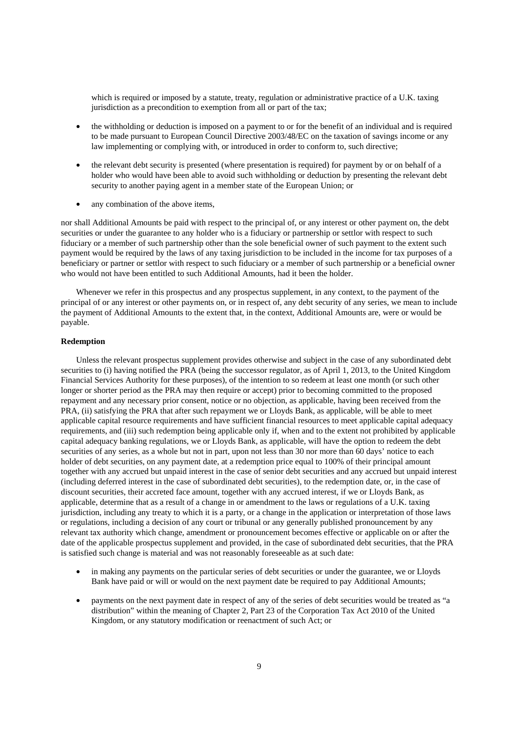which is required or imposed by a statute, treaty, regulation or administrative practice of a U.K. taxing jurisdiction as a precondition to exemption from all or part of the tax;

- the withholding or deduction is imposed on a payment to or for the benefit of an individual and is required to be made pursuant to European Council Directive 2003/48/EC on the taxation of savings income or any law implementing or complying with, or introduced in order to conform to, such directive;
- the relevant debt security is presented (where presentation is required) for payment by or on behalf of a holder who would have been able to avoid such withholding or deduction by presenting the relevant debt security to another paying agent in a member state of the European Union; or
- any combination of the above items,

nor shall Additional Amounts be paid with respect to the principal of, or any interest or other payment on, the debt securities or under the guarantee to any holder who is a fiduciary or partnership or settlor with respect to such fiduciary or a member of such partnership other than the sole beneficial owner of such payment to the extent such payment would be required by the laws of any taxing jurisdiction to be included in the income for tax purposes of a beneficiary or partner or settlor with respect to such fiduciary or a member of such partnership or a beneficial owner who would not have been entitled to such Additional Amounts, had it been the holder.

Whenever we refer in this prospectus and any prospectus supplement, in any context, to the payment of the principal of or any interest or other payments on, or in respect of, any debt security of any series, we mean to include the payment of Additional Amounts to the extent that, in the context, Additional Amounts are, were or would be payable.

**Redemption**

Unless the relevant prospectus supplement provides otherwise and subject in the case of any subordinated debt securities to (i) having notified the PRA (being the successor regulator, as of April 1, 2013, to the United Kingdom Financial Services Authority for these purposes), of the intention to so redeem at least one month (or such other longer or shorter period as the PRA may then require or accept) prior to becoming committed to the proposed repayment and any necessary prior consent, notice or no objection, as applicable, having been received from the PRA, (ii) satisfying the PRA that after such repayment we or Lloyds Bank, as applicable, will be able to meet applicable capital resource requirements and have sufficient financial resources to meet applicable capital adequacy requirements, and (iii) such redemption being applicable only if, when and to the extent not prohibited by applicable capital adequacy banking regulations, we or Lloyds Bank, as applicable, will have the option to redeem the debt securities of any series, as a whole but not in part, upon not less than 30 nor more than 60 days' notice to each holder of debt securities, on any payment date, at a redemption price equal to 100% of their principal amount together with any accrued but unpaid interest in the case of senior debt securities and any accrued but unpaid interest (including deferred interest in the case of subordinated debt securities), to the redemption date, or, in the case of discount securities, their accreted face amount, together with any accrued interest, if we or Lloyds Bank, as applicable, determine that as a result of a change in or amendment to the laws or regulations of a U.K. taxing jurisdiction, including any treaty to which it is a party, or a change in the application or interpretation of those laws or regulations, including a decision of any court or tribunal or any generally published pronouncement by any relevant tax authority which change, amendment or pronouncement becomes effective or applicable on or after the date of the applicable prospectus supplement and provided, in the case of subordinated debt securities, that the PRA is satisfied such change is material and was not reasonably foreseeable as at such date:

- in making any payments on the particular series of debt securities or under the guarantee, we or Lloyds Bank have paid or will or would on the next payment date be required to pay Additional Amounts;
- payments on the next payment date in respect of any of the series of debt securities would be treated as "a distribution" within the meaning of Chapter 2, Part 23 of the Corporation Tax Act 2010 of the United Kingdom, or any statutory modification or reenactment of such Act; or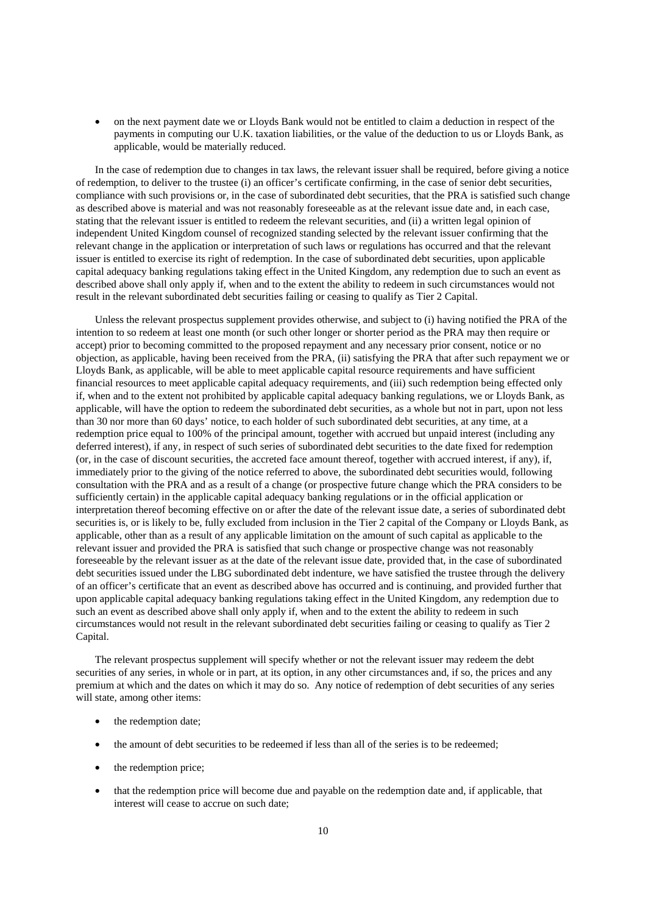- on the next payment date we or Lloyds Bank would not be entitled to claim a deduction in respect of the payments in computing our U.K. taxation liabilities, or the value of the deduction to us or Lloyds Bank, as applicable, would be materially reduced.

In the case of redemption due to changes in tax laws, the relevant issuer shall be required, before giving a notice of redemption, to deliver to the trustee (i) an officer's certificate confirming, in the case of senior debt securities, compliance with such provisions or, in the case of subordinated debt securities, that the PRA is satisfied such change as described above is material and was not reasonably foreseeable as at the relevant issue date and, in each case, stating that the relevant issuer is entitled to redeem the relevant securities, and (ii) a written legal opinion of independent United Kingdom counsel of recognized standing selected by the relevant issuer confirming that the relevant change in the application or interpretation of such laws or regulations has occurred and that the relevant issuer is entitled to exercise its right of redemption. In the case of subordinated debt securities, upon applicable capital adequacy banking regulations taking effect in the United Kingdom, any redemption due to such an event as described above shall only apply if, when and to the extent the ability to redeem in such circumstances would not result in the relevant subordinated debt securities failing or ceasing to qualify as Tier 2 Capital.

Unless the relevant prospectus supplement provides otherwise, and subject to (i) having notified the PRA of the intention to so redeem at least one month (or such other longer or shorter period as the PRA may then require or accept) prior to becoming committed to the proposed repayment and any necessary prior consent, notice or no objection, as applicable, having been received from the PRA, (ii) satisfying the PRA that after such repayment we or Lloyds Bank, as applicable, will be able to meet applicable capital resource requirements and have sufficient financial resources to meet applicable capital adequacy requirements, and (iii) such redemption being effected only if, when and to the extent not prohibited by applicable capital adequacy banking regulations, we or Lloyds Bank, as applicable, will have the option to redeem the subordinated debt securities, as a whole but not in part, upon not less than 30 nor more than 60 days' notice, to each holder of such subordinated debt securities, at any time, at a redemption price equal to 100% of the principal amount, together with accrued but unpaid interest (including any deferred interest), if any, in respect of such series of subordinated debt securities to the date fixed for redemption (or, in the case of discount securities, the accreted face amount thereof, together with accrued interest, if any), if, immediately prior to the giving of the notice referred to above, the subordinated debt securities would, following consultation with the PRA and as a result of a change (or prospective future change which the PRA considers to be sufficiently certain) in the applicable capital adequacy banking regulations or in the official application or interpretation thereof becoming effective on or after the date of the relevant issue date, a series of subordinated debt securities is, or is likely to be, fully excluded from inclusion in the Tier 2 capital of the Company or Lloyds Bank, as applicable, other than as a result of any applicable limitation on the amount of such capital as applicable to the relevant issuer and provided the PRA is satisfied that such change or prospective change was not reasonably foreseeable by the relevant issuer as at the date of the relevant issue date, provided that, in the case of subordinated debt securities issued under the LBG subordinated debt indenture, we have satisfied the trustee through the delivery of an officer's certificate that an event as described above has occurred and is continuing, and provided further that upon applicable capital adequacy banking regulations taking effect in the United Kingdom, any redemption due to such an event as described above shall only apply if, when and to the extent the ability to redeem in such circumstances would not result in the relevant subordinated debt securities failing or ceasing to qualify as Tier 2 Capital.

The relevant prospectus supplement will specify whether or not the relevant issuer may redeem the debt securities of any series, in whole or in part, at its option, in any other circumstances and, if so, the prices and any premium at which and the dates on which it may do so. Any notice of redemption of debt securities of any series will state, among other items:

- the redemption date;
- the amount of debt securities to be redeemed if less than all of the series is to be redeemed;
- the redemption price;
- that the redemption price will become due and payable on the redemption date and, if applicable, that interest will cease to accrue on such date;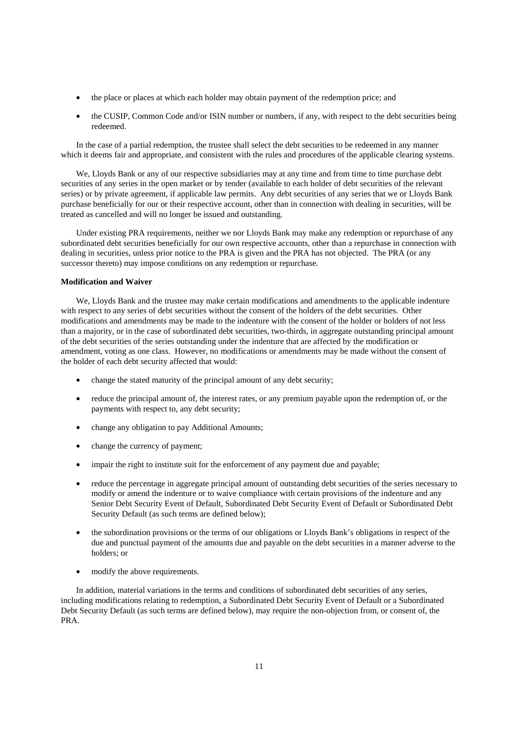- the place or places at which each holder may obtain payment of the redemption price; and
- the CUSIP, Common Code and/or ISIN number or numbers, if any, with respect to the debt securities being redeemed.

In the case of a partial redemption, the trustee shall select the debt securities to be redeemed in any manner which it deems fair and appropriate, and consistent with the rules and procedures of the applicable clearing systems.

We, Lloyds Bank or any of our respective subsidiaries may at any time and from time to time purchase debt securities of any series in the open market or by tender (available to each holder of debt securities of the relevant series) or by private agreement, if applicable law permits. Any debt securities of any series that we or Lloyds Bank purchase beneficially for our or their respective account, other than in connection with dealing in securities, will be treated as cancelled and will no longer be issued and outstanding.

Under existing PRA requirements, neither we nor Lloyds Bank may make any redemption or repurchase of any subordinated debt securities beneficially for our own respective accounts, other than a repurchase in connection with dealing in securities, unless prior notice to the PRA is given and the PRA has not objected. The PRA (or any successor thereto) may impose conditions on any redemption or repurchase.

**Modification and Waiver**

We, Lloyds Bank and the trustee may make certain modifications and amendments to the applicable indenture with respect to any series of debt securities without the consent of the holders of the debt securities. Other modifications and amendments may be made to the indenture with the consent of the holder or holders of not less than a majority, or in the case of subordinated debt securities, two-thirds, in aggregate outstanding principal amount of the debt securities of the series outstanding under the indenture that are affected by the modification or amendment, voting as one class. However, no modifications or amendments may be made without the consent of the holder of each debt security affected that would:

- change the stated maturity of the principal amount of any debt security;
- reduce the principal amount of, the interest rates, or any premium payable upon the redemption of, or the payments with respect to, any debt security;
- change any obligation to pay Additional Amounts;
- change the currency of payment;
- impair the right to institute suit for the enforcement of any payment due and payable;
- reduce the percentage in aggregate principal amount of outstanding debt securities of the series necessary to modify or amend the indenture or to waive compliance with certain provisions of the indenture and any Senior Debt Security Event of Default, Subordinated Debt Security Event of Default or Subordinated Debt Security Default (as such terms are defined below);
- the subordination provisions or the terms of our obligations or Lloyds Bank's obligations in respect of the due and punctual payment of the amounts due and payable on the debt securities in a manner adverse to the holders; or
- modify the above requirements.

In addition, material variations in the terms and conditions of subordinated debt securities of any series, including modifications relating to redemption, a Subordinated Debt Security Event of Default or a Subordinated Debt Security Default (as such terms are defined below), may require the non-objection from, or consent of, the PRA.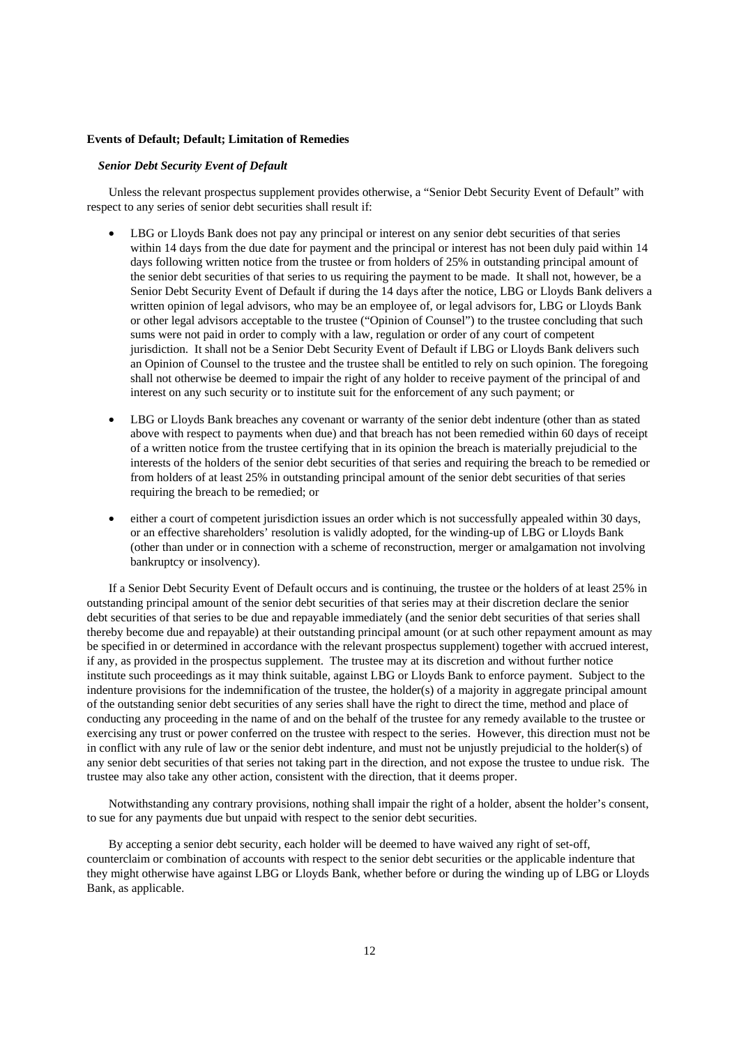**Events of Default; Default; Limitation of Remedies**

***Senior Debt Security Event of Default***

Unless the relevant prospectus supplement provides otherwise, a "Senior Debt Security Event of Default" with respect to any series of senior debt securities shall result if:

- LBG or Lloyds Bank does not pay any principal or interest on any senior debt securities of that series within 14 days from the due date for payment and the principal or interest has not been duly paid within 14 days following written notice from the trustee or from holders of 25% in outstanding principal amount of the senior debt securities of that series to us requiring the payment to be made. It shall not, however, be a Senior Debt Security Event of Default if during the 14 days after the notice, LBG or Lloyds Bank delivers a written opinion of legal advisors, who may be an employee of, or legal advisors for, LBG or Lloyds Bank or other legal advisors acceptable to the trustee ("Opinion of Counsel") to the trustee concluding that such sums were not paid in order to comply with a law, regulation or order of any court of competent jurisdiction. It shall not be a Senior Debt Security Event of Default if LBG or Lloyds Bank delivers such an Opinion of Counsel to the trustee and the trustee shall be entitled to rely on such opinion. The foregoing shall not otherwise be deemed to impair the right of any holder to receive payment of the principal of and interest on any such security or to institute suit for the enforcement of any such payment; or

- LBG or Lloyds Bank breaches any covenant or warranty of the senior debt indenture (other than as stated above with respect to payments when due) and that breach has not been remedied within 60 days of receipt of a written notice from the trustee certifying that in its opinion the breach is materially prejudicial to the interests of the holders of the senior debt securities of that series and requiring the breach to be remedied or from holders of at least 25% in outstanding principal amount of the senior debt securities of that series requiring the breach to be remedied; or

- either a court of competent jurisdiction issues an order which is not successfully appealed within 30 days, or an effective shareholders' resolution is validly adopted, for the winding-up of LBG or Lloyds Bank (other than under or in connection with a scheme of reconstruction, merger or amalgamation not involving bankruptcy or insolvency).

If a Senior Debt Security Event of Default occurs and is continuing, the trustee or the holders of at least 25% in outstanding principal amount of the senior debt securities of that series may at their discretion declare the senior debt securities of that series to be due and repayable immediately (and the senior debt securities of that series shall thereby become due and repayable) at their outstanding principal amount (or at such other repayment amount as may be specified in or determined in accordance with the relevant prospectus supplement) together with accrued interest, if any, as provided in the prospectus supplement. The trustee may at its discretion and without further notice institute such proceedings as it may think suitable, against LBG or Lloyds Bank to enforce payment. Subject to the indenture provisions for the indemnification of the trustee, the holder(s) of a majority in aggregate principal amount of the outstanding senior debt securities of any series shall have the right to direct the time, method and place of conducting any proceeding in the name of and on the behalf of the trustee for any remedy available to the trustee or exercising any trust or power conferred on the trustee with respect to the series. However, this direction must not be in conflict with any rule of law or the senior debt indenture, and must not be unjustly prejudicial to the holder(s) of any senior debt securities of that series not taking part in the direction, and not expose the trustee to undue risk. The trustee may also take any other action, consistent with the direction, that it deems proper.

Notwithstanding any contrary provisions, nothing shall impair the right of a holder, absent the holder's consent, to sue for any payments due but unpaid with respect to the senior debt securities.

By accepting a senior debt security, each holder will be deemed to have waived any right of set-off, counterclaim or combination of accounts with respect to the senior debt securities or the applicable indenture that they might otherwise have against LBG or Lloyds Bank, whether before or during the winding up of LBG or Lloyds Bank, as applicable.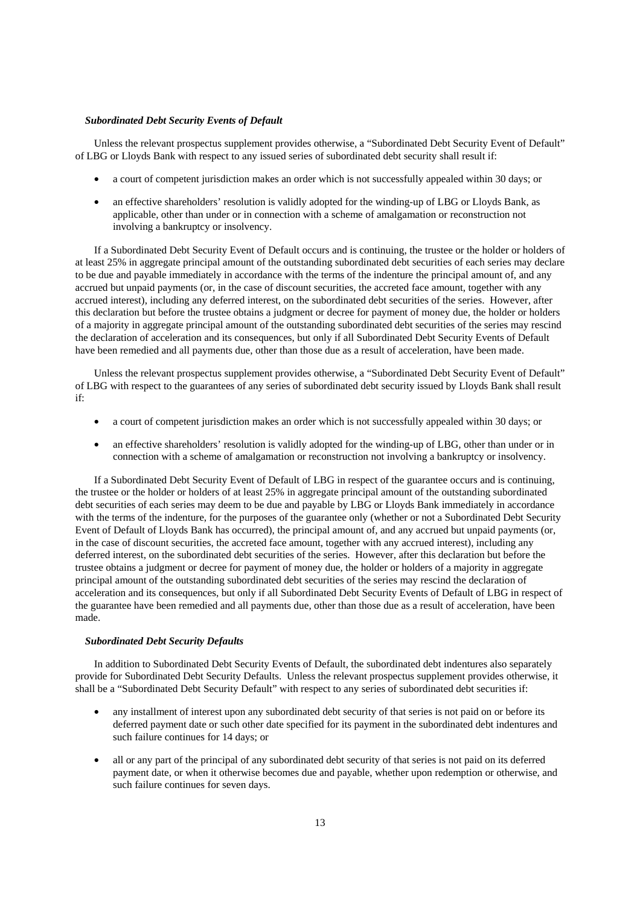***Subordinated Debt Security Events of Default***

Unless the relevant prospectus supplement provides otherwise, a "Subordinated Debt Security Event of Default" of LBG or Lloyds Bank with respect to any issued series of subordinated debt security shall result if:

- a court of competent jurisdiction makes an order which is not successfully appealed within 30 days; or
- an effective shareholders' resolution is validly adopted for the winding-up of LBG or Lloyds Bank, as applicable, other than under or in connection with a scheme of amalgamation or reconstruction not involving a bankruptcy or insolvency.

If a Subordinated Debt Security Event of Default occurs and is continuing, the trustee or the holder or holders of at least 25% in aggregate principal amount of the outstanding subordinated debt securities of each series may declare to be due and payable immediately in accordance with the terms of the indenture the principal amount of, and any accrued but unpaid payments (or, in the case of discount securities, the accreted face amount, together with any accrued interest), including any deferred interest, on the subordinated debt securities of the series. However, after this declaration but before the trustee obtains a judgment or decree for payment of money due, the holder or holders of a majority in aggregate principal amount of the outstanding subordinated debt securities of the series may rescind the declaration of acceleration and its consequences, but only if all Subordinated Debt Security Events of Default have been remedied and all payments due, other than those due as a result of acceleration, have been made.

Unless the relevant prospectus supplement provides otherwise, a "Subordinated Debt Security Event of Default" of LBG with respect to the guarantees of any series of subordinated debt security issued by Lloyds Bank shall result if:

- a court of competent jurisdiction makes an order which is not successfully appealed within 30 days; or
- an effective shareholders' resolution is validly adopted for the winding-up of LBG, other than under or in connection with a scheme of amalgamation or reconstruction not involving a bankruptcy or insolvency.

If a Subordinated Debt Security Event of Default of LBG in respect of the guarantee occurs and is continuing, the trustee or the holder or holders of at least 25% in aggregate principal amount of the outstanding subordinated debt securities of each series may deem to be due and payable by LBG or Lloyds Bank immediately in accordance with the terms of the indenture, for the purposes of the guarantee only (whether or not a Subordinated Debt Security Event of Default of Lloyds Bank has occurred), the principal amount of, and any accrued but unpaid payments (or, in the case of discount securities, the accreted face amount, together with any accrued interest), including any deferred interest, on the subordinated debt securities of the series. However, after this declaration but before the trustee obtains a judgment or decree for payment of money due, the holder or holders of a majority in aggregate principal amount of the outstanding subordinated debt securities of the series may rescind the declaration of acceleration and its consequences, but only if all Subordinated Debt Security Events of Default of LBG in respect of the guarantee have been remedied and all payments due, other than those due as a result of acceleration, have been made.

***Subordinated Debt Security Defaults***

In addition to Subordinated Debt Security Events of Default, the subordinated debt indentures also separately provide for Subordinated Debt Security Defaults. Unless the relevant prospectus supplement provides otherwise, it shall be a "Subordinated Debt Security Default" with respect to any series of subordinated debt securities if:

- any installment of interest upon any subordinated debt security of that series is not paid on or before its deferred payment date or such other date specified for its payment in the subordinated debt indentures and such failure continues for 14 days; or
- all or any part of the principal of any subordinated debt security of that series is not paid on its deferred payment date, or when it otherwise becomes due and payable, whether upon redemption or otherwise, and such failure continues for seven days.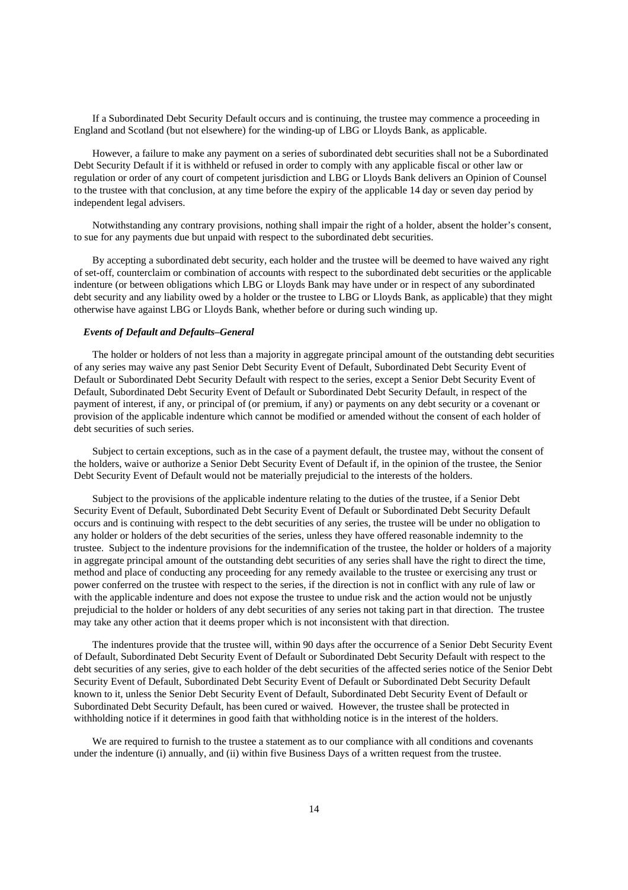If a Subordinated Debt Security Default occurs and is continuing, the trustee may commence a proceeding in England and Scotland (but not elsewhere) for the winding-up of LBG or Lloyds Bank, as applicable.

However, a failure to make any payment on a series of subordinated debt securities shall not be a Subordinated Debt Security Default if it is withheld or refused in order to comply with any applicable fiscal or other law or regulation or order of any court of competent jurisdiction and LBG or Lloyds Bank delivers an Opinion of Counsel to the trustee with that conclusion, at any time before the expiry of the applicable 14 day or seven day period by independent legal advisers.

Notwithstanding any contrary provisions, nothing shall impair the right of a holder, absent the holder's consent, to sue for any payments due but unpaid with respect to the subordinated debt securities.

By accepting a subordinated debt security, each holder and the trustee will be deemed to have waived any right of set-off, counterclaim or combination of accounts with respect to the subordinated debt securities or the applicable indenture (or between obligations which LBG or Lloyds Bank may have under or in respect of any subordinated debt security and any liability owed by a holder or the trustee to LBG or Lloyds Bank, as applicable) that they might otherwise have against LBG or Lloyds Bank, whether before or during such winding up.

***Events of Default and Defaults–General***

The holder or holders of not less than a majority in aggregate principal amount of the outstanding debt securities of any series may waive any past Senior Debt Security Event of Default, Subordinated Debt Security Event of Default or Subordinated Debt Security Default with respect to the series, except a Senior Debt Security Event of Default, Subordinated Debt Security Event of Default or Subordinated Debt Security Default, in respect of the payment of interest, if any, or principal of (or premium, if any) or payments on any debt security or a covenant or provision of the applicable indenture which cannot be modified or amended without the consent of each holder of debt securities of such series.

Subject to certain exceptions, such as in the case of a payment default, the trustee may, without the consent of the holders, waive or authorize a Senior Debt Security Event of Default if, in the opinion of the trustee, the Senior Debt Security Event of Default would not be materially prejudicial to the interests of the holders.

Subject to the provisions of the applicable indenture relating to the duties of the trustee, if a Senior Debt Security Event of Default, Subordinated Debt Security Event of Default or Subordinated Debt Security Default occurs and is continuing with respect to the debt securities of any series, the trustee will be under no obligation to any holder or holders of the debt securities of the series, unless they have offered reasonable indemnity to the trustee. Subject to the indenture provisions for the indemnification of the trustee, the holder or holders of a majority in aggregate principal amount of the outstanding debt securities of any series shall have the right to direct the time, method and place of conducting any proceeding for any remedy available to the trustee or exercising any trust or power conferred on the trustee with respect to the series, if the direction is not in conflict with any rule of law or with the applicable indenture and does not expose the trustee to undue risk and the action would not be unjustly prejudicial to the holder or holders of any debt securities of any series not taking part in that direction. The trustee may take any other action that it deems proper which is not inconsistent with that direction.

The indentures provide that the trustee will, within 90 days after the occurrence of a Senior Debt Security Event of Default, Subordinated Debt Security Event of Default or Subordinated Debt Security Default with respect to the debt securities of any series, give to each holder of the debt securities of the affected series notice of the Senior Debt Security Event of Default, Subordinated Debt Security Event of Default or Subordinated Debt Security Default known to it, unless the Senior Debt Security Event of Default, Subordinated Debt Security Event of Default or Subordinated Debt Security Default, has been cured or waived. However, the trustee shall be protected in withholding notice if it determines in good faith that withholding notice is in the interest of the holders.

We are required to furnish to the trustee a statement as to our compliance with all conditions and covenants under the indenture (i) annually, and (ii) within five Business Days of a written request from the trustee.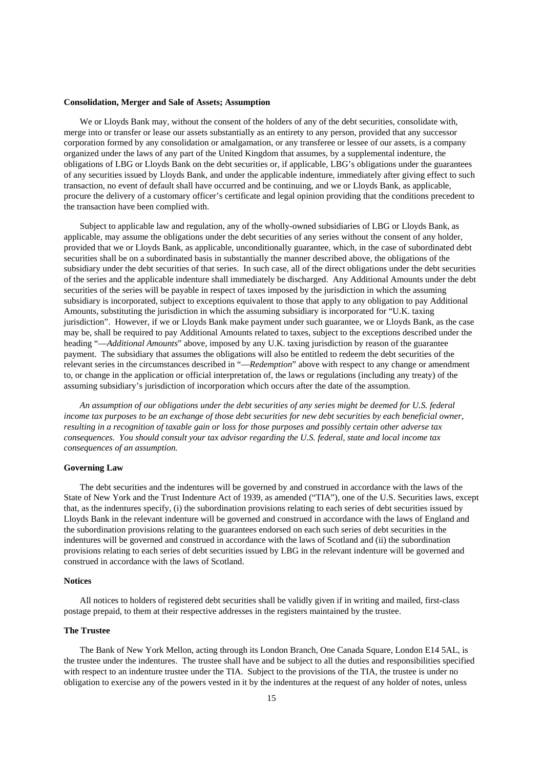### Consolidation, Merger and Sale of Assets; Assumption

We or Lloyds Bank may, without the consent of the holders of any of the debt securities, consolidate with, merge into or transfer or lease our assets substantially as an entirety to any person, provided that any successor corporation formed by any consolidation or amalgamation, or any transferee or lessee of our assets, is a company organized under the laws of any part of the United Kingdom that assumes, by a supplemental indenture, the obligations of LBG or Lloyds Bank on the debt securities or, if applicable, LBG's obligations under the guarantees of any securities issued by Lloyds Bank, and under the applicable indenture, immediately after giving effect to such transaction, no event of default shall have occurred and be continuing, and we or Lloyds Bank, as applicable, procure the delivery of a customary officer's certificate and legal opinion providing that the conditions precedent to the transaction have been complied with.

Subject to applicable law and regulation, any of the wholly-owned subsidiaries of LBG or Lloyds Bank, as applicable, may assume the obligations under the debt securities of any series without the consent of any holder, provided that we or Lloyds Bank, as applicable, unconditionally guarantee, which, in the case of subordinated debt securities shall be on a subordinated basis in substantially the manner described above, the obligations of the subsidiary under the debt securities of that series. In such case, all of the direct obligations under the debt securities of the series and the applicable indenture shall immediately be discharged. Any Additional Amounts under the debt securities of the series will be payable in respect of taxes imposed by the jurisdiction in which the assuming subsidiary is incorporated, subject to exceptions equivalent to those that apply to any obligation to pay Additional Amounts, substituting the jurisdiction in which the assuming subsidiary is incorporated for "U.K. taxing jurisdiction". However, if we or Lloyds Bank make payment under such guarantee, we or Lloyds Bank, as the case may be, shall be required to pay Additional Amounts related to taxes, subject to the exceptions described under the heading "—*Additional Amounts*" above, imposed by any U.K. taxing jurisdiction by reason of the guarantee payment. The subsidiary that assumes the obligations will also be entitled to redeem the debt securities of the relevant series in the circumstances described in "—*Redemption*" above with respect to any change or amendment to, or change in the application or official interpretation of, the laws or regulations (including any treaty) of the assuming subsidiary's jurisdiction of incorporation which occurs after the date of the assumption.

*An assumption of our obligations under the debt securities of any series might be deemed for U.S. federal income tax purposes to be an exchange of those debt securities for new debt securities by each beneficial owner, resulting in a recognition of taxable gain or loss for those purposes and possibly certain other adverse tax consequences. You should consult your tax advisor regarding the U.S. federal, state and local income tax consequences of an assumption.*

### Governing Law

The debt securities and the indentures will be governed by and construed in accordance with the laws of the State of New York and the Trust Indenture Act of 1939, as amended ("TIA"), one of the U.S. Securities laws, except that, as the indentures specify, (i) the subordination provisions relating to each series of debt securities issued by Lloyds Bank in the relevant indenture will be governed and construed in accordance with the laws of England and the subordination provisions relating to the guarantees endorsed on each such series of debt securities in the indentures will be governed and construed in accordance with the laws of Scotland and (ii) the subordination provisions relating to each series of debt securities issued by LBG in the relevant indenture will be governed and construed in accordance with the laws of Scotland.

### Notices

All notices to holders of registered debt securities shall be validly given if in writing and mailed, first-class postage prepaid, to them at their respective addresses in the registers maintained by the trustee.

### The Trustee

The Bank of New York Mellon, acting through its London Branch, One Canada Square, London E14 5AL, is the trustee under the indentures. The trustee shall have and be subject to all the duties and responsibilities specified with respect to an indenture trustee under the TIA. Subject to the provisions of the TIA, the trustee is under no obligation to exercise any of the powers vested in it by the indentures at the request of any holder of notes, unless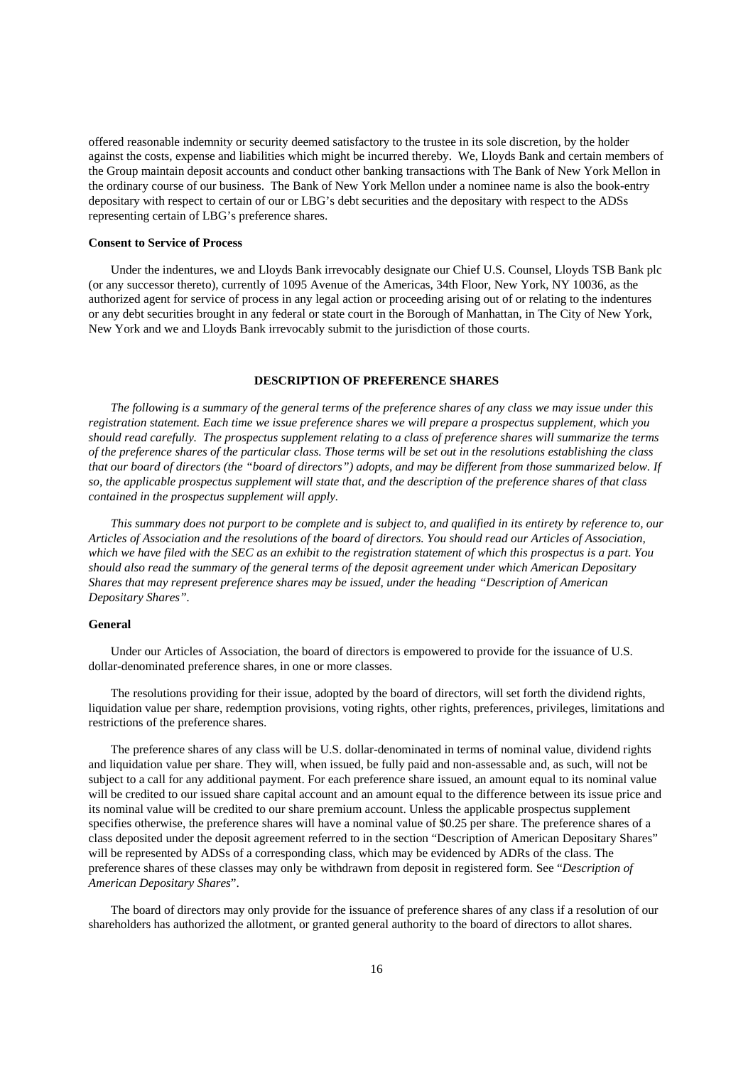offered reasonable indemnity or security deemed satisfactory to the trustee in its sole discretion, by the holder against the costs, expense and liabilities which might be incurred thereby. We, Lloyds Bank and certain members of the Group maintain deposit accounts and conduct other banking transactions with The Bank of New York Mellon in the ordinary course of our business. The Bank of New York Mellon under a nominee name is also the book-entry depositary with respect to certain of our or LBG's debt securities and the depositary with respect to the ADSs representing certain of LBG's preference shares.

**Consent to Service of Process**

Under the indentures, we and Lloyds Bank irrevocably designate our Chief U.S. Counsel, Lloyds TSB Bank plc (or any successor thereto), currently of 1095 Avenue of the Americas, 34th Floor, New York, NY 10036, as the authorized agent for service of process in any legal action or proceeding arising out of or relating to the indentures or any debt securities brought in any federal or state court in the Borough of Manhattan, in The City of New York, New York and we and Lloyds Bank irrevocably submit to the jurisdiction of those courts.

## DESCRIPTION OF PREFERENCE SHARES

*The following is a summary of the general terms of the preference shares of any class we may issue under this registration statement. Each time we issue preference shares we will prepare a prospectus supplement, which you should read carefully. The prospectus supplement relating to a class of preference shares will summarize the terms of the preference shares of the particular class. Those terms will be set out in the resolutions establishing the class that our board of directors (the "board of directors") adopts, and may be different from those summarized below. If so, the applicable prospectus supplement will state that, and the description of the preference shares of that class contained in the prospectus supplement will apply.*

*This summary does not purport to be complete and is subject to, and qualified in its entirety by reference to, our Articles of Association and the resolutions of the board of directors. You should read our Articles of Association, which we have filed with the SEC as an exhibit to the registration statement of which this prospectus is a part. You should also read the summary of the general terms of the deposit agreement under which American Depositary Shares that may represent preference shares may be issued, under the heading "Description of American Depositary Shares".*

**General**

Under our Articles of Association, the board of directors is empowered to provide for the issuance of U.S. dollar-denominated preference shares, in one or more classes.

The resolutions providing for their issue, adopted by the board of directors, will set forth the dividend rights, liquidation value per share, redemption provisions, voting rights, other rights, preferences, privileges, limitations and restrictions of the preference shares.

The preference shares of any class will be U.S. dollar-denominated in terms of nominal value, dividend rights and liquidation value per share. They will, when issued, be fully paid and non-assessable and, as such, will not be subject to a call for any additional payment. For each preference share issued, an amount equal to its nominal value will be credited to our issued share capital account and an amount equal to the difference between its issue price and its nominal value will be credited to our share premium account. Unless the applicable prospectus supplement specifies otherwise, the preference shares will have a nominal value of $0.25 per share. The preference shares of a class deposited under the deposit agreement referred to in the section "Description of American Depositary Shares" will be represented by ADSs of a corresponding class, which may be evidenced by ADRs of the class. The preference shares of these classes may only be withdrawn from deposit in registered form. See "*Description of American Depositary Shares*".

The board of directors may only provide for the issuance of preference shares of any class if a resolution of our shareholders has authorized the allotment, or granted general authority to the board of directors to allot shares.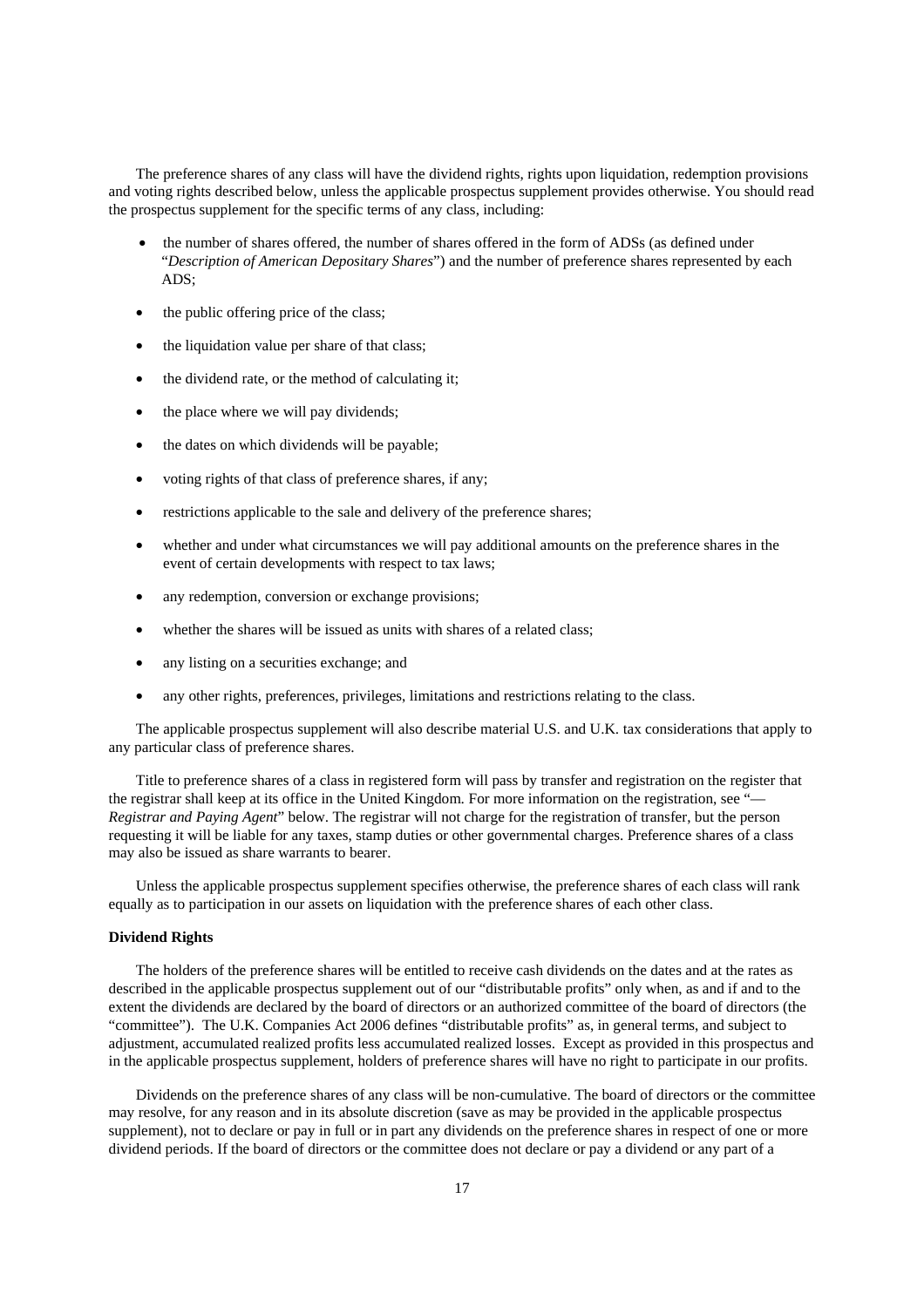The preference shares of any class will have the dividend rights, rights upon liquidation, redemption provisions and voting rights described below, unless the applicable prospectus supplement provides otherwise. You should read the prospectus supplement for the specific terms of any class, including:

- the number of shares offered, the number of shares offered in the form of ADSs (as defined under "*Description of American Depositary Shares*") and the number of preference shares represented by each ADS;
- the public offering price of the class;
- the liquidation value per share of that class;
- the dividend rate, or the method of calculating it;
- the place where we will pay dividends;
- the dates on which dividends will be payable;
- voting rights of that class of preference shares, if any;
- restrictions applicable to the sale and delivery of the preference shares;
- whether and under what circumstances we will pay additional amounts on the preference shares in the event of certain developments with respect to tax laws;
- any redemption, conversion or exchange provisions;
- whether the shares will be issued as units with shares of a related class;
- any listing on a securities exchange; and
- any other rights, preferences, privileges, limitations and restrictions relating to the class.

The applicable prospectus supplement will also describe material U.S. and U.K. tax considerations that apply to any particular class of preference shares.

Title to preference shares of a class in registered form will pass by transfer and registration on the register that the registrar shall keep at its office in the United Kingdom. For more information on the registration, see "—*Registrar and Paying Agent*" below. The registrar will not charge for the registration of transfer, but the person requesting it will be liable for any taxes, stamp duties or other governmental charges. Preference shares of a class may also be issued as share warrants to bearer.

Unless the applicable prospectus supplement specifies otherwise, the preference shares of each class will rank equally as to participation in our assets on liquidation with the preference shares of each other class.

**Dividend Rights**

The holders of the preference shares will be entitled to receive cash dividends on the dates and at the rates as described in the applicable prospectus supplement out of our "distributable profits" only when, as and if and to the extent the dividends are declared by the board of directors or an authorized committee of the board of directors (the "committee"). The U.K. Companies Act 2006 defines "distributable profits" as, in general terms, and subject to adjustment, accumulated realized profits less accumulated realized losses. Except as provided in this prospectus and in the applicable prospectus supplement, holders of preference shares will have no right to participate in our profits.

Dividends on the preference shares of any class will be non-cumulative. The board of directors or the committee may resolve, for any reason and in its absolute discretion (save as may be provided in the applicable prospectus supplement), not to declare or pay in full or in part any dividends on the preference shares in respect of one or more dividend periods. If the board of directors or the committee does not declare or pay a dividend or any part of a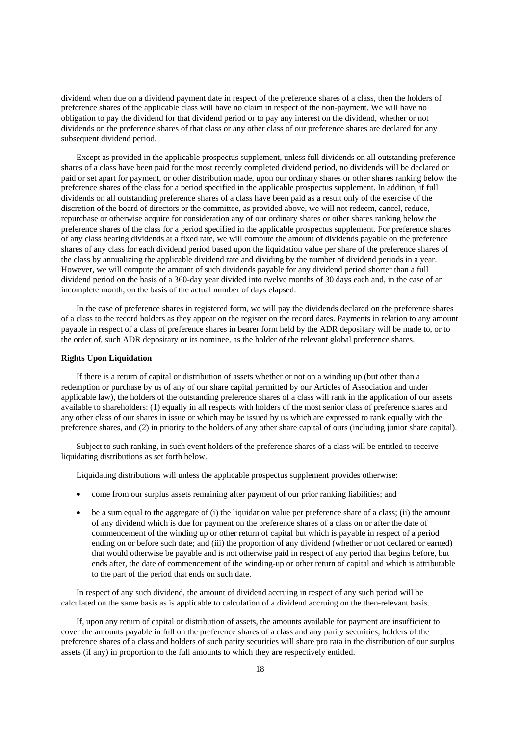dividend when due on a dividend payment date in respect of the preference shares of a class, then the holders of preference shares of the applicable class will have no claim in respect of the non-payment. We will have no obligation to pay the dividend for that dividend period or to pay any interest on the dividend, whether or not dividends on the preference shares of that class or any other class of our preference shares are declared for any subsequent dividend period.

Except as provided in the applicable prospectus supplement, unless full dividends on all outstanding preference shares of a class have been paid for the most recently completed dividend period, no dividends will be declared or paid or set apart for payment, or other distribution made, upon our ordinary shares or other shares ranking below the preference shares of the class for a period specified in the applicable prospectus supplement. In addition, if full dividends on all outstanding preference shares of a class have been paid as a result only of the exercise of the discretion of the board of directors or the committee, as provided above, we will not redeem, cancel, reduce, repurchase or otherwise acquire for consideration any of our ordinary shares or other shares ranking below the preference shares of the class for a period specified in the applicable prospectus supplement. For preference shares of any class bearing dividends at a fixed rate, we will compute the amount of dividends payable on the preference shares of any class for each dividend period based upon the liquidation value per share of the preference shares of the class by annualizing the applicable dividend rate and dividing by the number of dividend periods in a year. However, we will compute the amount of such dividends payable for any dividend period shorter than a full dividend period on the basis of a 360-day year divided into twelve months of 30 days each and, in the case of an incomplete month, on the basis of the actual number of days elapsed.

In the case of preference shares in registered form, we will pay the dividends declared on the preference shares of a class to the record holders as they appear on the register on the record dates. Payments in relation to any amount payable in respect of a class of preference shares in bearer form held by the ADR depositary will be made to, or to the order of, such ADR depositary or its nominee, as the holder of the relevant global preference shares.

**Rights Upon Liquidation**

If there is a return of capital or distribution of assets whether or not on a winding up (but other than a redemption or purchase by us of any of our share capital permitted by our Articles of Association and under applicable law), the holders of the outstanding preference shares of a class will rank in the application of our assets available to shareholders: (1) equally in all respects with holders of the most senior class of preference shares and any other class of our shares in issue or which may be issued by us which are expressed to rank equally with the preference shares, and (2) in priority to the holders of any other share capital of ours (including junior share capital).

Subject to such ranking, in such event holders of the preference shares of a class will be entitled to receive liquidating distributions as set forth below.

Liquidating distributions will unless the applicable prospectus supplement provides otherwise:

- come from our surplus assets remaining after payment of our prior ranking liabilities; and
- be a sum equal to the aggregate of (i) the liquidation value per preference share of a class; (ii) the amount of any dividend which is due for payment on the preference shares of a class on or after the date of commencement of the winding up or other return of capital but which is payable in respect of a period ending on or before such date; and (iii) the proportion of any dividend (whether or not declared or earned) that would otherwise be payable and is not otherwise paid in respect of any period that begins before, but ends after, the date of commencement of the winding-up or other return of capital and which is attributable to the part of the period that ends on such date.

In respect of any such dividend, the amount of dividend accruing in respect of any such period will be calculated on the same basis as is applicable to calculation of a dividend accruing on the then-relevant basis.

If, upon any return of capital or distribution of assets, the amounts available for payment are insufficient to cover the amounts payable in full on the preference shares of a class and any parity securities, holders of the preference shares of a class and holders of such parity securities will share pro rata in the distribution of our surplus assets (if any) in proportion to the full amounts to which they are respectively entitled.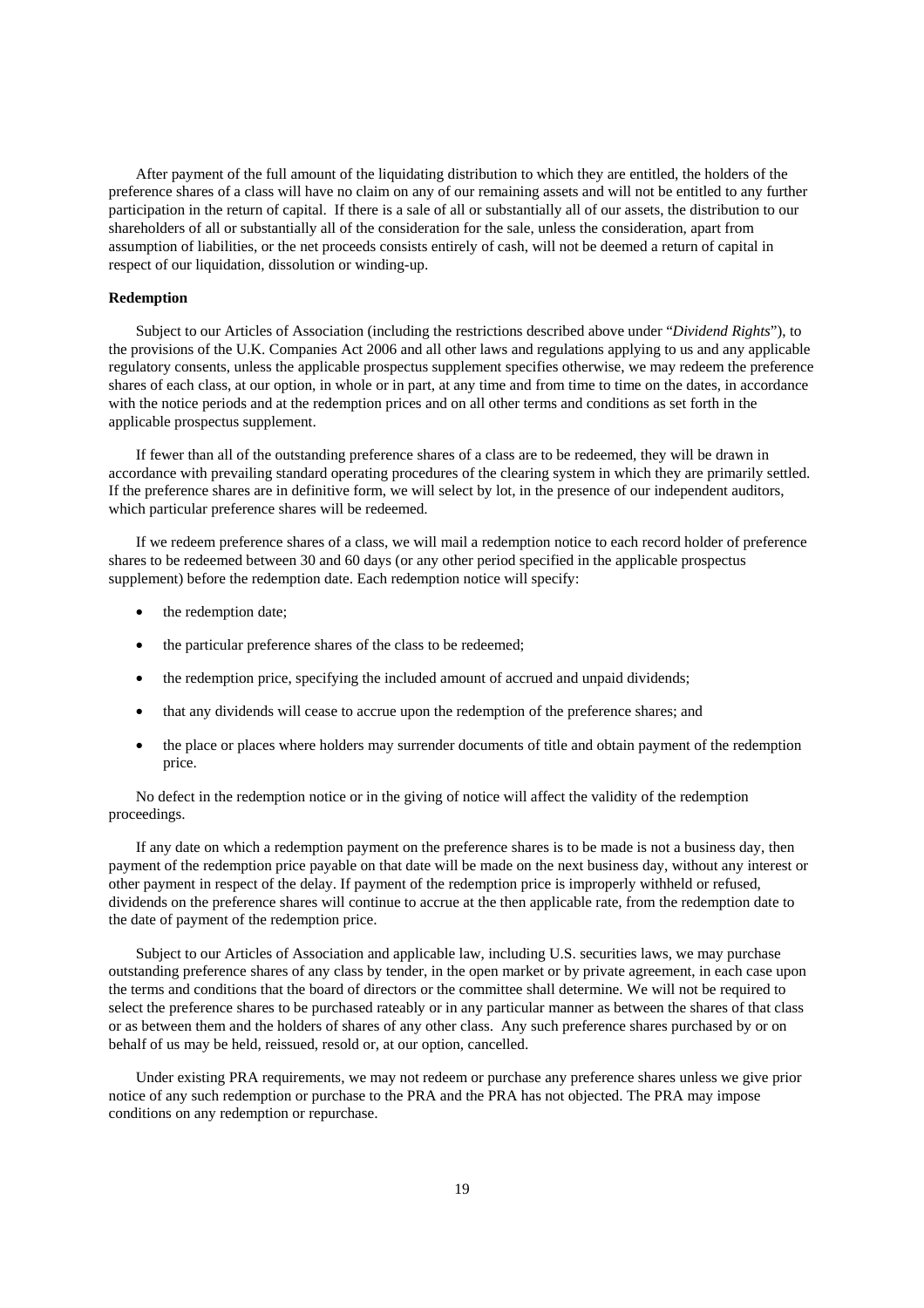After payment of the full amount of the liquidating distribution to which they are entitled, the holders of the preference shares of a class will have no claim on any of our remaining assets and will not be entitled to any further participation in the return of capital. If there is a sale of all or substantially all of our assets, the distribution to our shareholders of all or substantially all of the consideration for the sale, unless the consideration, apart from assumption of liabilities, or the net proceeds consists entirely of cash, will not be deemed a return of capital in respect of our liquidation, dissolution or winding-up.

**Redemption**

Subject to our Articles of Association (including the restrictions described above under "*Dividend Rights*"), to the provisions of the U.K. Companies Act 2006 and all other laws and regulations applying to us and any applicable regulatory consents, unless the applicable prospectus supplement specifies otherwise, we may redeem the preference shares of each class, at our option, in whole or in part, at any time and from time to time on the dates, in accordance with the notice periods and at the redemption prices and on all other terms and conditions as set forth in the applicable prospectus supplement.

If fewer than all of the outstanding preference shares of a class are to be redeemed, they will be drawn in accordance with prevailing standard operating procedures of the clearing system in which they are primarily settled. If the preference shares are in definitive form, we will select by lot, in the presence of our independent auditors, which particular preference shares will be redeemed.

If we redeem preference shares of a class, we will mail a redemption notice to each record holder of preference shares to be redeemed between 30 and 60 days (or any other period specified in the applicable prospectus supplement) before the redemption date. Each redemption notice will specify:

- the redemption date;
- the particular preference shares of the class to be redeemed;
- the redemption price, specifying the included amount of accrued and unpaid dividends;
- that any dividends will cease to accrue upon the redemption of the preference shares; and
- the place or places where holders may surrender documents of title and obtain payment of the redemption price.

No defect in the redemption notice or in the giving of notice will affect the validity of the redemption proceedings.

If any date on which a redemption payment on the preference shares is to be made is not a business day, then payment of the redemption price payable on that date will be made on the next business day, without any interest or other payment in respect of the delay. If payment of the redemption price is improperly withheld or refused, dividends on the preference shares will continue to accrue at the then applicable rate, from the redemption date to the date of payment of the redemption price.

Subject to our Articles of Association and applicable law, including U.S. securities laws, we may purchase outstanding preference shares of any class by tender, in the open market or by private agreement, in each case upon the terms and conditions that the board of directors or the committee shall determine. We will not be required to select the preference shares to be purchased rateably or in any particular manner as between the shares of that class or as between them and the holders of shares of any other class. Any such preference shares purchased by or on behalf of us may be held, reissued, resold or, at our option, cancelled.

Under existing PRA requirements, we may not redeem or purchase any preference shares unless we give prior notice of any such redemption or purchase to the PRA and the PRA has not objected. The PRA may impose conditions on any redemption or repurchase.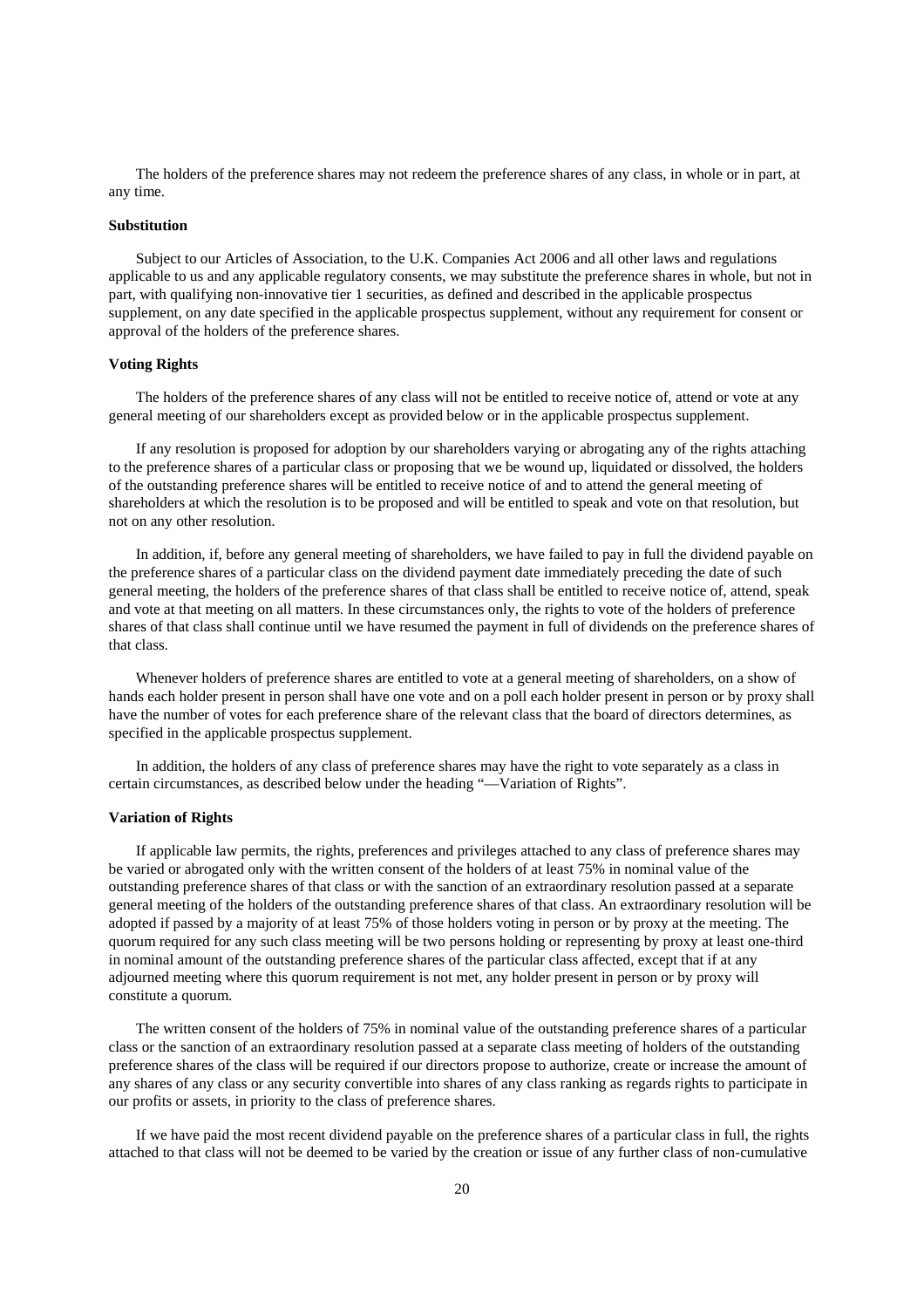The holders of the preference shares may not redeem the preference shares of any class, in whole or in part, at any time.

**Substitution**

Subject to our Articles of Association, to the U.K. Companies Act 2006 and all other laws and regulations applicable to us and any applicable regulatory consents, we may substitute the preference shares in whole, but not in part, with qualifying non-innovative tier 1 securities, as defined and described in the applicable prospectus supplement, on any date specified in the applicable prospectus supplement, without any requirement for consent or approval of the holders of the preference shares.

**Voting Rights**

The holders of the preference shares of any class will not be entitled to receive notice of, attend or vote at any general meeting of our shareholders except as provided below or in the applicable prospectus supplement.

If any resolution is proposed for adoption by our shareholders varying or abrogating any of the rights attaching to the preference shares of a particular class or proposing that we be wound up, liquidated or dissolved, the holders of the outstanding preference shares will be entitled to receive notice of and to attend the general meeting of shareholders at which the resolution is to be proposed and will be entitled to speak and vote on that resolution, but not on any other resolution.

In addition, if, before any general meeting of shareholders, we have failed to pay in full the dividend payable on the preference shares of a particular class on the dividend payment date immediately preceding the date of such general meeting, the holders of the preference shares of that class shall be entitled to receive notice of, attend, speak and vote at that meeting on all matters. In these circumstances only, the rights to vote of the holders of preference shares of that class shall continue until we have resumed the payment in full of dividends on the preference shares of that class.

Whenever holders of preference shares are entitled to vote at a general meeting of shareholders, on a show of hands each holder present in person shall have one vote and on a poll each holder present in person or by proxy shall have the number of votes for each preference share of the relevant class that the board of directors determines, as specified in the applicable prospectus supplement.

In addition, the holders of any class of preference shares may have the right to vote separately as a class in certain circumstances, as described below under the heading "—Variation of Rights".

**Variation of Rights**

If applicable law permits, the rights, preferences and privileges attached to any class of preference shares may be varied or abrogated only with the written consent of the holders of at least 75% in nominal value of the outstanding preference shares of that class or with the sanction of an extraordinary resolution passed at a separate general meeting of the holders of the outstanding preference shares of that class. An extraordinary resolution will be adopted if passed by a majority of at least 75% of those holders voting in person or by proxy at the meeting. The quorum required for any such class meeting will be two persons holding or representing by proxy at least one-third in nominal amount of the outstanding preference shares of the particular class affected, except that if at any adjourned meeting where this quorum requirement is not met, any holder present in person or by proxy will constitute a quorum.

The written consent of the holders of 75% in nominal value of the outstanding preference shares of a particular class or the sanction of an extraordinary resolution passed at a separate class meeting of holders of the outstanding preference shares of the class will be required if our directors propose to authorize, create or increase the amount of any shares of any class or any security convertible into shares of any class ranking as regards rights to participate in our profits or assets, in priority to the class of preference shares.

If we have paid the most recent dividend payable on the preference shares of a particular class in full, the rights attached to that class will not be deemed to be varied by the creation or issue of any further class of non-cumulative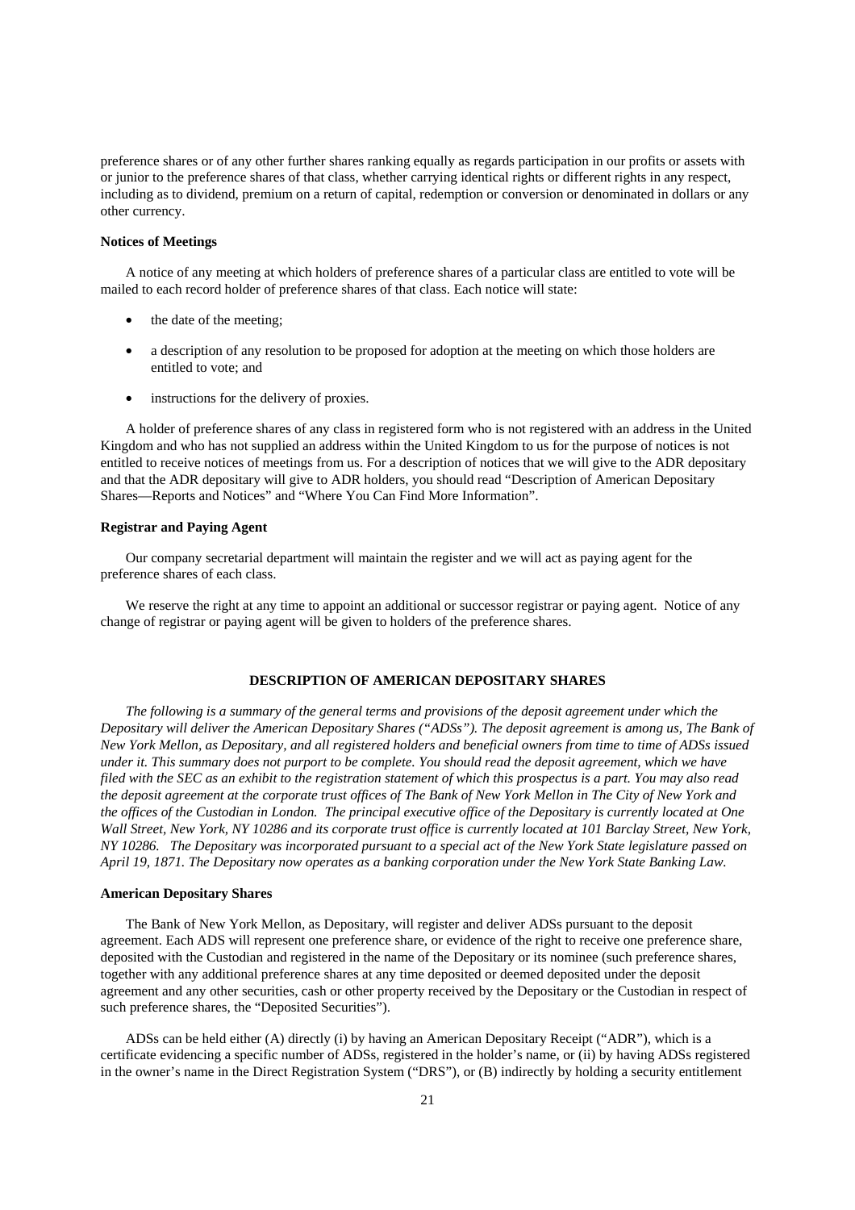preference shares or of any other further shares ranking equally as regards participation in our profits or assets with or junior to the preference shares of that class, whether carrying identical rights or different rights in any respect, including as to dividend, premium on a return of capital, redemption or conversion or denominated in dollars or any other currency.

**Notices of Meetings**

A notice of any meeting at which holders of preference shares of a particular class are entitled to vote will be mailed to each record holder of preference shares of that class. Each notice will state:

- the date of the meeting;
- a description of any resolution to be proposed for adoption at the meeting on which those holders are entitled to vote; and
- instructions for the delivery of proxies.

A holder of preference shares of any class in registered form who is not registered with an address in the United Kingdom and who has not supplied an address within the United Kingdom to us for the purpose of notices is not entitled to receive notices of meetings from us. For a description of notices that we will give to the ADR depositary and that the ADR depositary will give to ADR holders, you should read "Description of American Depositary Shares—Reports and Notices" and "Where You Can Find More Information".

**Registrar and Paying Agent**

Our company secretarial department will maintain the register and we will act as paying agent for the preference shares of each class.

We reserve the right at any time to appoint an additional or successor registrar or paying agent. Notice of any change of registrar or paying agent will be given to holders of the preference shares.

## DESCRIPTION OF AMERICAN DEPOSITARY SHARES

*The following is a summary of the general terms and provisions of the deposit agreement under which the Depositary will deliver the American Depositary Shares ("ADSs"). The deposit agreement is among us, The Bank of New York Mellon, as Depositary, and all registered holders and beneficial owners from time to time of ADSs issued under it. This summary does not purport to be complete. You should read the deposit agreement, which we have filed with the SEC as an exhibit to the registration statement of which this prospectus is a part. You may also read the deposit agreement at the corporate trust offices of The Bank of New York Mellon in The City of New York and the offices of the Custodian in London. The principal executive office of the Depositary is currently located at One Wall Street, New York, NY 10286 and its corporate trust office is currently located at 101 Barclay Street, New York, NY 10286. The Depositary was incorporated pursuant to a special act of the New York State legislature passed on April 19, 1871. The Depositary now operates as a banking corporation under the New York State Banking Law.*

**American Depositary Shares**

The Bank of New York Mellon, as Depositary, will register and deliver ADSs pursuant to the deposit agreement. Each ADS will represent one preference share, or evidence of the right to receive one preference share, deposited with the Custodian and registered in the name of the Depositary or its nominee (such preference shares, together with any additional preference shares at any time deposited or deemed deposited under the deposit agreement and any other securities, cash or other property received by the Depositary or the Custodian in respect of such preference shares, the "Deposited Securities").

ADSs can be held either (A) directly (i) by having an American Depositary Receipt ("ADR"), which is a certificate evidencing a specific number of ADSs, registered in the holder's name, or (ii) by having ADSs registered in the owner's name in the Direct Registration System ("DRS"), or (B) indirectly by holding a security entitlement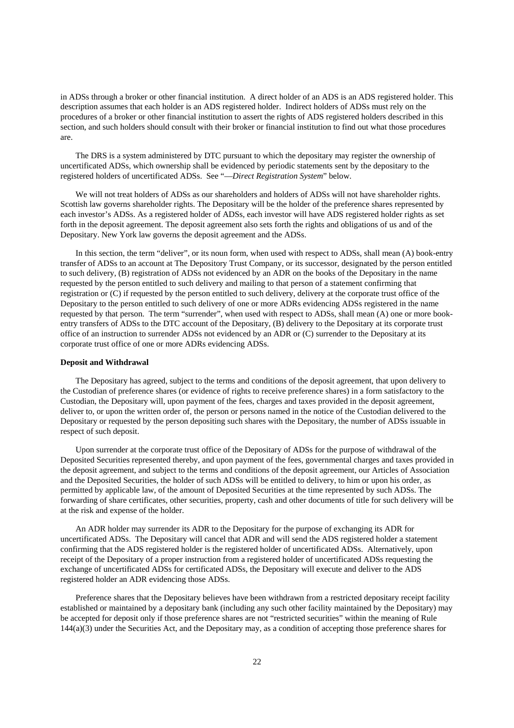in ADSs through a broker or other financial institution. A direct holder of an ADS is an ADS registered holder. This description assumes that each holder is an ADS registered holder. Indirect holders of ADSs must rely on the procedures of a broker or other financial institution to assert the rights of ADS registered holders described in this section, and such holders should consult with their broker or financial institution to find out what those procedures are.

The DRS is a system administered by DTC pursuant to which the depositary may register the ownership of uncertificated ADSs, which ownership shall be evidenced by periodic statements sent by the depositary to the registered holders of uncertificated ADSs. See "—*Direct Registration System*" below.

We will not treat holders of ADSs as our shareholders and holders of ADSs will not have shareholder rights. Scottish law governs shareholder rights. The Depositary will be the holder of the preference shares represented by each investor's ADSs. As a registered holder of ADSs, each investor will have ADS registered holder rights as set forth in the deposit agreement. The deposit agreement also sets forth the rights and obligations of us and of the Depositary. New York law governs the deposit agreement and the ADSs.

In this section, the term "deliver", or its noun form, when used with respect to ADSs, shall mean (A) book-entry transfer of ADSs to an account at The Depository Trust Company, or its successor, designated by the person entitled to such delivery, (B) registration of ADSs not evidenced by an ADR on the books of the Depositary in the name requested by the person entitled to such delivery and mailing to that person of a statement confirming that registration or (C) if requested by the person entitled to such delivery, delivery at the corporate trust office of the Depositary to the person entitled to such delivery of one or more ADRs evidencing ADSs registered in the name requested by that person. The term "surrender", when used with respect to ADSs, shall mean (A) one or more book-entry transfers of ADSs to the DTC account of the Depositary, (B) delivery to the Depositary at its corporate trust office of an instruction to surrender ADSs not evidenced by an ADR or (C) surrender to the Depositary at its corporate trust office of one or more ADRs evidencing ADSs.

**Deposit and Withdrawal**

The Depositary has agreed, subject to the terms and conditions of the deposit agreement, that upon delivery to the Custodian of preference shares (or evidence of rights to receive preference shares) in a form satisfactory to the Custodian, the Depositary will, upon payment of the fees, charges and taxes provided in the deposit agreement, deliver to, or upon the written order of, the person or persons named in the notice of the Custodian delivered to the Depositary or requested by the person depositing such shares with the Depositary, the number of ADSs issuable in respect of such deposit.

Upon surrender at the corporate trust office of the Depositary of ADSs for the purpose of withdrawal of the Deposited Securities represented thereby, and upon payment of the fees, governmental charges and taxes provided in the deposit agreement, and subject to the terms and conditions of the deposit agreement, our Articles of Association and the Deposited Securities, the holder of such ADSs will be entitled to delivery, to him or upon his order, as permitted by applicable law, of the amount of Deposited Securities at the time represented by such ADSs. The forwarding of share certificates, other securities, property, cash and other documents of title for such delivery will be at the risk and expense of the holder.

An ADR holder may surrender its ADR to the Depositary for the purpose of exchanging its ADR for uncertificated ADSs. The Depositary will cancel that ADR and will send the ADS registered holder a statement confirming that the ADS registered holder is the registered holder of uncertificated ADSs. Alternatively, upon receipt of the Depositary of a proper instruction from a registered holder of uncertificated ADSs requesting the exchange of uncertificated ADSs for certificated ADSs, the Depositary will execute and deliver to the ADS registered holder an ADR evidencing those ADSs.

Preference shares that the Depositary believes have been withdrawn from a restricted depositary receipt facility established or maintained by a depositary bank (including any such other facility maintained by the Depositary) may be accepted for deposit only if those preference shares are not "restricted securities" within the meaning of Rule 144(a)(3) under the Securities Act, and the Depositary may, as a condition of accepting those preference shares for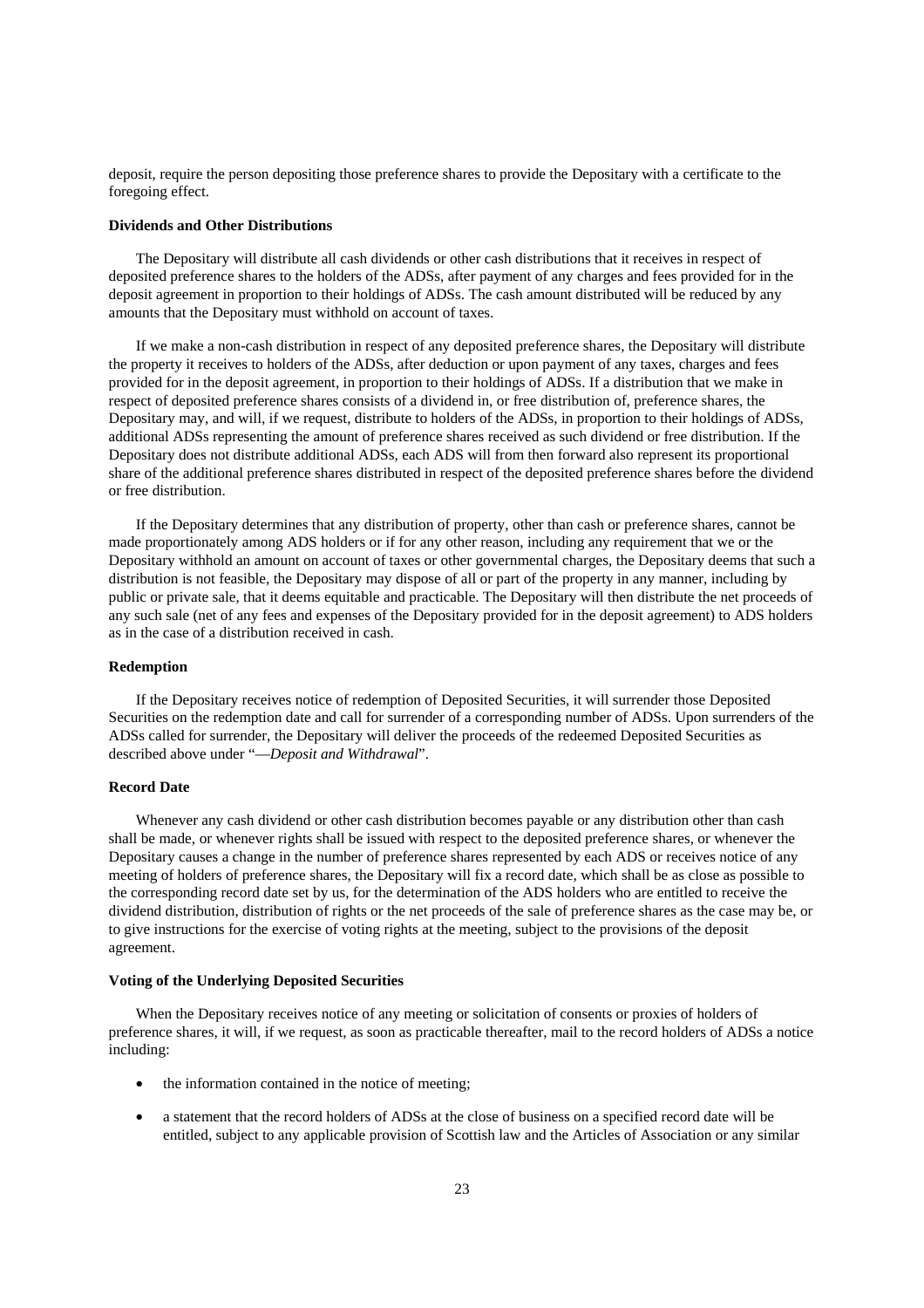deposit, require the person depositing those preference shares to provide the Depositary with a certificate to the foregoing effect.

**Dividends and Other Distributions**

The Depositary will distribute all cash dividends or other cash distributions that it receives in respect of deposited preference shares to the holders of the ADSs, after payment of any charges and fees provided for in the deposit agreement in proportion to their holdings of ADSs. The cash amount distributed will be reduced by any amounts that the Depositary must withhold on account of taxes.

If we make a non-cash distribution in respect of any deposited preference shares, the Depositary will distribute the property it receives to holders of the ADSs, after deduction or upon payment of any taxes, charges and fees provided for in the deposit agreement, in proportion to their holdings of ADSs. If a distribution that we make in respect of deposited preference shares consists of a dividend in, or free distribution of, preference shares, the Depositary may, and will, if we request, distribute to holders of the ADSs, in proportion to their holdings of ADSs, additional ADSs representing the amount of preference shares received as such dividend or free distribution. If the Depositary does not distribute additional ADSs, each ADS will from then forward also represent its proportional share of the additional preference shares distributed in respect of the deposited preference shares before the dividend or free distribution.

If the Depositary determines that any distribution of property, other than cash or preference shares, cannot be made proportionately among ADS holders or if for any other reason, including any requirement that we or the Depositary withhold an amount on account of taxes or other governmental charges, the Depositary deems that such a distribution is not feasible, the Depositary may dispose of all or part of the property in any manner, including by public or private sale, that it deems equitable and practicable. The Depositary will then distribute the net proceeds of any such sale (net of any fees and expenses of the Depositary provided for in the deposit agreement) to ADS holders as in the case of a distribution received in cash.

**Redemption**

If the Depositary receives notice of redemption of Deposited Securities, it will surrender those Deposited Securities on the redemption date and call for surrender of a corresponding number of ADSs. Upon surrenders of the ADSs called for surrender, the Depositary will deliver the proceeds of the redeemed Deposited Securities as described above under "—*Deposit and Withdrawal*".

**Record Date**

Whenever any cash dividend or other cash distribution becomes payable or any distribution other than cash shall be made, or whenever rights shall be issued with respect to the deposited preference shares, or whenever the Depositary causes a change in the number of preference shares represented by each ADS or receives notice of any meeting of holders of preference shares, the Depositary will fix a record date, which shall be as close as possible to the corresponding record date set by us, for the determination of the ADS holders who are entitled to receive the dividend distribution, distribution of rights or the net proceeds of the sale of preference shares as the case may be, or to give instructions for the exercise of voting rights at the meeting, subject to the provisions of the deposit agreement.

**Voting of the Underlying Deposited Securities**

When the Depositary receives notice of any meeting or solicitation of consents or proxies of holders of preference shares, it will, if we request, as soon as practicable thereafter, mail to the record holders of ADSs a notice including:

- the information contained in the notice of meeting;
- a statement that the record holders of ADSs at the close of business on a specified record date will be entitled, subject to any applicable provision of Scottish law and the Articles of Association or any similar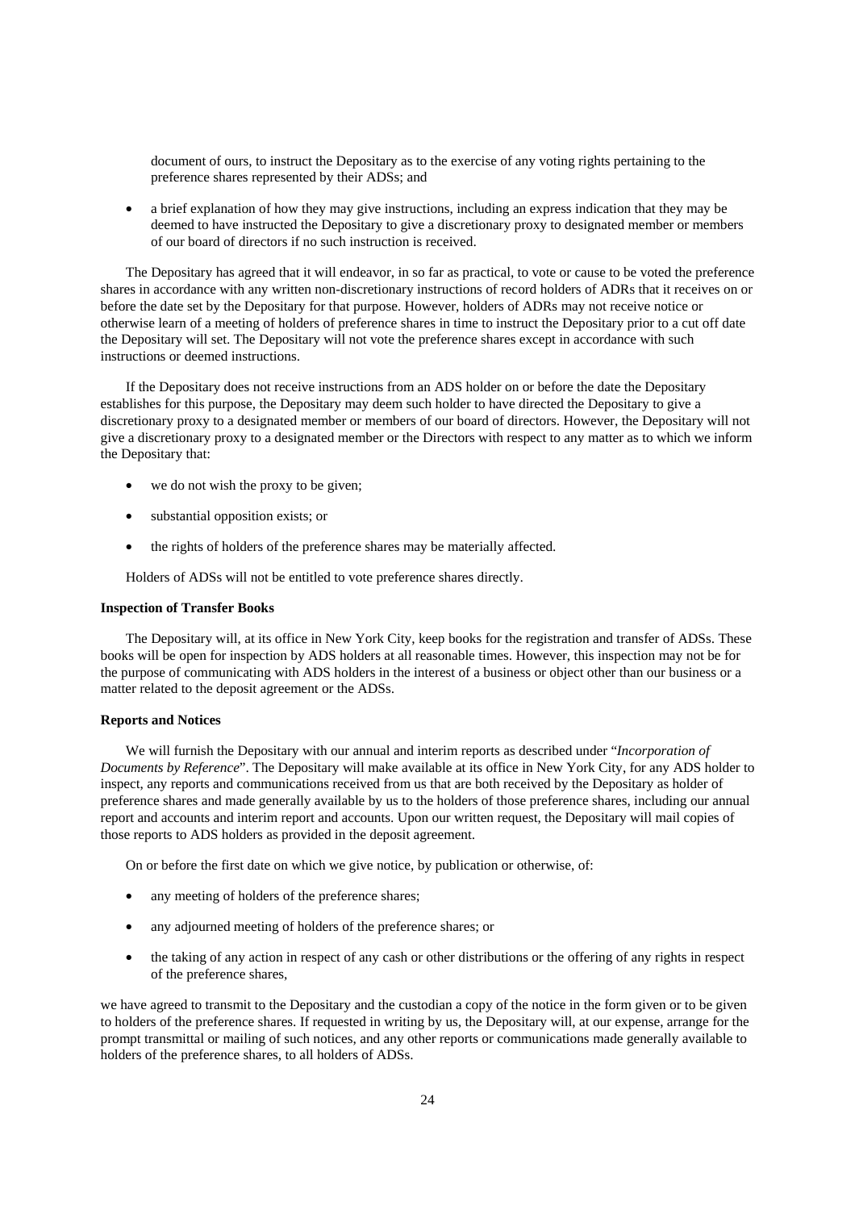document of ours, to instruct the Depositary as to the exercise of any voting rights pertaining to the preference shares represented by their ADSs; and

- a brief explanation of how they may give instructions, including an express indication that they may be deemed to have instructed the Depositary to give a discretionary proxy to designated member or members of our board of directors if no such instruction is received.

The Depositary has agreed that it will endeavor, in so far as practical, to vote or cause to be voted the preference shares in accordance with any written non-discretionary instructions of record holders of ADRs that it receives on or before the date set by the Depositary for that purpose. However, holders of ADRs may not receive notice or otherwise learn of a meeting of holders of preference shares in time to instruct the Depositary prior to a cut off date the Depositary will set. The Depositary will not vote the preference shares except in accordance with such instructions or deemed instructions.

If the Depositary does not receive instructions from an ADS holder on or before the date the Depositary establishes for this purpose, the Depositary may deem such holder to have directed the Depositary to give a discretionary proxy to a designated member or members of our board of directors. However, the Depositary will not give a discretionary proxy to a designated member or the Directors with respect to any matter as to which we inform the Depositary that:

- we do not wish the proxy to be given;
- substantial opposition exists; or
- the rights of holders of the preference shares may be materially affected.

Holders of ADSs will not be entitled to vote preference shares directly.

**Inspection of Transfer Books**

The Depositary will, at its office in New York City, keep books for the registration and transfer of ADSs. These books will be open for inspection by ADS holders at all reasonable times. However, this inspection may not be for the purpose of communicating with ADS holders in the interest of a business or object other than our business or a matter related to the deposit agreement or the ADSs.

**Reports and Notices**

We will furnish the Depositary with our annual and interim reports as described under "*Incorporation of Documents by Reference*". The Depositary will make available at its office in New York City, for any ADS holder to inspect, any reports and communications received from us that are both received by the Depositary as holder of preference shares and made generally available by us to the holders of those preference shares, including our annual report and accounts and interim report and accounts. Upon our written request, the Depositary will mail copies of those reports to ADS holders as provided in the deposit agreement.

On or before the first date on which we give notice, by publication or otherwise, of:

- any meeting of holders of the preference shares;
- any adjourned meeting of holders of the preference shares; or
- the taking of any action in respect of any cash or other distributions or the offering of any rights in respect of the preference shares,

we have agreed to transmit to the Depositary and the custodian a copy of the notice in the form given or to be given to holders of the preference shares. If requested in writing by us, the Depositary will, at our expense, arrange for the prompt transmittal or mailing of such notices, and any other reports or communications made generally available to holders of the preference shares, to all holders of ADSs.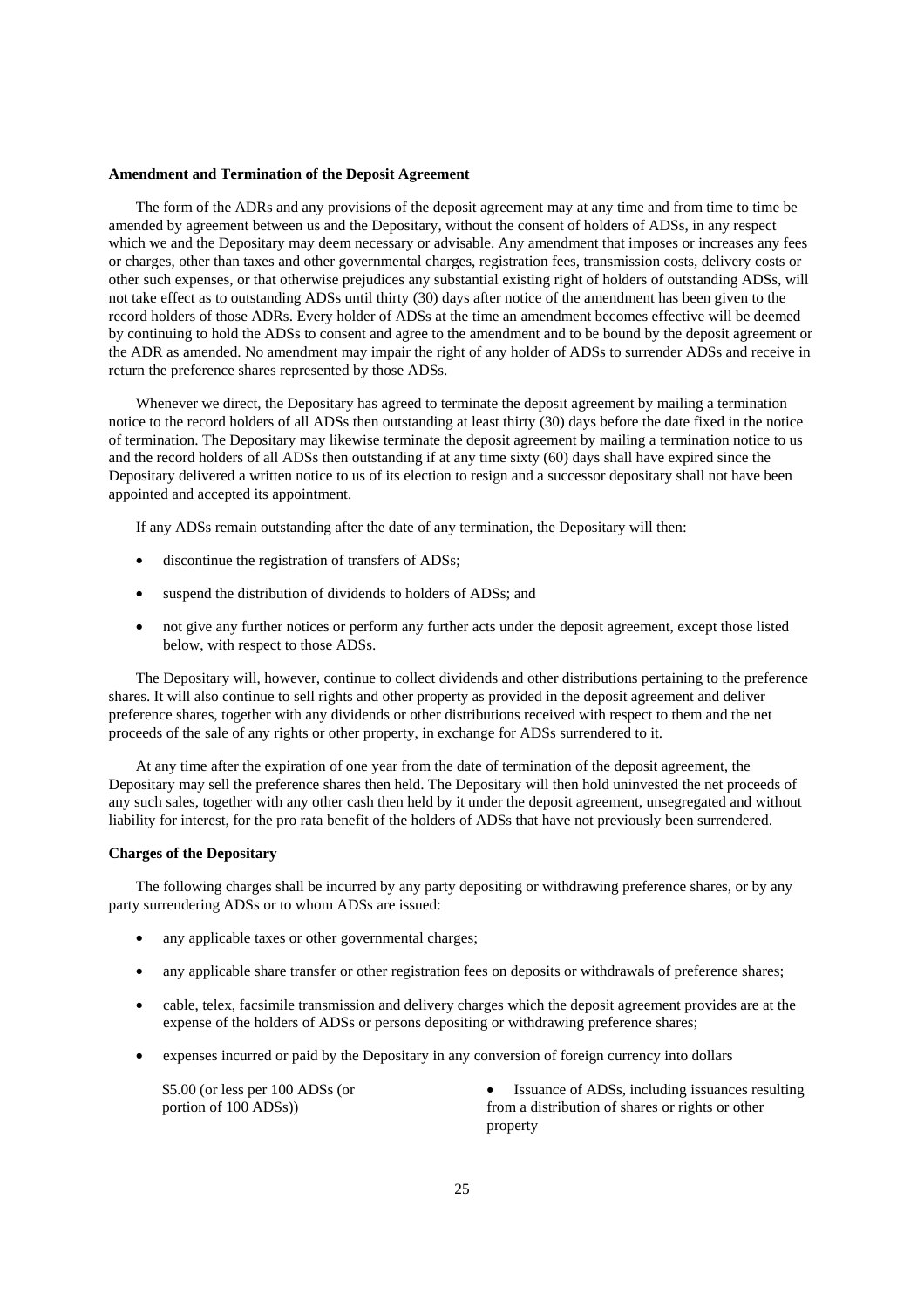**Amendment and Termination of the Deposit Agreement**

The form of the ADRs and any provisions of the deposit agreement may at any time and from time to time be amended by agreement between us and the Depositary, without the consent of holders of ADSs, in any respect which we and the Depositary may deem necessary or advisable. Any amendment that imposes or increases any fees or charges, other than taxes and other governmental charges, registration fees, transmission costs, delivery costs or other such expenses, or that otherwise prejudices any substantial existing right of holders of outstanding ADSs, will not take effect as to outstanding ADSs until thirty (30) days after notice of the amendment has been given to the record holders of those ADRs. Every holder of ADSs at the time an amendment becomes effective will be deemed by continuing to hold the ADSs to consent and agree to the amendment and to be bound by the deposit agreement or the ADR as amended. No amendment may impair the right of any holder of ADSs to surrender ADSs and receive in return the preference shares represented by those ADSs.

Whenever we direct, the Depositary has agreed to terminate the deposit agreement by mailing a termination notice to the record holders of all ADSs then outstanding at least thirty (30) days before the date fixed in the notice of termination. The Depositary may likewise terminate the deposit agreement by mailing a termination notice to us and the record holders of all ADSs then outstanding if at any time sixty (60) days shall have expired since the Depositary delivered a written notice to us of its election to resign and a successor depositary shall not have been appointed and accepted its appointment.

If any ADSs remain outstanding after the date of any termination, the Depositary will then:

- discontinue the registration of transfers of ADSs;
- suspend the distribution of dividends to holders of ADSs; and
- not give any further notices or perform any further acts under the deposit agreement, except those listed below, with respect to those ADSs.

The Depositary will, however, continue to collect dividends and other distributions pertaining to the preference shares. It will also continue to sell rights and other property as provided in the deposit agreement and deliver preference shares, together with any dividends or other distributions received with respect to them and the net proceeds of the sale of any rights or other property, in exchange for ADSs surrendered to it.

At any time after the expiration of one year from the date of termination of the deposit agreement, the Depositary may sell the preference shares then held. The Depositary will then hold uninvested the net proceeds of any such sales, together with any other cash then held by it under the deposit agreement, unsegregated and without liability for interest, for the pro rata benefit of the holders of ADSs that have not previously been surrendered.

**Charges of the Depositary**

The following charges shall be incurred by any party depositing or withdrawing preference shares, or by any party surrendering ADSs or to whom ADSs are issued:

- any applicable taxes or other governmental charges;
- any applicable share transfer or other registration fees on deposits or withdrawals of preference shares;
- cable, telex, facsimile transmission and delivery charges which the deposit agreement provides are at the expense of the holders of ADSs or persons depositing or withdrawing preference shares;
- expenses incurred or paid by the Depositary in any conversion of foreign currency into dollars

| | |
|---|---|
| \$5.00 (or less per 100 ADSs (or portion of 100 ADSs)) | • Issuance of ADSs, including issuances resulting from a distribution of shares or rights or other property |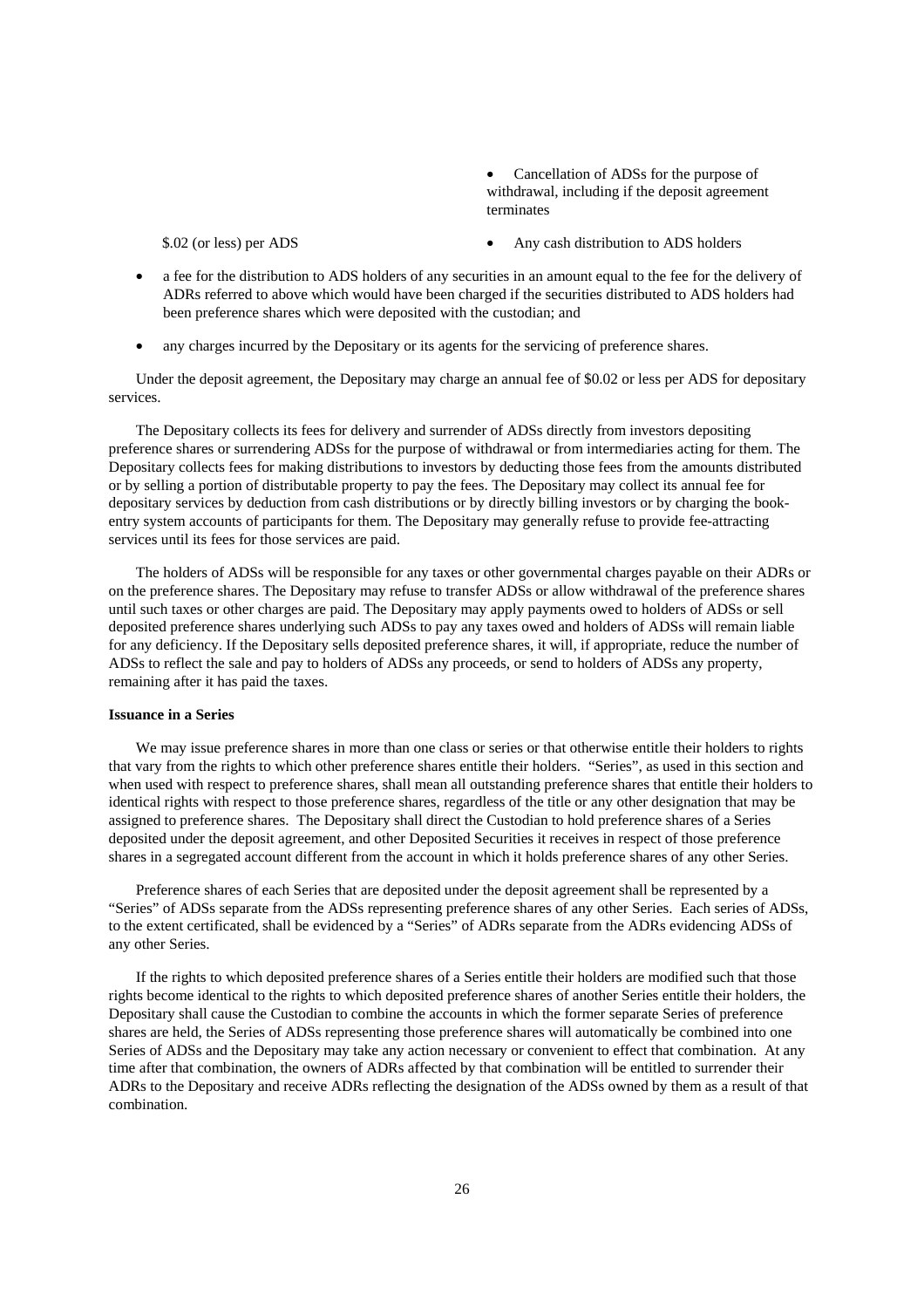| | |
|---|---|
| | • Cancellation of ADSs for the purpose of withdrawal, including if the deposit agreement terminates |
| \$.02 (or less) per ADS | • Any cash distribution to ADS holders |

- a fee for the distribution to ADS holders of any securities in an amount equal to the fee for the delivery of ADRs referred to above which would have been charged if the securities distributed to ADS holders had been preference shares which were deposited with the custodian; and
- any charges incurred by the Depositary or its agents for the servicing of preference shares.

Under the deposit agreement, the Depositary may charge an annual fee of \$0.02 or less per ADS for depositary services.

The Depositary collects its fees for delivery and surrender of ADSs directly from investors depositing preference shares or surrendering ADSs for the purpose of withdrawal or from intermediaries acting for them. The Depositary collects fees for making distributions to investors by deducting those fees from the amounts distributed or by selling a portion of distributable property to pay the fees. The Depositary may collect its annual fee for depositary services by deduction from cash distributions or by directly billing investors or by charging the book-entry system accounts of participants for them. The Depositary may generally refuse to provide fee-attracting services until its fees for those services are paid.

The holders of ADSs will be responsible for any taxes or other governmental charges payable on their ADRs or on the preference shares. The Depositary may refuse to transfer ADSs or allow withdrawal of the preference shares until such taxes or other charges are paid. The Depositary may apply payments owed to holders of ADSs or sell deposited preference shares underlying such ADSs to pay any taxes owed and holders of ADSs will remain liable for any deficiency. If the Depositary sells deposited preference shares, it will, if appropriate, reduce the number of ADSs to reflect the sale and pay to holders of ADSs any proceeds, or send to holders of ADSs any property, remaining after it has paid the taxes.

**Issuance in a Series**

We may issue preference shares in more than one class or series or that otherwise entitle their holders to rights that vary from the rights to which other preference shares entitle their holders. "Series", as used in this section and when used with respect to preference shares, shall mean all outstanding preference shares that entitle their holders to identical rights with respect to those preference shares, regardless of the title or any other designation that may be assigned to preference shares. The Depositary shall direct the Custodian to hold preference shares of a Series deposited under the deposit agreement, and other Deposited Securities it receives in respect of those preference shares in a segregated account different from the account in which it holds preference shares of any other Series.

Preference shares of each Series that are deposited under the deposit agreement shall be represented by a "Series" of ADSs separate from the ADSs representing preference shares of any other Series. Each series of ADSs, to the extent certificated, shall be evidenced by a "Series" of ADRs separate from the ADRs evidencing ADSs of any other Series.

If the rights to which deposited preference shares of a Series entitle their holders are modified such that those rights become identical to the rights to which deposited preference shares of another Series entitle their holders, the Depositary shall cause the Custodian to combine the accounts in which the former separate Series of preference shares are held, the Series of ADSs representing those preference shares will automatically be combined into one Series of ADSs and the Depositary may take any action necessary or convenient to effect that combination. At any time after that combination, the owners of ADRs affected by that combination will be entitled to surrender their ADRs to the Depositary and receive ADRs reflecting the designation of the ADSs owned by them as a result of that combination.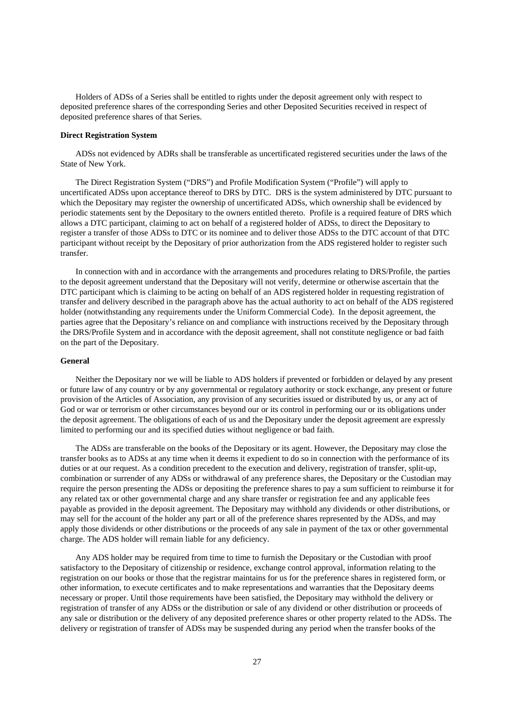Holders of ADSs of a Series shall be entitled to rights under the deposit agreement only with respect to deposited preference shares of the corresponding Series and other Deposited Securities received in respect of deposited preference shares of that Series.

**Direct Registration System**

ADSs not evidenced by ADRs shall be transferable as uncertificated registered securities under the laws of the State of New York.

The Direct Registration System ("DRS") and Profile Modification System ("Profile") will apply to uncertificated ADSs upon acceptance thereof to DRS by DTC. DRS is the system administered by DTC pursuant to which the Depositary may register the ownership of uncertificated ADSs, which ownership shall be evidenced by periodic statements sent by the Depositary to the owners entitled thereto. Profile is a required feature of DRS which allows a DTC participant, claiming to act on behalf of a registered holder of ADSs, to direct the Depositary to register a transfer of those ADSs to DTC or its nominee and to deliver those ADSs to the DTC account of that DTC participant without receipt by the Depositary of prior authorization from the ADS registered holder to register such transfer.

In connection with and in accordance with the arrangements and procedures relating to DRS/Profile, the parties to the deposit agreement understand that the Depositary will not verify, determine or otherwise ascertain that the DTC participant which is claiming to be acting on behalf of an ADS registered holder in requesting registration of transfer and delivery described in the paragraph above has the actual authority to act on behalf of the ADS registered holder (notwithstanding any requirements under the Uniform Commercial Code). In the deposit agreement, the parties agree that the Depositary's reliance on and compliance with instructions received by the Depositary through the DRS/Profile System and in accordance with the deposit agreement, shall not constitute negligence or bad faith on the part of the Depositary.

**General**

Neither the Depositary nor we will be liable to ADS holders if prevented or forbidden or delayed by any present or future law of any country or by any governmental or regulatory authority or stock exchange, any present or future provision of the Articles of Association, any provision of any securities issued or distributed by us, or any act of God or war or terrorism or other circumstances beyond our or its control in performing our or its obligations under the deposit agreement. The obligations of each of us and the Depositary under the deposit agreement are expressly limited to performing our and its specified duties without negligence or bad faith.

The ADSs are transferable on the books of the Depositary or its agent. However, the Depositary may close the transfer books as to ADSs at any time when it deems it expedient to do so in connection with the performance of its duties or at our request. As a condition precedent to the execution and delivery, registration of transfer, split-up, combination or surrender of any ADSs or withdrawal of any preference shares, the Depositary or the Custodian may require the person presenting the ADSs or depositing the preference shares to pay a sum sufficient to reimburse it for any related tax or other governmental charge and any share transfer or registration fee and any applicable fees payable as provided in the deposit agreement. The Depositary may withhold any dividends or other distributions, or may sell for the account of the holder any part or all of the preference shares represented by the ADSs, and may apply those dividends or other distributions or the proceeds of any sale in payment of the tax or other governmental charge. The ADS holder will remain liable for any deficiency.

Any ADS holder may be required from time to time to furnish the Depositary or the Custodian with proof satisfactory to the Depositary of citizenship or residence, exchange control approval, information relating to the registration on our books or those that the registrar maintains for us for the preference shares in registered form, or other information, to execute certificates and to make representations and warranties that the Depositary deems necessary or proper. Until those requirements have been satisfied, the Depositary may withhold the delivery or registration of transfer of any ADSs or the distribution or sale of any dividend or other distribution or proceeds of any sale or distribution or the delivery of any deposited preference shares or other property related to the ADSs. The delivery or registration of transfer of ADSs may be suspended during any period when the transfer books of the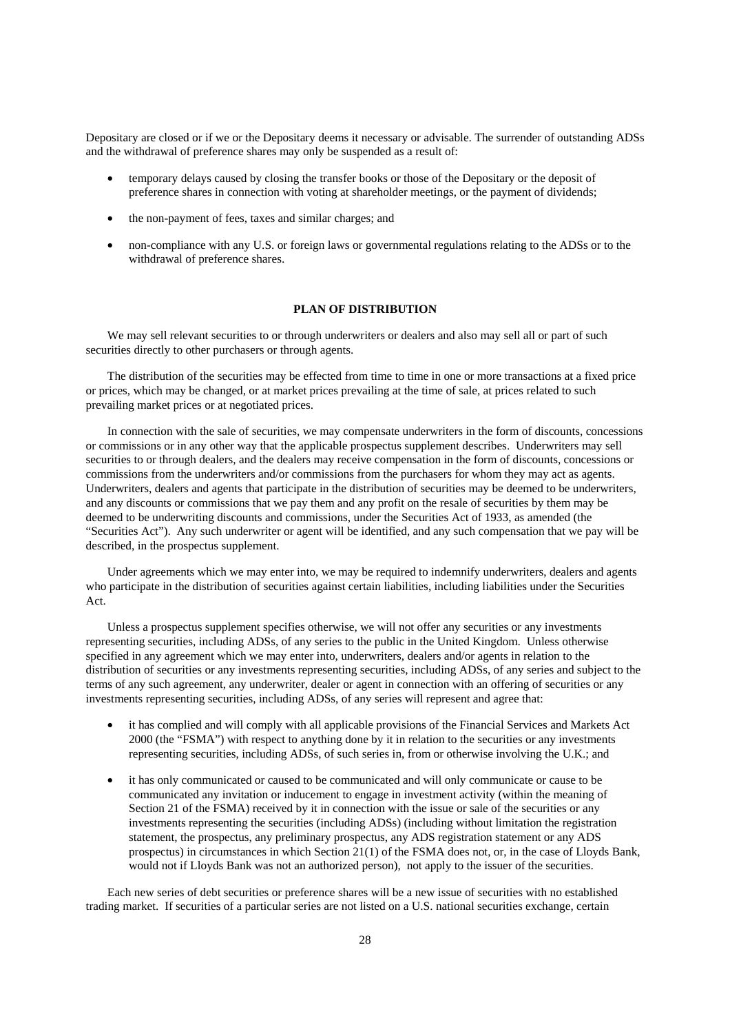Depositary are closed or if we or the Depositary deems it necessary or advisable. The surrender of outstanding ADSs and the withdrawal of preference shares may only be suspended as a result of:

- temporary delays caused by closing the transfer books or those of the Depositary or the deposit of preference shares in connection with voting at shareholder meetings, or the payment of dividends;
- the non-payment of fees, taxes and similar charges; and
- non-compliance with any U.S. or foreign laws or governmental regulations relating to the ADSs or to the withdrawal of preference shares.

## PLAN OF DISTRIBUTION

We may sell relevant securities to or through underwriters or dealers and also may sell all or part of such securities directly to other purchasers or through agents.

The distribution of the securities may be effected from time to time in one or more transactions at a fixed price or prices, which may be changed, or at market prices prevailing at the time of sale, at prices related to such prevailing market prices or at negotiated prices.

In connection with the sale of securities, we may compensate underwriters in the form of discounts, concessions or commissions or in any other way that the applicable prospectus supplement describes. Underwriters may sell securities to or through dealers, and the dealers may receive compensation in the form of discounts, concessions or commissions from the underwriters and/or commissions from the purchasers for whom they may act as agents. Underwriters, dealers and agents that participate in the distribution of securities may be deemed to be underwriters, and any discounts or commissions that we pay them and any profit on the resale of securities by them may be deemed to be underwriting discounts and commissions, under the Securities Act of 1933, as amended (the "Securities Act"). Any such underwriter or agent will be identified, and any such compensation that we pay will be described, in the prospectus supplement.

Under agreements which we may enter into, we may be required to indemnify underwriters, dealers and agents who participate in the distribution of securities against certain liabilities, including liabilities under the Securities Act.

Unless a prospectus supplement specifies otherwise, we will not offer any securities or any investments representing securities, including ADSs, of any series to the public in the United Kingdom. Unless otherwise specified in any agreement which we may enter into, underwriters, dealers and/or agents in relation to the distribution of securities or any investments representing securities, including ADSs, of any series and subject to the terms of any such agreement, any underwriter, dealer or agent in connection with an offering of securities or any investments representing securities, including ADSs, of any series will represent and agree that:

- it has complied and will comply with all applicable provisions of the Financial Services and Markets Act 2000 (the "FSMA") with respect to anything done by it in relation to the securities or any investments representing securities, including ADSs, of such series in, from or otherwise involving the U.K.; and
- it has only communicated or caused to be communicated and will only communicate or cause to be communicated any invitation or inducement to engage in investment activity (within the meaning of Section 21 of the FSMA) received by it in connection with the issue or sale of the securities or any investments representing the securities (including ADSs) (including without limitation the registration statement, the prospectus, any preliminary prospectus, any ADS registration statement or any ADS prospectus) in circumstances in which Section 21(1) of the FSMA does not, or, in the case of Lloyds Bank, would not if Lloyds Bank was not an authorized person), not apply to the issuer of the securities.

Each new series of debt securities or preference shares will be a new issue of securities with no established trading market. If securities of a particular series are not listed on a U.S. national securities exchange, certain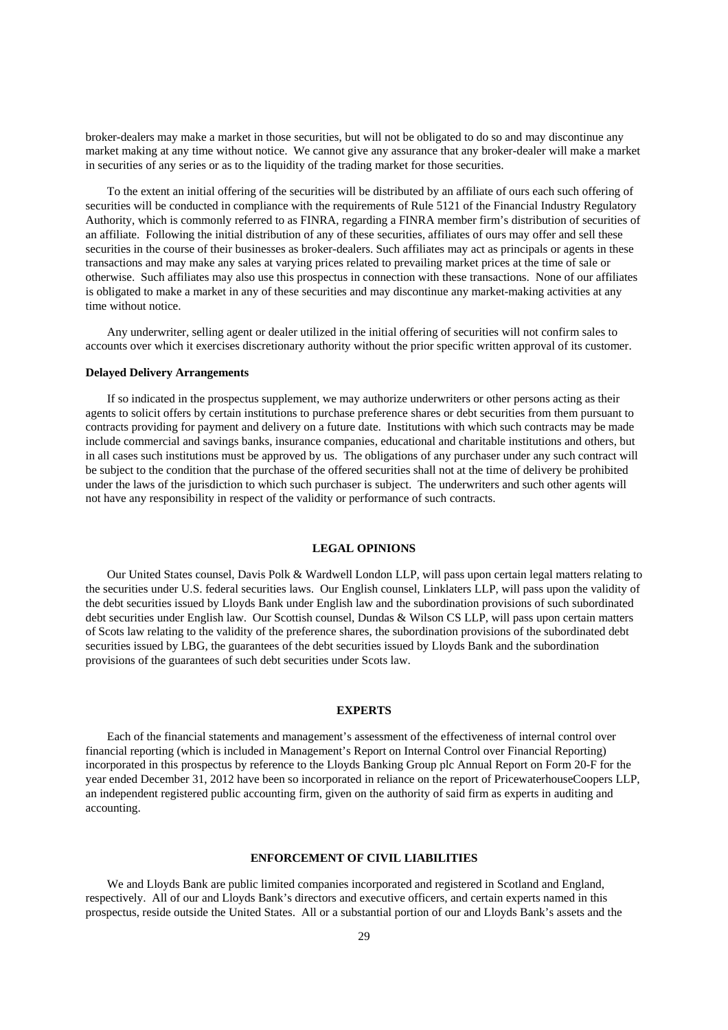broker-dealers may make a market in those securities, but will not be obligated to do so and may discontinue any market making at any time without notice. We cannot give any assurance that any broker-dealer will make a market in securities of any series or as to the liquidity of the trading market for those securities.

To the extent an initial offering of the securities will be distributed by an affiliate of ours each such offering of securities will be conducted in compliance with the requirements of Rule 5121 of the Financial Industry Regulatory Authority, which is commonly referred to as FINRA, regarding a FINRA member firm's distribution of securities of an affiliate. Following the initial distribution of any of these securities, affiliates of ours may offer and sell these securities in the course of their businesses as broker-dealers. Such affiliates may act as principals or agents in these transactions and may make any sales at varying prices related to prevailing market prices at the time of sale or otherwise. Such affiliates may also use this prospectus in connection with these transactions. None of our affiliates is obligated to make a market in any of these securities and may discontinue any market-making activities at any time without notice.

Any underwriter, selling agent or dealer utilized in the initial offering of securities will not confirm sales to accounts over which it exercises discretionary authority without the prior specific written approval of its customer.

**Delayed Delivery Arrangements**

If so indicated in the prospectus supplement, we may authorize underwriters or other persons acting as their agents to solicit offers by certain institutions to purchase preference shares or debt securities from them pursuant to contracts providing for payment and delivery on a future date. Institutions with which such contracts may be made include commercial and savings banks, insurance companies, educational and charitable institutions and others, but in all cases such institutions must be approved by us. The obligations of any purchaser under any such contract will be subject to the condition that the purchase of the offered securities shall not at the time of delivery be prohibited under the laws of the jurisdiction to which such purchaser is subject. The underwriters and such other agents will not have any responsibility in respect of the validity or performance of such contracts.

## LEGAL OPINIONS

Our United States counsel, Davis Polk & Wardwell London LLP, will pass upon certain legal matters relating to the securities under U.S. federal securities laws. Our English counsel, Linklaters LLP, will pass upon the validity of the debt securities issued by Lloyds Bank under English law and the subordination provisions of such subordinated debt securities under English law. Our Scottish counsel, Dundas & Wilson CS LLP, will pass upon certain matters of Scots law relating to the validity of the preference shares, the subordination provisions of the subordinated debt securities issued by LBG, the guarantees of the debt securities issued by Lloyds Bank and the subordination provisions of the guarantees of such debt securities under Scots law.

## EXPERTS

Each of the financial statements and management's assessment of the effectiveness of internal control over financial reporting (which is included in Management's Report on Internal Control over Financial Reporting) incorporated in this prospectus by reference to the Lloyds Banking Group plc Annual Report on Form 20-F for the year ended December 31, 2012 have been so incorporated in reliance on the report of PricewaterhouseCoopers LLP, an independent registered public accounting firm, given on the authority of said firm as experts in auditing and accounting.

## ENFORCEMENT OF CIVIL LIABILITIES

We and Lloyds Bank are public limited companies incorporated and registered in Scotland and England, respectively. All of our and Lloyds Bank's directors and executive officers, and certain experts named in this prospectus, reside outside the United States. All or a substantial portion of our and Lloyds Bank's assets and the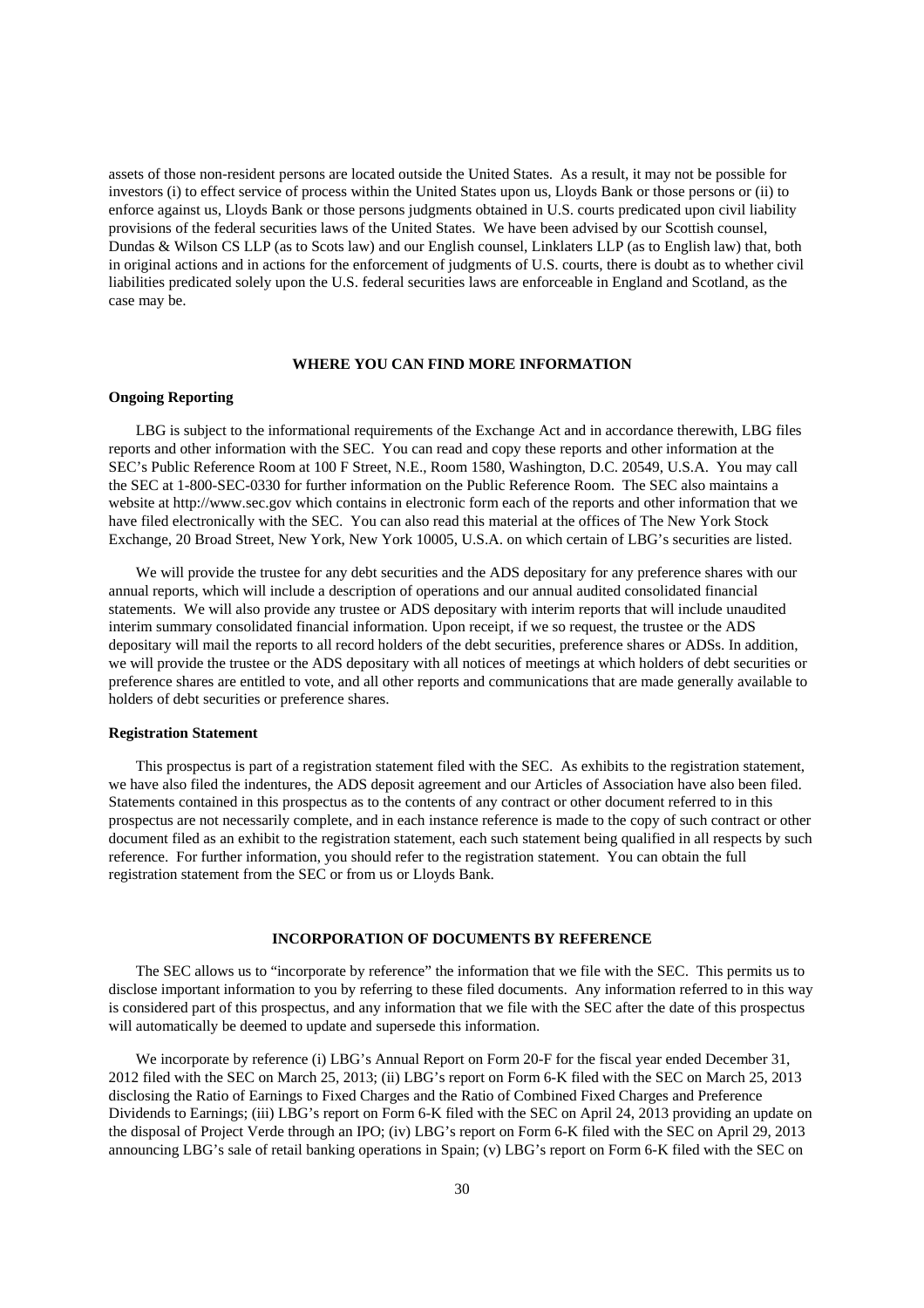assets of those non-resident persons are located outside the United States. As a result, it may not be possible for investors (i) to effect service of process within the United States upon us, Lloyds Bank or those persons or (ii) to enforce against us, Lloyds Bank or those persons judgments obtained in U.S. courts predicated upon civil liability provisions of the federal securities laws of the United States. We have been advised by our Scottish counsel, Dundas & Wilson CS LLP (as to Scots law) and our English counsel, Linklaters LLP (as to English law) that, both in original actions and in actions for the enforcement of judgments of U.S. courts, there is doubt as to whether civil liabilities predicated solely upon the U.S. federal securities laws are enforceable in England and Scotland, as the case may be.

## WHERE YOU CAN FIND MORE INFORMATION

### Ongoing Reporting

LBG is subject to the informational requirements of the Exchange Act and in accordance therewith, LBG files reports and other information with the SEC. You can read and copy these reports and other information at the SEC's Public Reference Room at 100 F Street, N.E., Room 1580, Washington, D.C. 20549, U.S.A. You may call the SEC at 1-800-SEC-0330 for further information on the Public Reference Room. The SEC also maintains a website at http://www.sec.gov which contains in electronic form each of the reports and other information that we have filed electronically with the SEC. You can also read this material at the offices of The New York Stock Exchange, 20 Broad Street, New York, New York 10005, U.S.A. on which certain of LBG's securities are listed.

We will provide the trustee for any debt securities and the ADS depositary for any preference shares with our annual reports, which will include a description of operations and our annual audited consolidated financial statements. We will also provide any trustee or ADS depositary with interim reports that will include unaudited interim summary consolidated financial information. Upon receipt, if we so request, the trustee or the ADS depositary will mail the reports to all record holders of the debt securities, preference shares or ADSs. In addition, we will provide the trustee or the ADS depositary with all notices of meetings at which holders of debt securities or preference shares are entitled to vote, and all other reports and communications that are made generally available to holders of debt securities or preference shares.

### Registration Statement

This prospectus is part of a registration statement filed with the SEC. As exhibits to the registration statement, we have also filed the indentures, the ADS deposit agreement and our Articles of Association have also been filed. Statements contained in this prospectus as to the contents of any contract or other document referred to in this prospectus are not necessarily complete, and in each instance reference is made to the copy of such contract or other document filed as an exhibit to the registration statement, each such statement being qualified in all respects by such reference. For further information, you should refer to the registration statement. You can obtain the full registration statement from the SEC or from us or Lloyds Bank.

## INCORPORATION OF DOCUMENTS BY REFERENCE

The SEC allows us to "incorporate by reference" the information that we file with the SEC. This permits us to disclose important information to you by referring to these filed documents. Any information referred to in this way is considered part of this prospectus, and any information that we file with the SEC after the date of this prospectus will automatically be deemed to update and supersede this information.

We incorporate by reference (i) LBG's Annual Report on Form 20-F for the fiscal year ended December 31, 2012 filed with the SEC on March 25, 2013; (ii) LBG's report on Form 6-K filed with the SEC on March 25, 2013 disclosing the Ratio of Earnings to Fixed Charges and the Ratio of Combined Fixed Charges and Preference Dividends to Earnings; (iii) LBG's report on Form 6-K filed with the SEC on April 24, 2013 providing an update on the disposal of Project Verde through an IPO; (iv) LBG's report on Form 6-K filed with the SEC on April 29, 2013 announcing LBG's sale of retail banking operations in Spain; (v) LBG's report on Form 6-K filed with the SEC on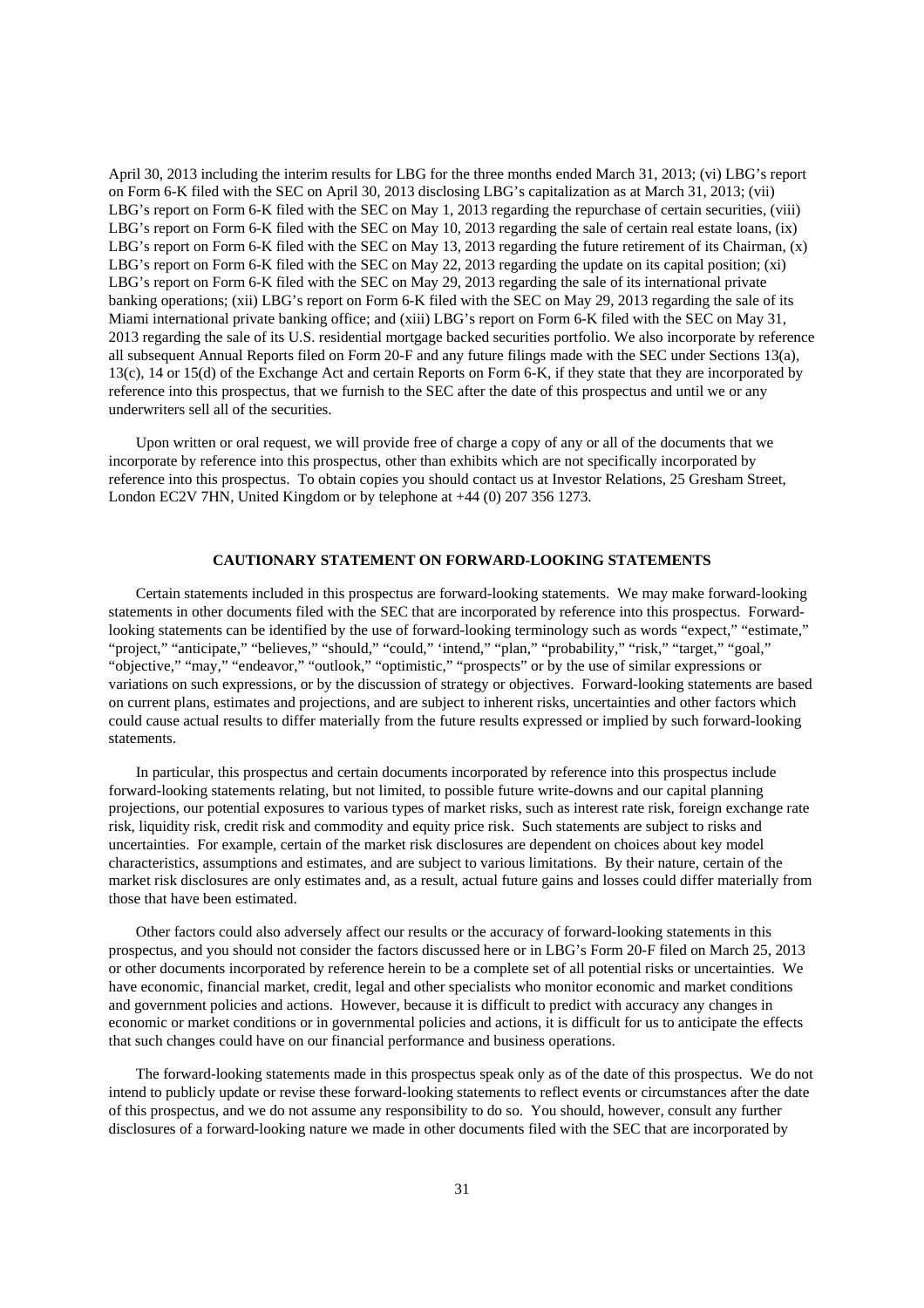April 30, 2013 including the interim results for LBG for the three months ended March 31, 2013; (vi) LBG's report on Form 6-K filed with the SEC on April 30, 2013 disclosing LBG's capitalization as at March 31, 2013; (vii) LBG's report on Form 6-K filed with the SEC on May 1, 2013 regarding the repurchase of certain securities, (viii) LBG's report on Form 6-K filed with the SEC on May 10, 2013 regarding the sale of certain real estate loans, (ix) LBG's report on Form 6-K filed with the SEC on May 13, 2013 regarding the future retirement of its Chairman, (x) LBG's report on Form 6-K filed with the SEC on May 22, 2013 regarding the update on its capital position; (xi) LBG's report on Form 6-K filed with the SEC on May 29, 2013 regarding the sale of its international private banking operations; (xii) LBG's report on Form 6-K filed with the SEC on May 29, 2013 regarding the sale of its Miami international private banking office; and (xiii) LBG's report on Form 6-K filed with the SEC on May 31, 2013 regarding the sale of its U.S. residential mortgage backed securities portfolio. We also incorporate by reference all subsequent Annual Reports filed on Form 20-F and any future filings made with the SEC under Sections 13(a), 13(c), 14 or 15(d) of the Exchange Act and certain Reports on Form 6-K, if they state that they are incorporated by reference into this prospectus, that we furnish to the SEC after the date of this prospectus and until we or any underwriters sell all of the securities.

Upon written or oral request, we will provide free of charge a copy of any or all of the documents that we incorporate by reference into this prospectus, other than exhibits which are not specifically incorporated by reference into this prospectus. To obtain copies you should contact us at Investor Relations, 25 Gresham Street, London EC2V 7HN, United Kingdom or by telephone at +44 (0) 207 356 1273.

## CAUTIONARY STATEMENT ON FORWARD-LOOKING STATEMENTS

Certain statements included in this prospectus are forward-looking statements. We may make forward-looking statements in other documents filed with the SEC that are incorporated by reference into this prospectus. Forward-looking statements can be identified by the use of forward-looking terminology such as words "expect," "estimate," "project," "anticipate," "believes," "should," "could," 'intend," "plan," "probability," "risk," "target," "goal," "objective," "may," "endeavor," "outlook," "optimistic," "prospects" or by the use of similar expressions or variations on such expressions, or by the discussion of strategy or objectives. Forward-looking statements are based on current plans, estimates and projections, and are subject to inherent risks, uncertainties and other factors which could cause actual results to differ materially from the future results expressed or implied by such forward-looking statements.

In particular, this prospectus and certain documents incorporated by reference into this prospectus include forward-looking statements relating, but not limited, to possible future write-downs and our capital planning projections, our potential exposures to various types of market risks, such as interest rate risk, foreign exchange rate risk, liquidity risk, credit risk and commodity and equity price risk. Such statements are subject to risks and uncertainties. For example, certain of the market risk disclosures are dependent on choices about key model characteristics, assumptions and estimates, and are subject to various limitations. By their nature, certain of the market risk disclosures are only estimates and, as a result, actual future gains and losses could differ materially from those that have been estimated.

Other factors could also adversely affect our results or the accuracy of forward-looking statements in this prospectus, and you should not consider the factors discussed here or in LBG's Form 20-F filed on March 25, 2013 or other documents incorporated by reference herein to be a complete set of all potential risks or uncertainties. We have economic, financial market, credit, legal and other specialists who monitor economic and market conditions and government policies and actions. However, because it is difficult to predict with accuracy any changes in economic or market conditions or in governmental policies and actions, it is difficult for us to anticipate the effects that such changes could have on our financial performance and business operations.

The forward-looking statements made in this prospectus speak only as of the date of this prospectus. We do not intend to publicly update or revise these forward-looking statements to reflect events or circumstances after the date of this prospectus, and we do not assume any responsibility to do so. You should, however, consult any further disclosures of a forward-looking nature we made in other documents filed with the SEC that are incorporated by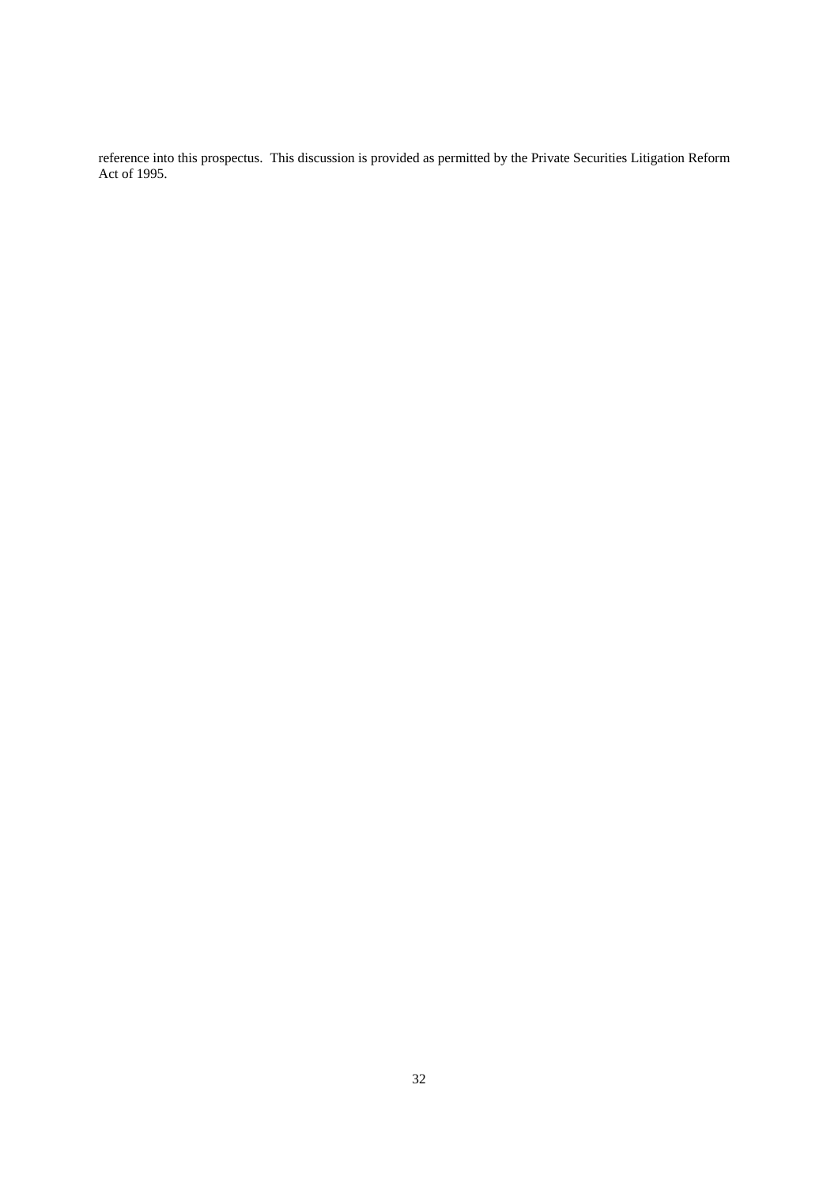reference into this prospectus. This discussion is provided as permitted by the Private Securities Litigation Reform Act of 1995.